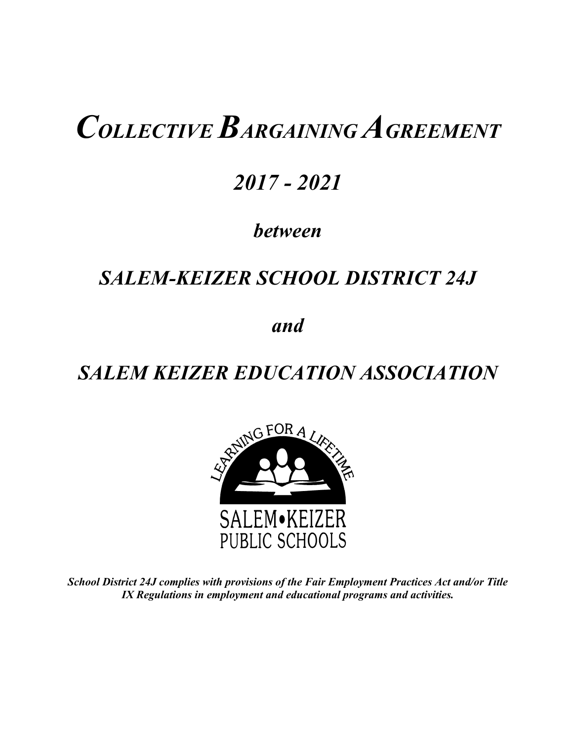# *COLLECTIVE BARGAINING AGREEMENT*

## *2017 - 2021*

### *between*

## *SALEM-KEIZER SCHOOL DISTRICT 24J*

### *and*

## *SALEM KEIZER EDUCATION ASSOCIATION*

LEARNING FOR A LIFETIME

SALEM•KEIZER
PUBLIC SCHOOLS

***School District 24J complies with provisions of the Fair Employment Practices Act and/or Title IX Regulations in employment and educational programs and activities.***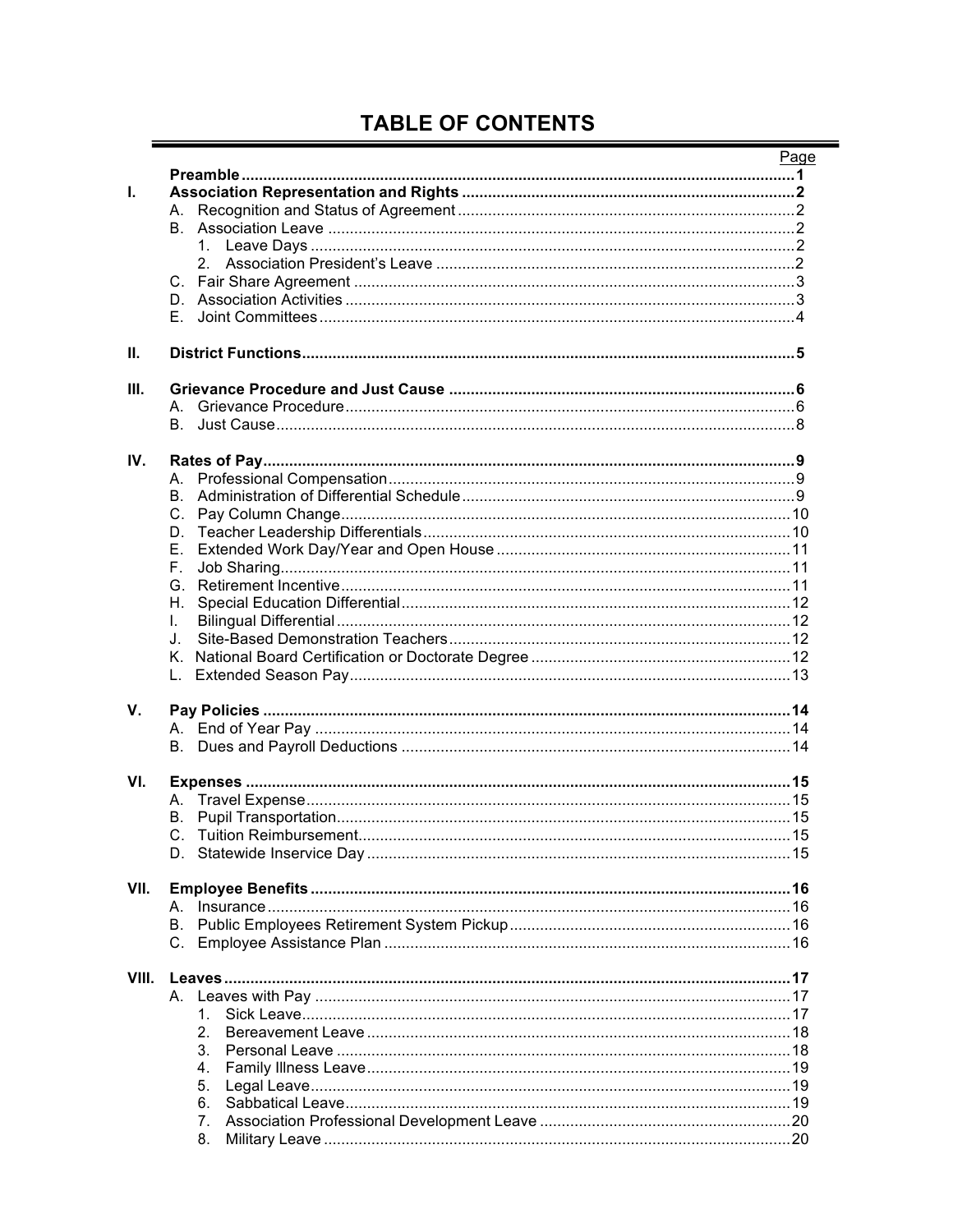# TABLE OF CONTENTS

| | | Page |
|---|---|---|
| | **Preamble** | **1** |
| **I.** | **Association Representation and Rights** | **2** |
| | A. Recognition and Status of Agreement | 2 |
| | B. Association Leave | 2 |
| | 1. Leave Days | 2 |
| | 2. Association President's Leave | 2 |
| | C. Fair Share Agreement | 3 |
| | D. Association Activities | 3 |
| | E. Joint Committees | 4 |
| **II.** | **District Functions** | **5** |
| **III.** | **Grievance Procedure and Just Cause** | **6** |
| | A. Grievance Procedure | 6 |
| | B. Just Cause | 8 |
| **IV.** | **Rates of Pay** | **9** |
| | A. Professional Compensation | 9 |
| | B. Administration of Differential Schedule | 9 |
| | C. Pay Column Change | 10 |
| | D. Teacher Leadership Differentials | 10 |
| | E. Extended Work Day/Year and Open House | 11 |
| | F. Job Sharing | 11 |
| | G. Retirement Incentive | 11 |
| | H. Special Education Differential | 12 |
| | I. Bilingual Differential | 12 |
| | J. Site-Based Demonstration Teachers | 12 |
| | K. National Board Certification or Doctorate Degree | 12 |
| | L. Extended Season Pay | 13 |
| **V.** | **Pay Policies** | **14** |
| | A. End of Year Pay | 14 |
| | B. Dues and Payroll Deductions | 14 |
| **VI.** | **Expenses** | **15** |
| | A. Travel Expense | 15 |
| | B. Pupil Transportation | 15 |
| | C. Tuition Reimbursement | 15 |
| | D. Statewide Inservice Day | 15 |
| **VII.** | **Employee Benefits** | **16** |
| | A. Insurance | 16 |
| | B. Public Employees Retirement System Pickup | 16 |
| | C. Employee Assistance Plan | 16 |
| **VIII.** | **Leaves** | **17** |
| | A. Leaves with Pay | 17 |
| | 1. Sick Leave | 17 |
| | 2. Bereavement Leave | 18 |
| | 3. Personal Leave | 18 |
| | 4. Family Illness Leave | 19 |
| | 5. Legal Leave | 19 |
| | 6. Sabbatical Leave | 19 |
| | 7. Association Professional Development Leave | 20 |
| | 8. Military Leave | 20 |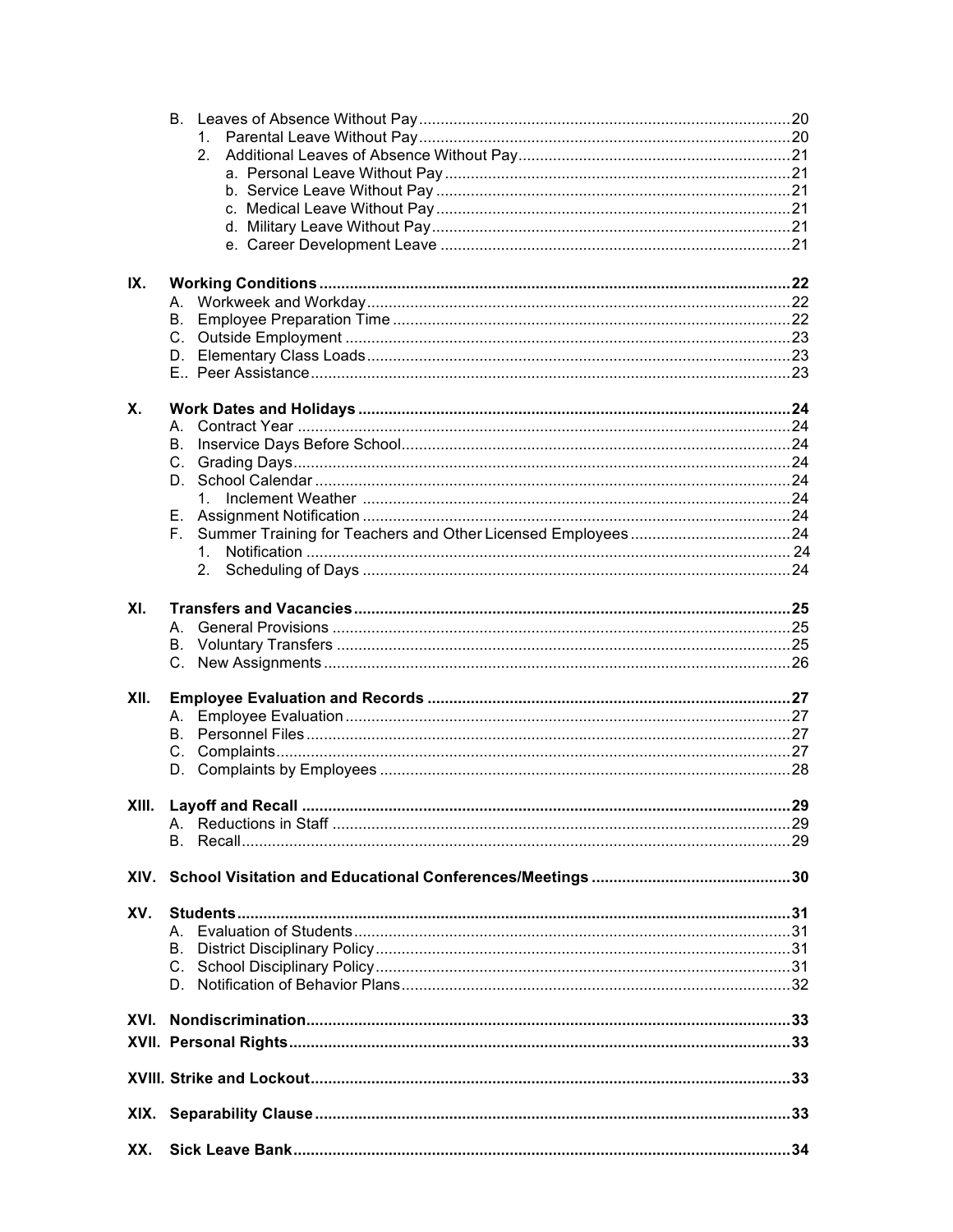- B. Leaves of Absence Without Pay .......... 20
  - 1. Parental Leave Without Pay .......... 20
  - 2. Additional Leaves of Absence Without Pay .......... 21
    - a. Personal Leave Without Pay .......... 21
    - b. Service Leave Without Pay .......... 21
    - c. Medical Leave Without Pay .......... 21
    - d. Military Leave Without Pay .......... 21
    - e. Career Development Leave .......... 21

**IX. Working Conditions .......... 22**

- A. Workweek and Workday .......... 22
- B. Employee Preparation Time .......... 22
- C. Outside Employment .......... 23
- D. Elementary Class Loads .......... 23
- E.. Peer Assistance .......... 23

**X. Work Dates and Holidays .......... 24**

- A. Contract Year .......... 24
- B. Inservice Days Before School .......... 24
- C. Grading Days .......... 24
- D. School Calendar .......... 24
  - 1. Inclement Weather .......... 24
- E. Assignment Notification .......... 24
- F. Summer Training for Teachers and Other Licensed Employees .......... 24
  - 1. Notification .......... 24
  - 2. Scheduling of Days .......... 24

**XI. Transfers and Vacancies .......... 25**

- A. General Provisions .......... 25
- B. Voluntary Transfers .......... 25
- C. New Assignments .......... 26

**XII. Employee Evaluation and Records .......... 27**

- A. Employee Evaluation .......... 27
- B. Personnel Files .......... 27
- C. Complaints .......... 27
- D. Complaints by Employees .......... 28

**XIII. Layoff and Recall .......... 29**

- A. Reductions in Staff .......... 29
- B. Recall .......... 29

**XIV. School Visitation and Educational Conferences/Meetings .......... 30**

**XV. Students .......... 31**

- A. Evaluation of Students .......... 31
- B. District Disciplinary Policy .......... 31
- C. School Disciplinary Policy .......... 31
- D. Notification of Behavior Plans .......... 32

**XVI. Nondiscrimination .......... 33**

**XVII. Personal Rights .......... 33**

**XVIII. Strike and Lockout .......... 33**

**XIX. Separability Clause .......... 33**

**XX. Sick Leave Bank .......... 34**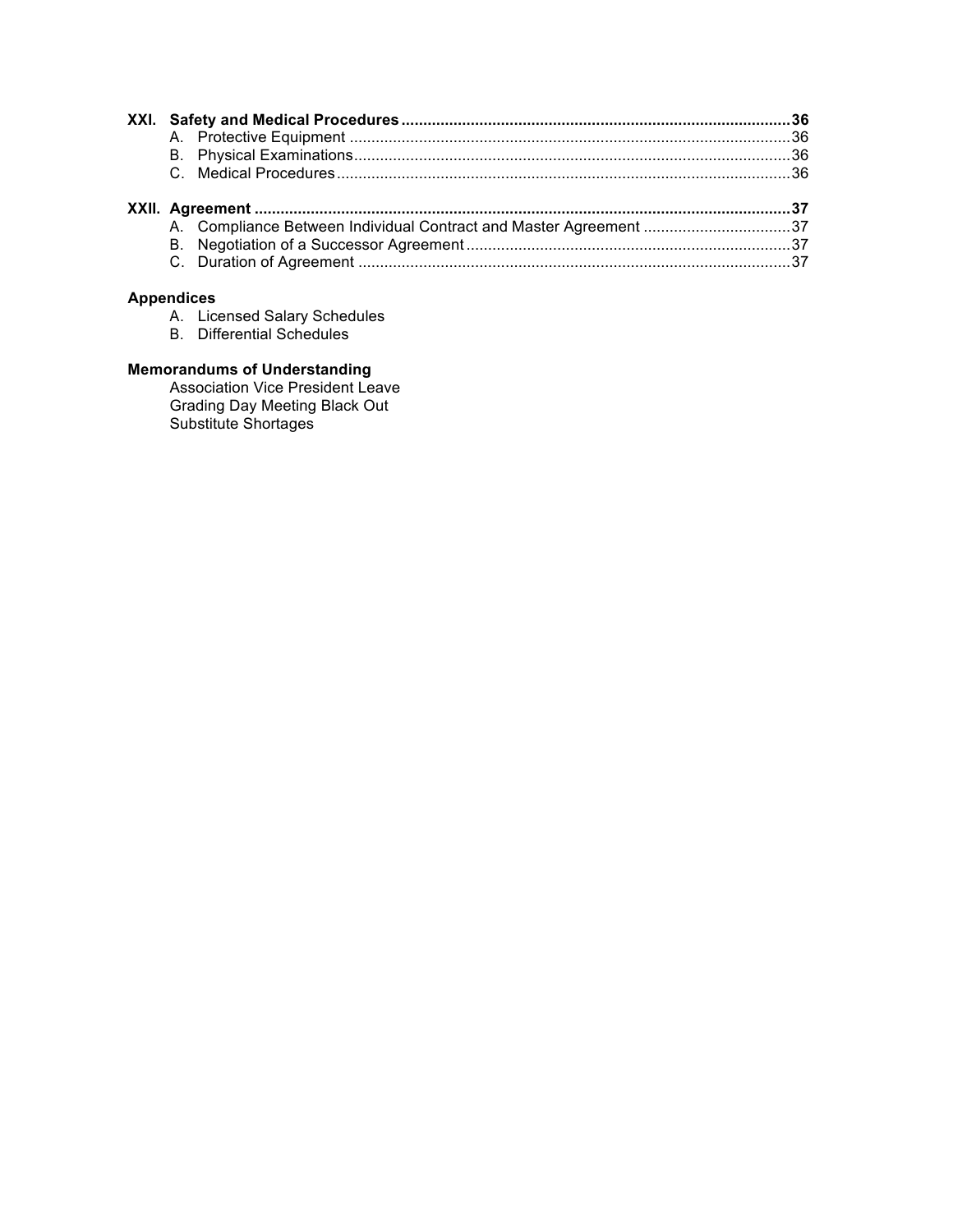**XXI. Safety and Medical Procedures** .......... **36**

- A. Protective Equipment .......... 36
- B. Physical Examinations .......... 36
- C. Medical Procedures .......... 36

**XXII. Agreement** .......... **37**

- A. Compliance Between Individual Contract and Master Agreement .......... 37
- B. Negotiation of a Successor Agreement .......... 37
- C. Duration of Agreement .......... 37

**Appendices**

- A. Licensed Salary Schedules
- B. Differential Schedules

**Memorandums of Understanding**

- Association Vice President Leave
- Grading Day Meeting Black Out
- Substitute Shortages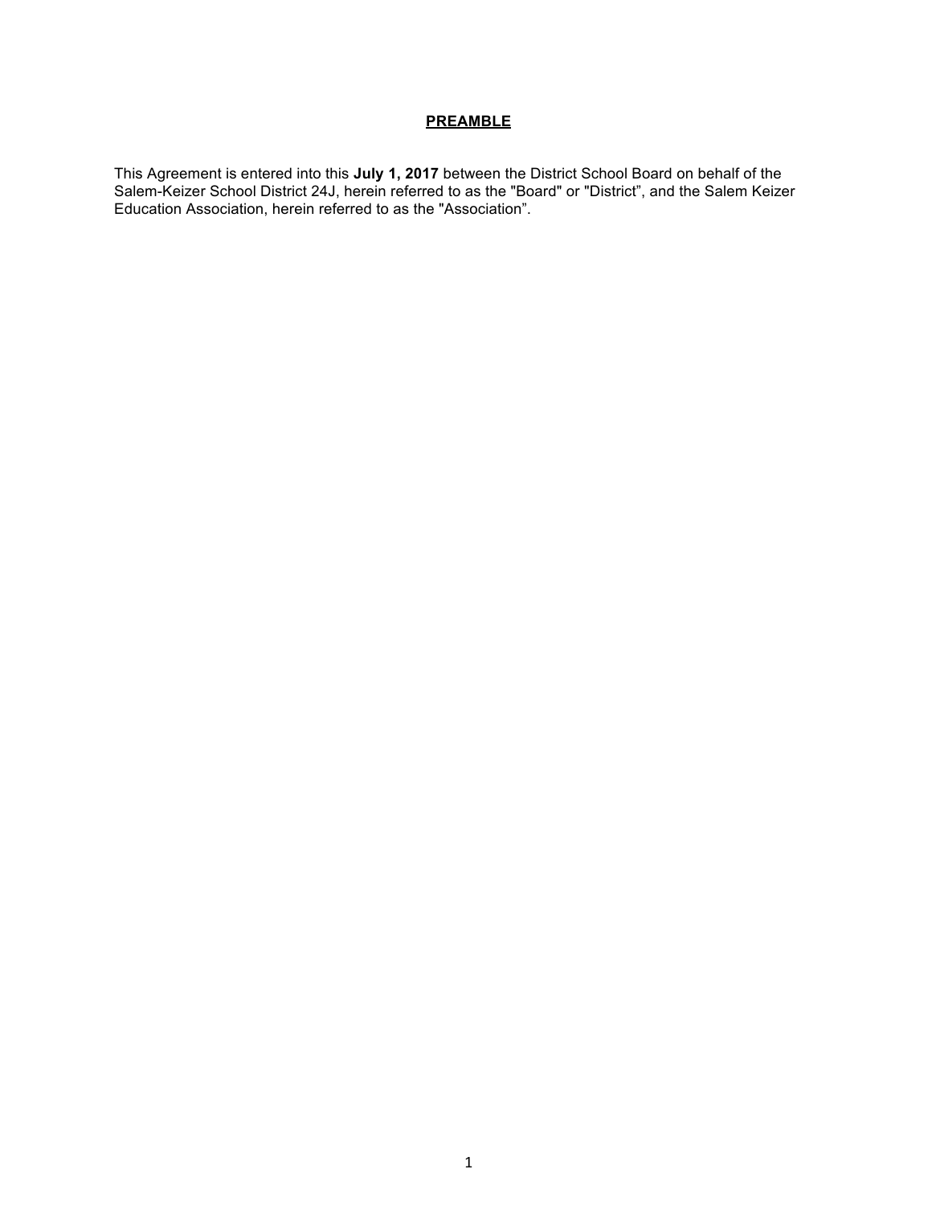## PREAMBLE

This Agreement is entered into this **July 1, 2017** between the District School Board on behalf of the Salem-Keizer School District 24J, herein referred to as the "Board" or "District", and the Salem Keizer Education Association, herein referred to as the "Association".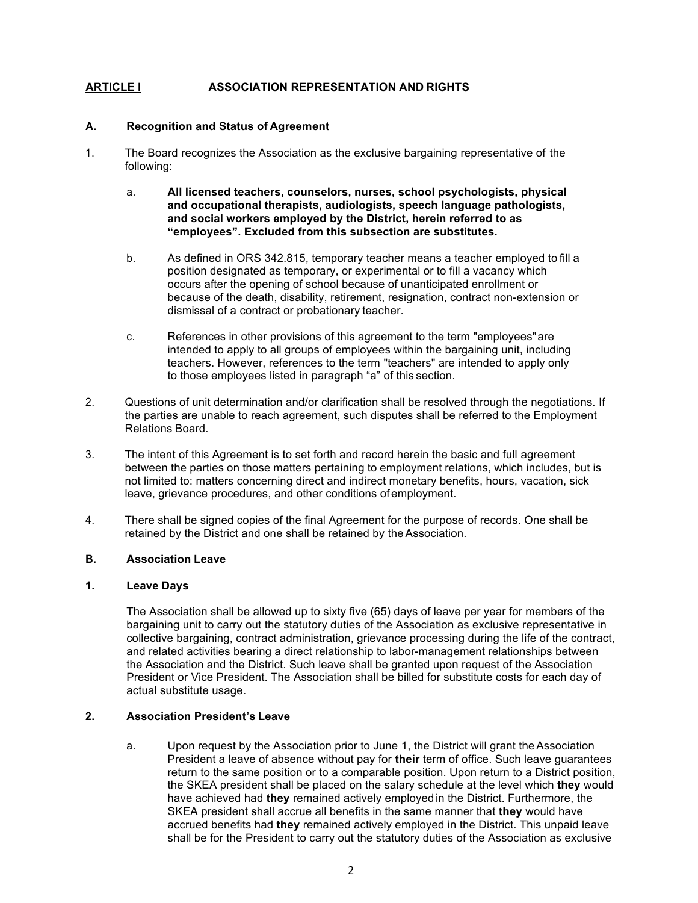## ARTICLE I ASSOCIATION REPRESENTATION AND RIGHTS

### A. Recognition and Status of Agreement

1. The Board recognizes the Association as the exclusive bargaining representative of the following:

    a. **All licensed teachers, counselors, nurses, school psychologists, physical and occupational therapists, audiologists, speech language pathologists, and social workers employed by the District, herein referred to as "employees". Excluded from this subsection are substitutes.**

    b. As defined in ORS 342.815, temporary teacher means a teacher employed to fill a position designated as temporary, or experimental or to fill a vacancy which occurs after the opening of school because of unanticipated enrollment or because of the death, disability, retirement, resignation, contract non-extension or dismissal of a contract or probationary teacher.

    c. References in other provisions of this agreement to the term "employees" are intended to apply to all groups of employees within the bargaining unit, including teachers. However, references to the term "teachers" are intended to apply only to those employees listed in paragraph "a" of this section.

2. Questions of unit determination and/or clarification shall be resolved through the negotiations. If the parties are unable to reach agreement, such disputes shall be referred to the Employment Relations Board.

3. The intent of this Agreement is to set forth and record herein the basic and full agreement between the parties on those matters pertaining to employment relations, which includes, but is not limited to: matters concerning direct and indirect monetary benefits, hours, vacation, sick leave, grievance procedures, and other conditions of employment.

4. There shall be signed copies of the final Agreement for the purpose of records. One shall be retained by the District and one shall be retained by the Association.

### B. Association Leave

#### 1. Leave Days

The Association shall be allowed up to sixty five (65) days of leave per year for members of the bargaining unit to carry out the statutory duties of the Association as exclusive representative in collective bargaining, contract administration, grievance processing during the life of the contract, and related activities bearing a direct relationship to labor-management relationships between the Association and the District. Such leave shall be granted upon request of the Association President or Vice President. The Association shall be billed for substitute costs for each day of actual substitute usage.

#### 2. Association President's Leave

a. Upon request by the Association prior to June 1, the District will grant the Association President a leave of absence without pay for **their** term of office. Such leave guarantees return to the same position or to a comparable position. Upon return to a District position, the SKEA president shall be placed on the salary schedule at the level which **they** would have achieved had **they** remained actively employed in the District. Furthermore, the SKEA president shall accrue all benefits in the same manner that **they** would have accrued benefits had **they** remained actively employed in the District. This unpaid leave shall be for the President to carry out the statutory duties of the Association as exclusive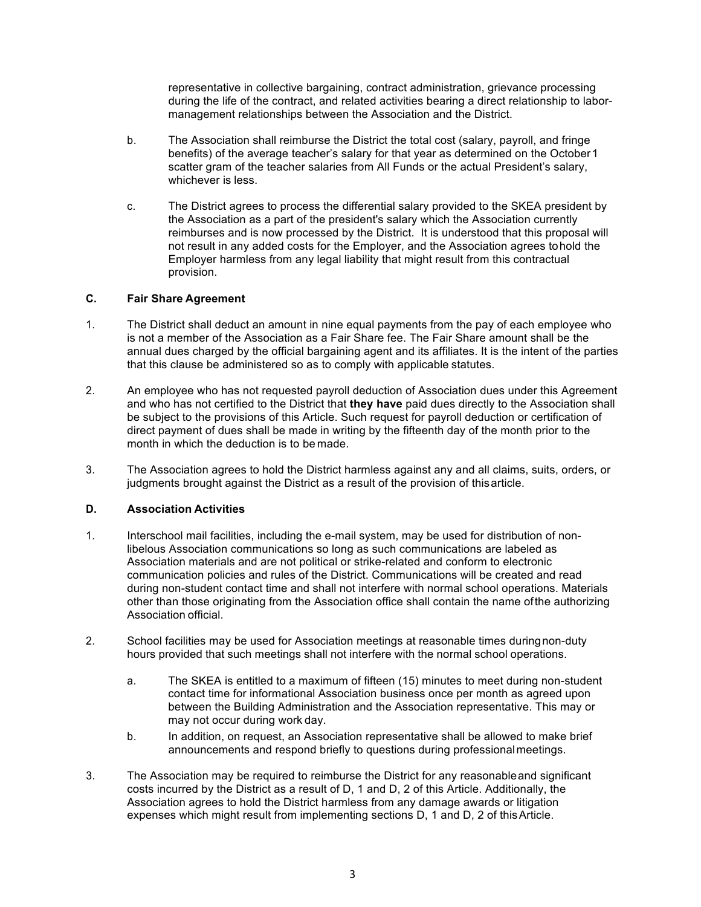representative in collective bargaining, contract administration, grievance processing during the life of the contract, and related activities bearing a direct relationship to labor-management relationships between the Association and the District.

b. The Association shall reimburse the District the total cost (salary, payroll, and fringe benefits) of the average teacher's salary for that year as determined on the October 1 scatter gram of the teacher salaries from All Funds or the actual President's salary, whichever is less.

c. The District agrees to process the differential salary provided to the SKEA president by the Association as a part of the president's salary which the Association currently reimburses and is now processed by the District. It is understood that this proposal will not result in any added costs for the Employer, and the Association agrees to hold the Employer harmless from any legal liability that might result from this contractual provision.

### C. Fair Share Agreement

1. The District shall deduct an amount in nine equal payments from the pay of each employee who is not a member of the Association as a Fair Share fee. The Fair Share amount shall be the annual dues charged by the official bargaining agent and its affiliates. It is the intent of the parties that this clause be administered so as to comply with applicable statutes.

2. An employee who has not requested payroll deduction of Association dues under this Agreement and who has not certified to the District that **they have** paid dues directly to the Association shall be subject to the provisions of this Article. Such request for payroll deduction or certification of direct payment of dues shall be made in writing by the fifteenth day of the month prior to the month in which the deduction is to be made.

3. The Association agrees to hold the District harmless against any and all claims, suits, orders, or judgments brought against the District as a result of the provision of this article.

### D. Association Activities

1. Interschool mail facilities, including the e-mail system, may be used for distribution of non-libelous Association communications so long as such communications are labeled as Association materials and are not political or strike-related and conform to electronic communication policies and rules of the District. Communications will be created and read during non-student contact time and shall not interfere with normal school operations. Materials other than those originating from the Association office shall contain the name of the authorizing Association official.

2. School facilities may be used for Association meetings at reasonable times during non-duty hours provided that such meetings shall not interfere with the normal school operations.

   a. The SKEA is entitled to a maximum of fifteen (15) minutes to meet during non-student contact time for informational Association business once per month as agreed upon between the Building Administration and the Association representative. This may or may not occur during work day.

   b. In addition, on request, an Association representative shall be allowed to make brief announcements and respond briefly to questions during professional meetings.

3. The Association may be required to reimburse the District for any reasonable and significant costs incurred by the District as a result of D, 1 and D, 2 of this Article. Additionally, the Association agrees to hold the District harmless from any damage awards or litigation expenses which might result from implementing sections D, 1 and D, 2 of this Article.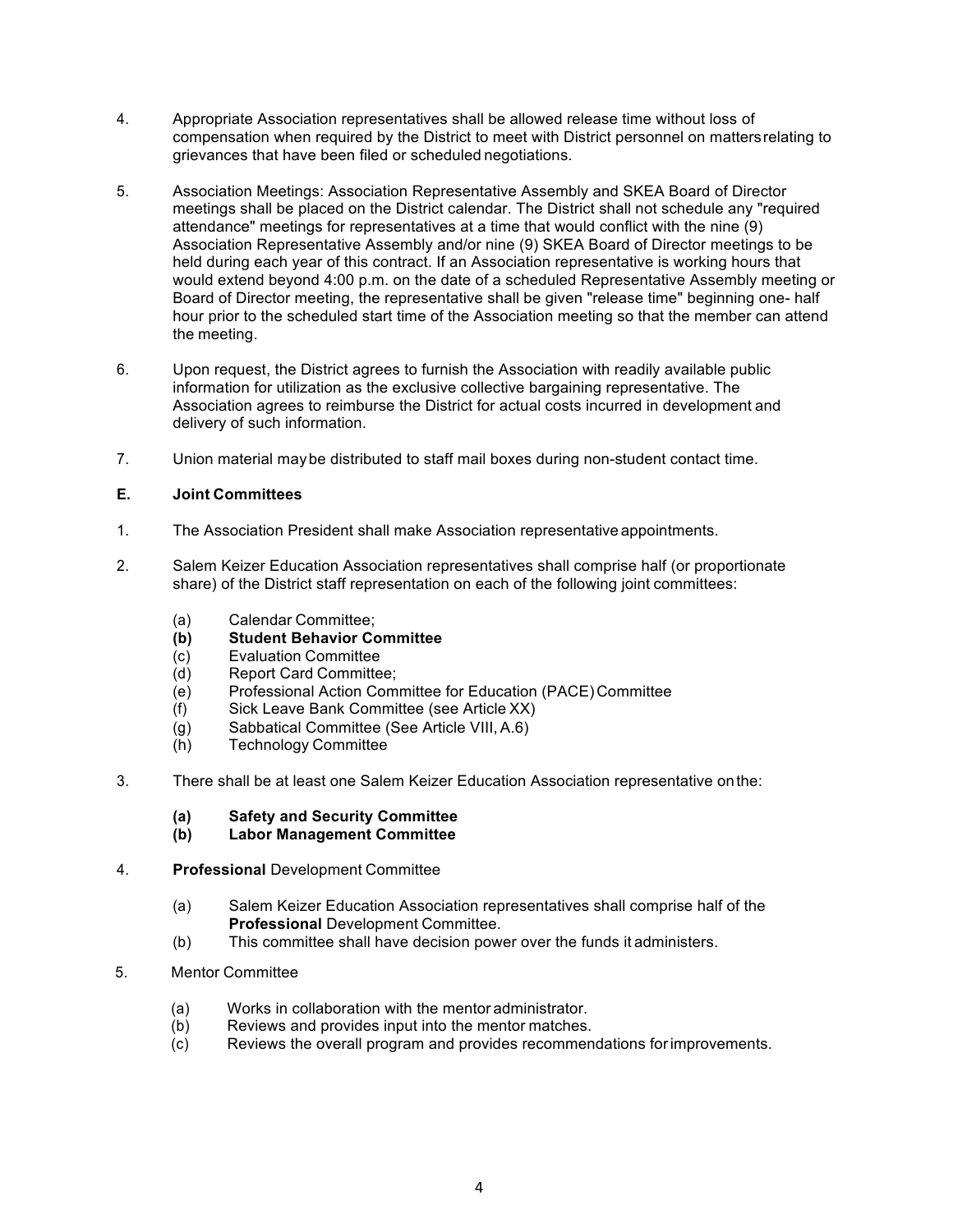4. Appropriate Association representatives shall be allowed release time without loss of compensation when required by the District to meet with District personnel on matters relating to grievances that have been filed or scheduled negotiations.

5. Association Meetings: Association Representative Assembly and SKEA Board of Director meetings shall be placed on the District calendar. The District shall not schedule any "required attendance" meetings for representatives at a time that would conflict with the nine (9) Association Representative Assembly and/or nine (9) SKEA Board of Director meetings to be held during each year of this contract. If an Association representative is working hours that would extend beyond 4:00 p.m. on the date of a scheduled Representative Assembly meeting or Board of Director meeting, the representative shall be given "release time" beginning one- half hour prior to the scheduled start time of the Association meeting so that the member can attend the meeting.

6. Upon request, the District agrees to furnish the Association with readily available public information for utilization as the exclusive collective bargaining representative. The Association agrees to reimburse the District for actual costs incurred in development and delivery of such information.

7. Union material may be distributed to staff mail boxes during non-student contact time.

**E. Joint Committees**

1. The Association President shall make Association representative appointments.

2. Salem Keizer Education Association representatives shall comprise half (or proportionate share) of the District staff representation on each of the following joint committees:

   (a) Calendar Committee;
   **(b) Student Behavior Committee**
   (c) Evaluation Committee
   (d) Report Card Committee;
   (e) Professional Action Committee for Education (PACE) Committee
   (f) Sick Leave Bank Committee (see Article XX)
   (g) Sabbatical Committee (See Article VIII, A.6)
   (h) Technology Committee

3. There shall be at least one Salem Keizer Education Association representative on the:

   **(a) Safety and Security Committee**
   **(b) Labor Management Committee**

4. **Professional** Development Committee

   (a) Salem Keizer Education Association representatives shall comprise half of the **Professional** Development Committee.
   (b) This committee shall have decision power over the funds it administers.

5. Mentor Committee

   (a) Works in collaboration with the mentor administrator.
   (b) Reviews and provides input into the mentor matches.
   (c) Reviews the overall program and provides recommendations for improvements.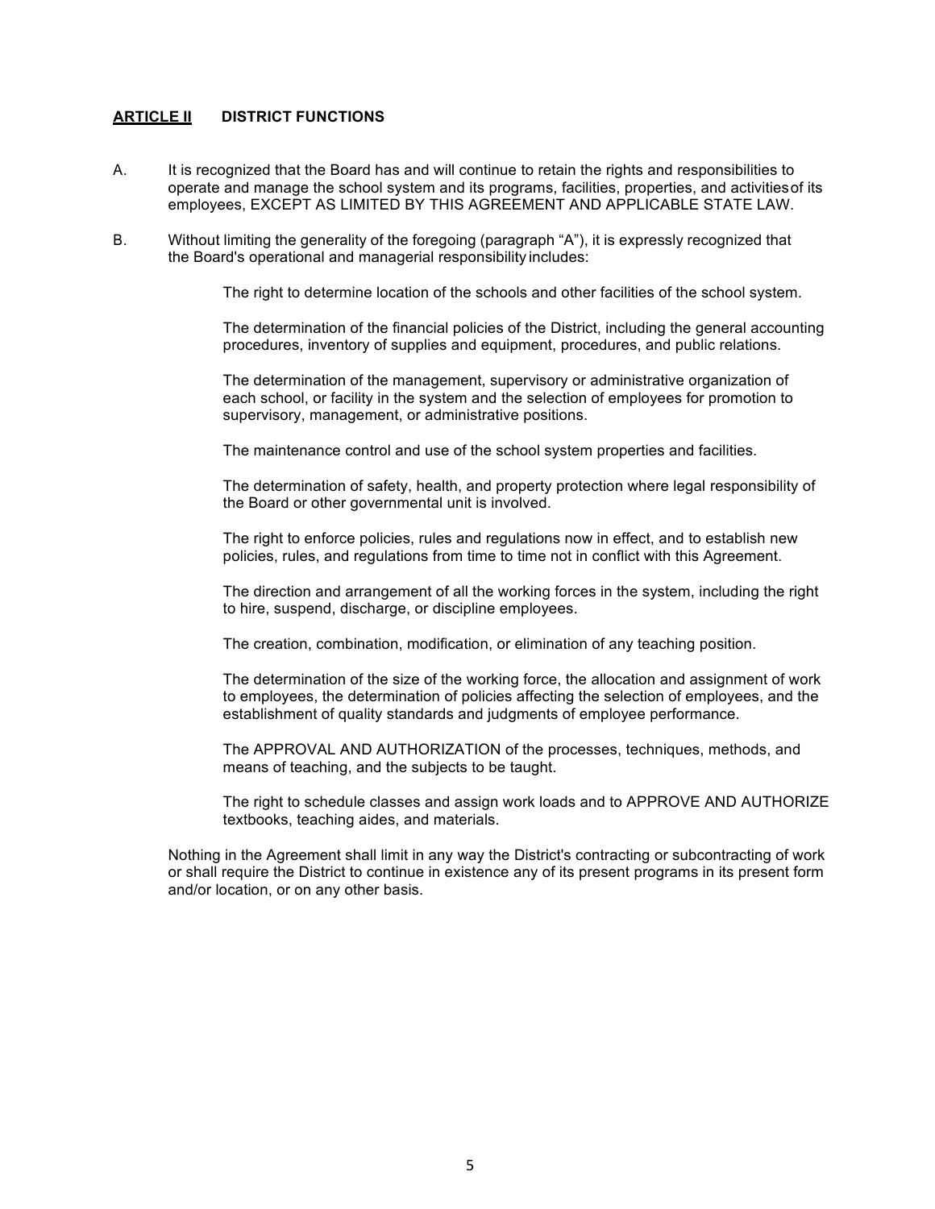## ARTICLE II DISTRICT FUNCTIONS

A. It is recognized that the Board has and will continue to retain the rights and responsibilities to operate and manage the school system and its programs, facilities, properties, and activities of its employees, EXCEPT AS LIMITED BY THIS AGREEMENT AND APPLICABLE STATE LAW.

B. Without limiting the generality of the foregoing (paragraph "A"), it is expressly recognized that the Board's operational and managerial responsibility includes:

The right to determine location of the schools and other facilities of the school system.

The determination of the financial policies of the District, including the general accounting procedures, inventory of supplies and equipment, procedures, and public relations.

The determination of the management, supervisory or administrative organization of each school, or facility in the system and the selection of employees for promotion to supervisory, management, or administrative positions.

The maintenance control and use of the school system properties and facilities.

The determination of safety, health, and property protection where legal responsibility of the Board or other governmental unit is involved.

The right to enforce policies, rules and regulations now in effect, and to establish new policies, rules, and regulations from time to time not in conflict with this Agreement.

The direction and arrangement of all the working forces in the system, including the right to hire, suspend, discharge, or discipline employees.

The creation, combination, modification, or elimination of any teaching position.

The determination of the size of the working force, the allocation and assignment of work to employees, the determination of policies affecting the selection of employees, and the establishment of quality standards and judgments of employee performance.

The APPROVAL AND AUTHORIZATION of the processes, techniques, methods, and means of teaching, and the subjects to be taught.

The right to schedule classes and assign work loads and to APPROVE AND AUTHORIZE textbooks, teaching aides, and materials.

Nothing in the Agreement shall limit in any way the District's contracting or subcontracting of work or shall require the District to continue in existence any of its present programs in its present form and/or location, or on any other basis.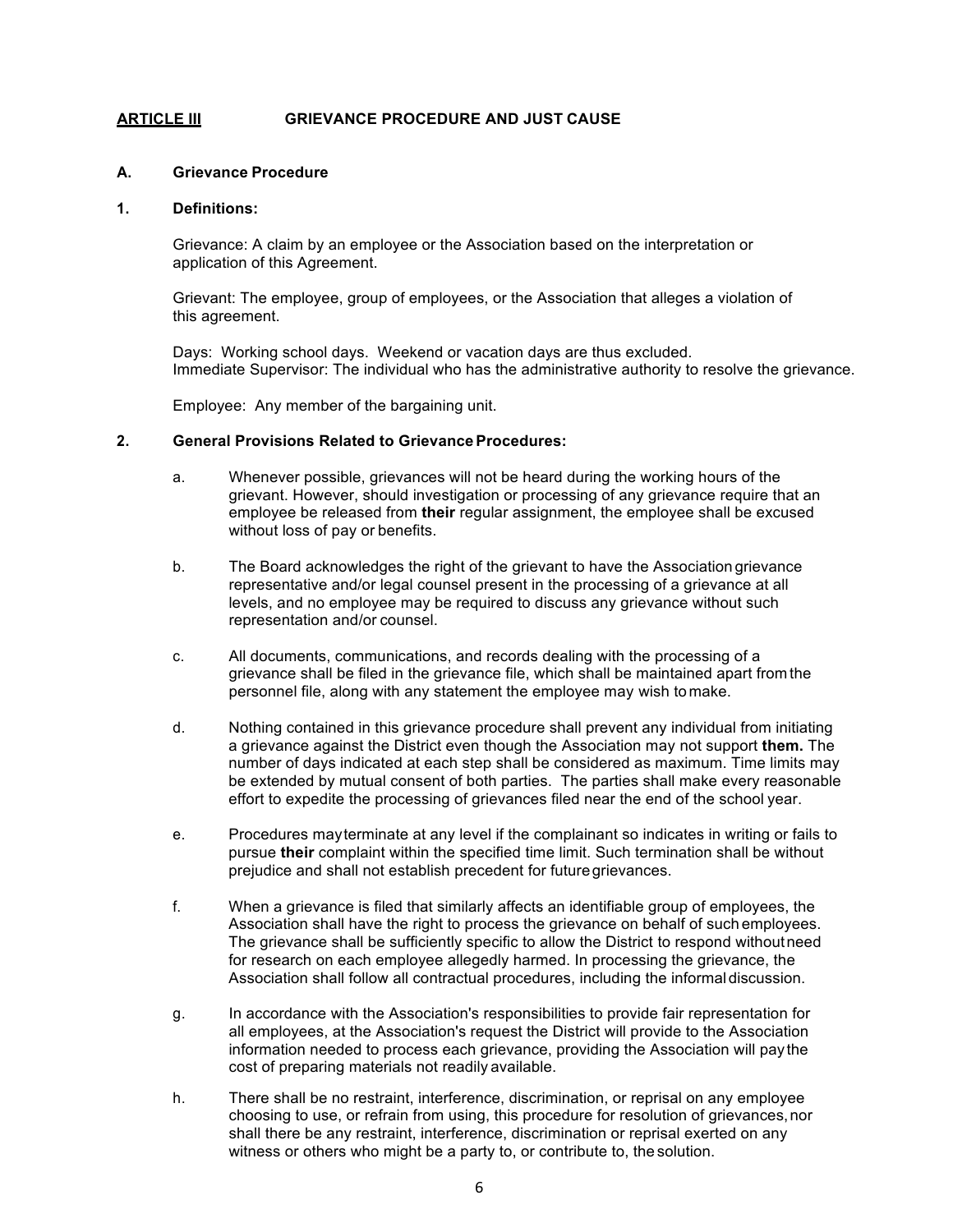## ARTICLE III GRIEVANCE PROCEDURE AND JUST CAUSE

### A. Grievance Procedure

#### 1. Definitions:

Grievance: A claim by an employee or the Association based on the interpretation or application of this Agreement.

Grievant: The employee, group of employees, or the Association that alleges a violation of this agreement.

Days: Working school days. Weekend or vacation days are thus excluded.
Immediate Supervisor: The individual who has the administrative authority to resolve the grievance.

Employee: Any member of the bargaining unit.

#### 2. General Provisions Related to Grievance Procedures:

a. Whenever possible, grievances will not be heard during the working hours of the grievant. However, should investigation or processing of any grievance require that an employee be released from **their** regular assignment, the employee shall be excused without loss of pay or benefits.

b. The Board acknowledges the right of the grievant to have the Association grievance representative and/or legal counsel present in the processing of a grievance at all levels, and no employee may be required to discuss any grievance without such representation and/or counsel.

c. All documents, communications, and records dealing with the processing of a grievance shall be filed in the grievance file, which shall be maintained apart from the personnel file, along with any statement the employee may wish to make.

d. Nothing contained in this grievance procedure shall prevent any individual from initiating a grievance against the District even though the Association may not support **them.** The number of days indicated at each step shall be considered as maximum. Time limits may be extended by mutual consent of both parties. The parties shall make every reasonable effort to expedite the processing of grievances filed near the end of the school year.

e. Procedures may terminate at any level if the complainant so indicates in writing or fails to pursue **their** complaint within the specified time limit. Such termination shall be without prejudice and shall not establish precedent for future grievances.

f. When a grievance is filed that similarly affects an identifiable group of employees, the Association shall have the right to process the grievance on behalf of such employees. The grievance shall be sufficiently specific to allow the District to respond without need for research on each employee allegedly harmed. In processing the grievance, the Association shall follow all contractual procedures, including the informal discussion.

g. In accordance with the Association's responsibilities to provide fair representation for all employees, at the Association's request the District will provide to the Association information needed to process each grievance, providing the Association will pay the cost of preparing materials not readily available.

h. There shall be no restraint, interference, discrimination, or reprisal on any employee choosing to use, or refrain from using, this procedure for resolution of grievances, nor shall there be any restraint, interference, discrimination or reprisal exerted on any witness or others who might be a party to, or contribute to, the solution.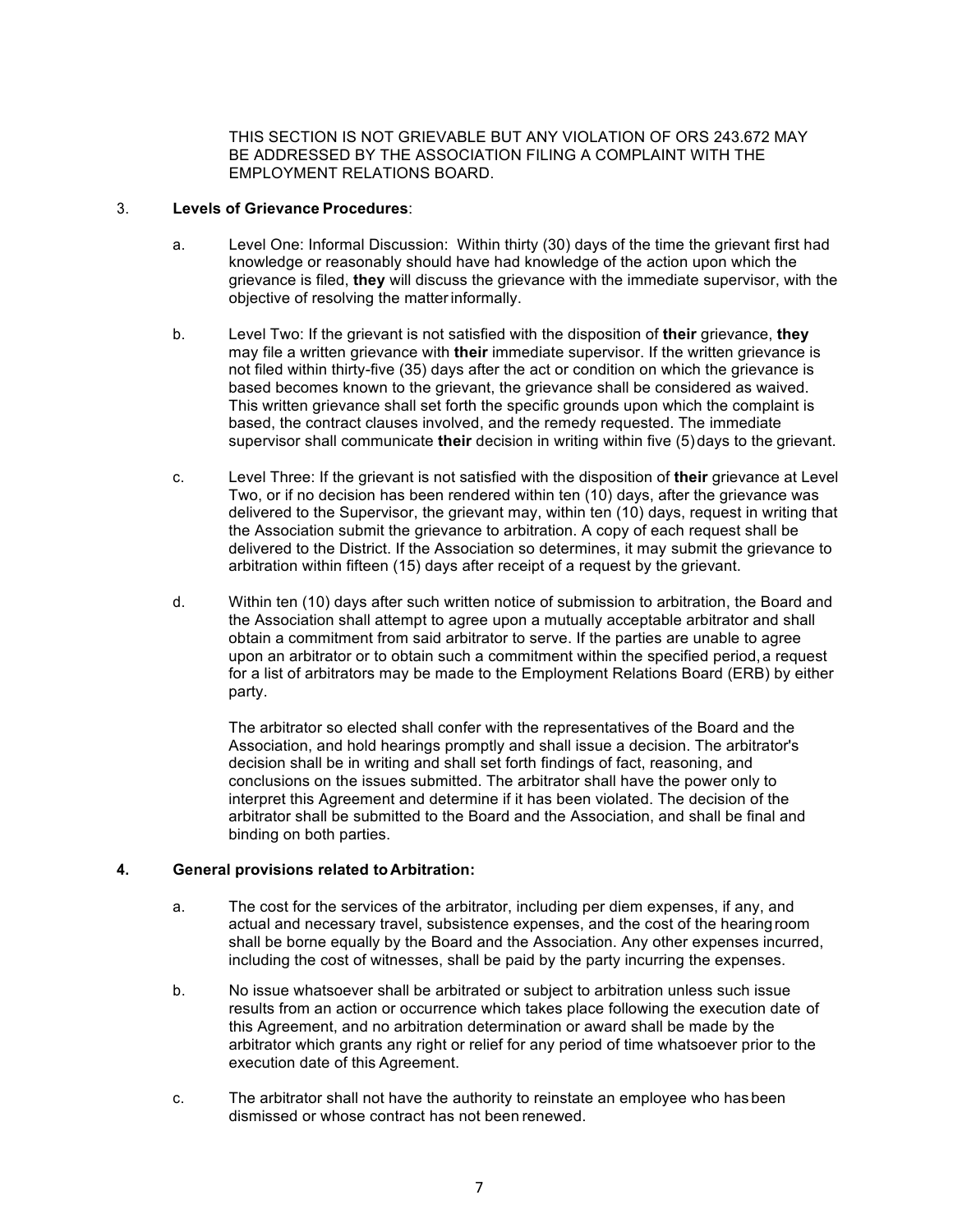THIS SECTION IS NOT GRIEVABLE BUT ANY VIOLATION OF ORS 243.672 MAY BE ADDRESSED BY THE ASSOCIATION FILING A COMPLAINT WITH THE EMPLOYMENT RELATIONS BOARD.

3. **Levels of Grievance Procedures**:

   a. Level One: Informal Discussion: Within thirty (30) days of the time the grievant first had knowledge or reasonably should have had knowledge of the action upon which the grievance is filed, **they** will discuss the grievance with the immediate supervisor, with the objective of resolving the matter informally.

   b. Level Two: If the grievant is not satisfied with the disposition of **their** grievance, **they** may file a written grievance with **their** immediate supervisor. If the written grievance is not filed within thirty-five (35) days after the act or condition on which the grievance is based becomes known to the grievant, the grievance shall be considered as waived. This written grievance shall set forth the specific grounds upon which the complaint is based, the contract clauses involved, and the remedy requested. The immediate supervisor shall communicate **their** decision in writing within five (5) days to the grievant.

   c. Level Three: If the grievant is not satisfied with the disposition of **their** grievance at Level Two, or if no decision has been rendered within ten (10) days, after the grievance was delivered to the Supervisor, the grievant may, within ten (10) days, request in writing that the Association submit the grievance to arbitration. A copy of each request shall be delivered to the District. If the Association so determines, it may submit the grievance to arbitration within fifteen (15) days after receipt of a request by the grievant.

   d. Within ten (10) days after such written notice of submission to arbitration, the Board and the Association shall attempt to agree upon a mutually acceptable arbitrator and shall obtain a commitment from said arbitrator to serve. If the parties are unable to agree upon an arbitrator or to obtain such a commitment within the specified period, a request for a list of arbitrators may be made to the Employment Relations Board (ERB) by either party.

      The arbitrator so elected shall confer with the representatives of the Board and the Association, and hold hearings promptly and shall issue a decision. The arbitrator's decision shall be in writing and shall set forth findings of fact, reasoning, and conclusions on the issues submitted. The arbitrator shall have the power only to interpret this Agreement and determine if it has been violated. The decision of the arbitrator shall be submitted to the Board and the Association, and shall be final and binding on both parties.

**4. General provisions related to Arbitration:**

   a. The cost for the services of the arbitrator, including per diem expenses, if any, and actual and necessary travel, subsistence expenses, and the cost of the hearing room shall be borne equally by the Board and the Association. Any other expenses incurred, including the cost of witnesses, shall be paid by the party incurring the expenses.

   b. No issue whatsoever shall be arbitrated or subject to arbitration unless such issue results from an action or occurrence which takes place following the execution date of this Agreement, and no arbitration determination or award shall be made by the arbitrator which grants any right or relief for any period of time whatsoever prior to the execution date of this Agreement.

   c. The arbitrator shall not have the authority to reinstate an employee who has been dismissed or whose contract has not been renewed.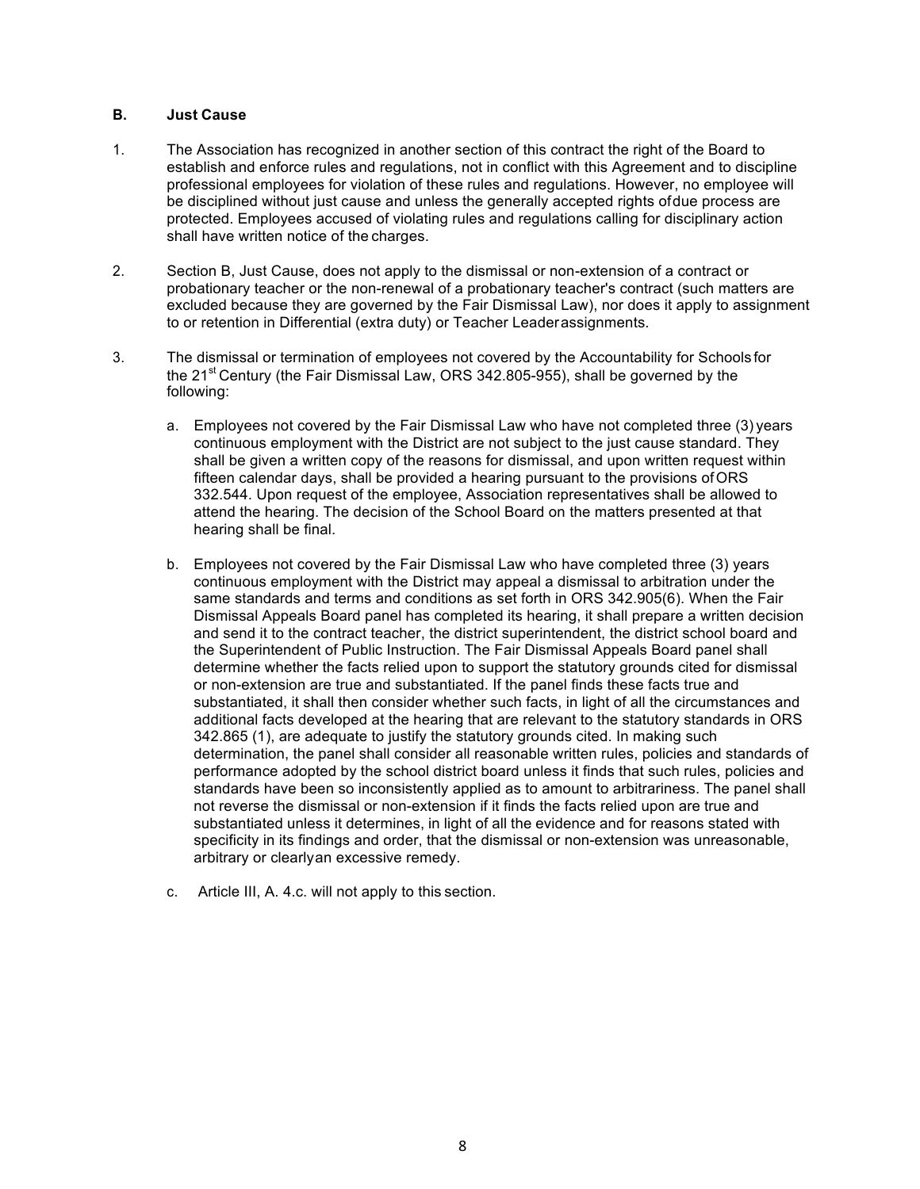### B. Just Cause

1. The Association has recognized in another section of this contract the right of the Board to establish and enforce rules and regulations, not in conflict with this Agreement and to discipline professional employees for violation of these rules and regulations. However, no employee will be disciplined without just cause and unless the generally accepted rights of due process are protected. Employees accused of violating rules and regulations calling for disciplinary action shall have written notice of the charges.

2. Section B, Just Cause, does not apply to the dismissal or non-extension of a contract or probationary teacher or the non-renewal of a probationary teacher's contract (such matters are excluded because they are governed by the Fair Dismissal Law), nor does it apply to assignment to or retention in Differential (extra duty) or Teacher Leader assignments.

3. The dismissal or termination of employees not covered by the Accountability for Schools for the 21st Century (the Fair Dismissal Law, ORS 342.805-955), shall be governed by the following:

   a. Employees not covered by the Fair Dismissal Law who have not completed three (3) years continuous employment with the District are not subject to the just cause standard. They shall be given a written copy of the reasons for dismissal, and upon written request within fifteen calendar days, shall be provided a hearing pursuant to the provisions of ORS 332.544. Upon request of the employee, Association representatives shall be allowed to attend the hearing. The decision of the School Board on the matters presented at that hearing shall be final.

   b. Employees not covered by the Fair Dismissal Law who have completed three (3) years continuous employment with the District may appeal a dismissal to arbitration under the same standards and terms and conditions as set forth in ORS 342.905(6). When the Fair Dismissal Appeals Board panel has completed its hearing, it shall prepare a written decision and send it to the contract teacher, the district superintendent, the district school board and the Superintendent of Public Instruction. The Fair Dismissal Appeals Board panel shall determine whether the facts relied upon to support the statutory grounds cited for dismissal or non-extension are true and substantiated. If the panel finds these facts true and substantiated, it shall then consider whether such facts, in light of all the circumstances and additional facts developed at the hearing that are relevant to the statutory standards in ORS 342.865 (1), are adequate to justify the statutory grounds cited. In making such determination, the panel shall consider all reasonable written rules, policies and standards of performance adopted by the school district board unless it finds that such rules, policies and standards have been so inconsistently applied as to amount to arbitrariness. The panel shall not reverse the dismissal or non-extension if it finds the facts relied upon are true and substantiated unless it determines, in light of all the evidence and for reasons stated with specificity in its findings and order, that the dismissal or non-extension was unreasonable, arbitrary or clearly an excessive remedy.

   c. Article III, A. 4.c. will not apply to this section.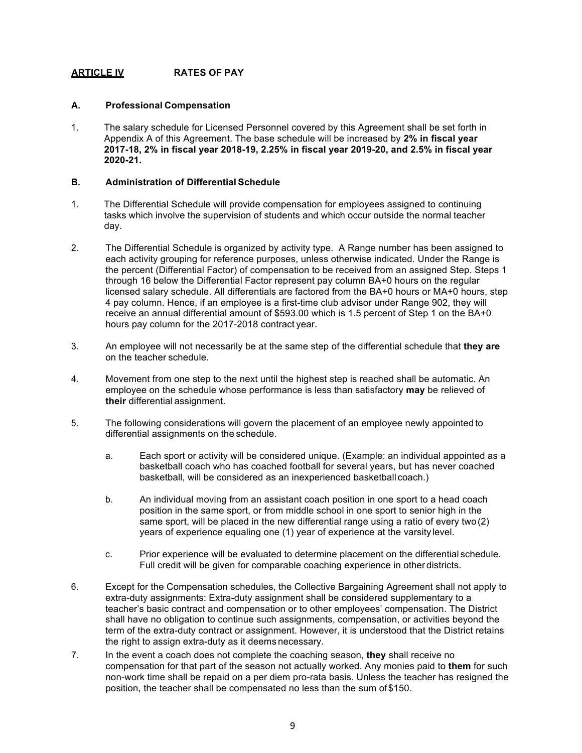## ARTICLE IV RATES OF PAY

### A. Professional Compensation

1. The salary schedule for Licensed Personnel covered by this Agreement shall be set forth in Appendix A of this Agreement. The base schedule will be increased by **2% in fiscal year 2017-18, 2% in fiscal year 2018-19, 2.25% in fiscal year 2019-20, and 2.5% in fiscal year 2020-21.**

### B. Administration of Differential Schedule

1. The Differential Schedule will provide compensation for employees assigned to continuing tasks which involve the supervision of students and which occur outside the normal teacher day.

2. The Differential Schedule is organized by activity type. A Range number has been assigned to each activity grouping for reference purposes, unless otherwise indicated. Under the Range is the percent (Differential Factor) of compensation to be received from an assigned Step. Steps 1 through 16 below the Differential Factor represent pay column BA+0 hours on the regular licensed salary schedule. All differentials are factored from the BA+0 hours or MA+0 hours, step 4 pay column. Hence, if an employee is a first-time club advisor under Range 902, they will receive an annual differential amount of $593.00 which is 1.5 percent of Step 1 on the BA+0 hours pay column for the 2017-2018 contract year.

3. An employee will not necessarily be at the same step of the differential schedule that **they are** on the teacher schedule.

4. Movement from one step to the next until the highest step is reached shall be automatic. An employee on the schedule whose performance is less than satisfactory **may** be relieved of **their** differential assignment.

5. The following considerations will govern the placement of an employee newly appointed to differential assignments on the schedule.

   a. Each sport or activity will be considered unique. (Example: an individual appointed as a basketball coach who has coached football for several years, but has never coached basketball, will be considered as an inexperienced basketball coach.)

   b. An individual moving from an assistant coach position in one sport to a head coach position in the same sport, or from middle school in one sport to senior high in the same sport, will be placed in the new differential range using a ratio of every two (2) years of experience equaling one (1) year of experience at the varsity level.

   c. Prior experience will be evaluated to determine placement on the differential schedule. Full credit will be given for comparable coaching experience in other districts.

6. Except for the Compensation schedules, the Collective Bargaining Agreement shall not apply to extra-duty assignments: Extra-duty assignment shall be considered supplementary to a teacher's basic contract and compensation or to other employees' compensation. The District shall have no obligation to continue such assignments, compensation, or activities beyond the term of the extra-duty contract or assignment. However, it is understood that the District retains the right to assign extra-duty as it deems necessary.

7. In the event a coach does not complete the coaching season, **they** shall receive no compensation for that part of the season not actually worked. Any monies paid to **them** for such non-work time shall be repaid on a per diem pro-rata basis. Unless the teacher has resigned the position, the teacher shall be compensated no less than the sum of $150.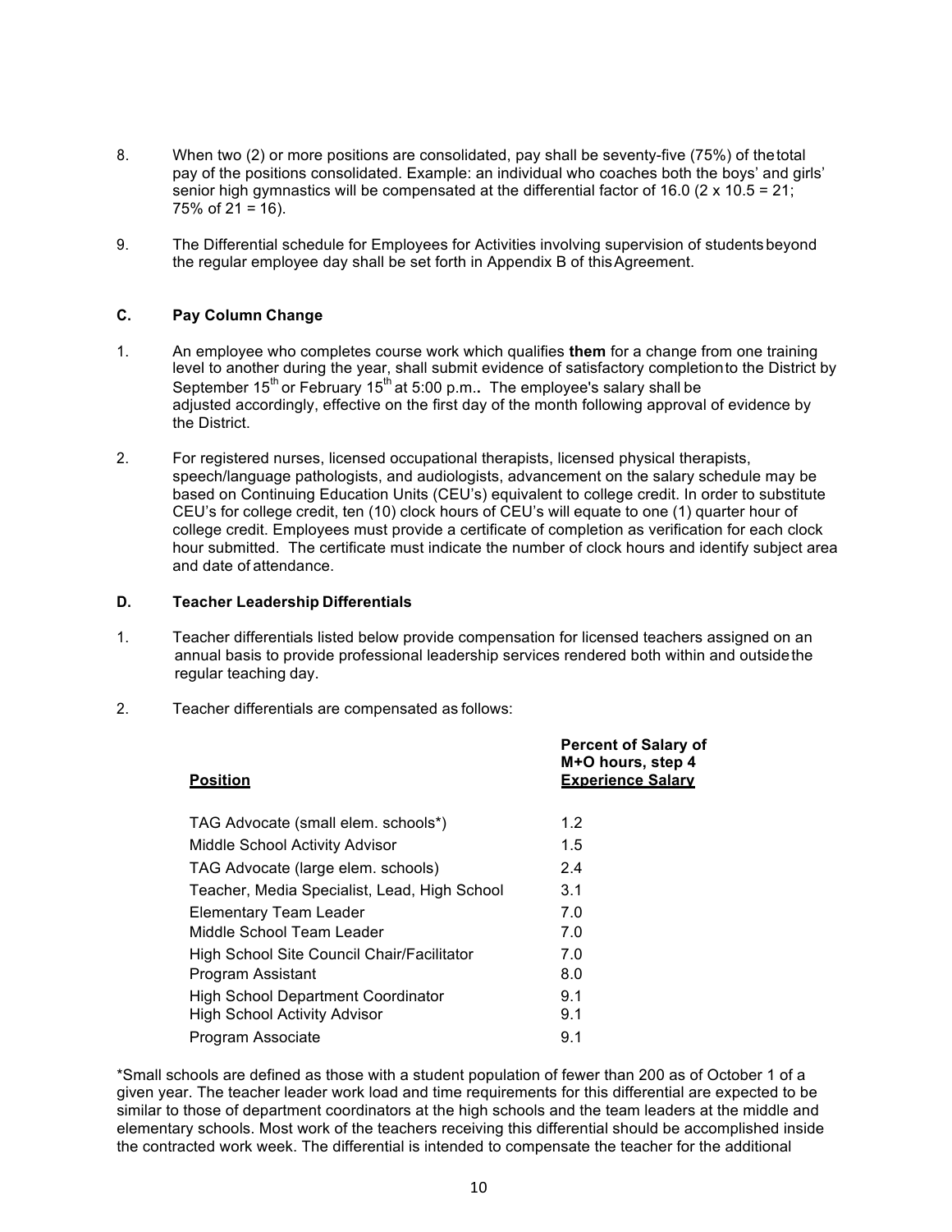8. When two (2) or more positions are consolidated, pay shall be seventy-five (75%) of the total pay of the positions consolidated. Example: an individual who coaches both the boys' and girls' senior high gymnastics will be compensated at the differential factor of 16.0 (2 x 10.5 = 21; 75% of 21 = 16).

9. The Differential schedule for Employees for Activities involving supervision of students beyond the regular employee day shall be set forth in Appendix B of this Agreement.

### C. Pay Column Change

1. An employee who completes course work which qualifies **them** for a change from one training level to another during the year, shall submit evidence of satisfactory completion to the District by September 15th or February 15th at 5:00 p.m.**.** The employee's salary shall be adjusted accordingly, effective on the first day of the month following approval of evidence by the District.

2. For registered nurses, licensed occupational therapists, licensed physical therapists, speech/language pathologists, and audiologists, advancement on the salary schedule may be based on Continuing Education Units (CEU's) equivalent to college credit. In order to substitute CEU's for college credit, ten (10) clock hours of CEU's will equate to one (1) quarter hour of college credit. Employees must provide a certificate of completion as verification for each clock hour submitted. The certificate must indicate the number of clock hours and identify subject area and date of attendance.

### D. Teacher Leadership Differentials

1. Teacher differentials listed below provide compensation for licensed teachers assigned on an annual basis to provide professional leadership services rendered both within and outside the regular teaching day.

2. Teacher differentials are compensated as follows:

| Position | Percent of Salary of M+O hours, step 4 Experience Salary |
|---|---|
| TAG Advocate (small elem. schools*) | 1.2 |
| Middle School Activity Advisor | 1.5 |
| TAG Advocate (large elem. schools) | 2.4 |
| Teacher, Media Specialist, Lead, High School | 3.1 |
| Elementary Team Leader | 7.0 |
| Middle School Team Leader | 7.0 |
| High School Site Council Chair/Facilitator | 7.0 |
| Program Assistant | 8.0 |
| High School Department Coordinator | 9.1 |
| High School Activity Advisor | 9.1 |
| Program Associate | 9.1 |

*Small schools are defined as those with a student population of fewer than 200 as of October 1 of a given year. The teacher leader work load and time requirements for this differential are expected to be similar to those of department coordinators at the high schools and the team leaders at the middle and elementary schools. Most work of the teachers receiving this differential should be accomplished inside the contracted work week. The differential is intended to compensate the teacher for the additional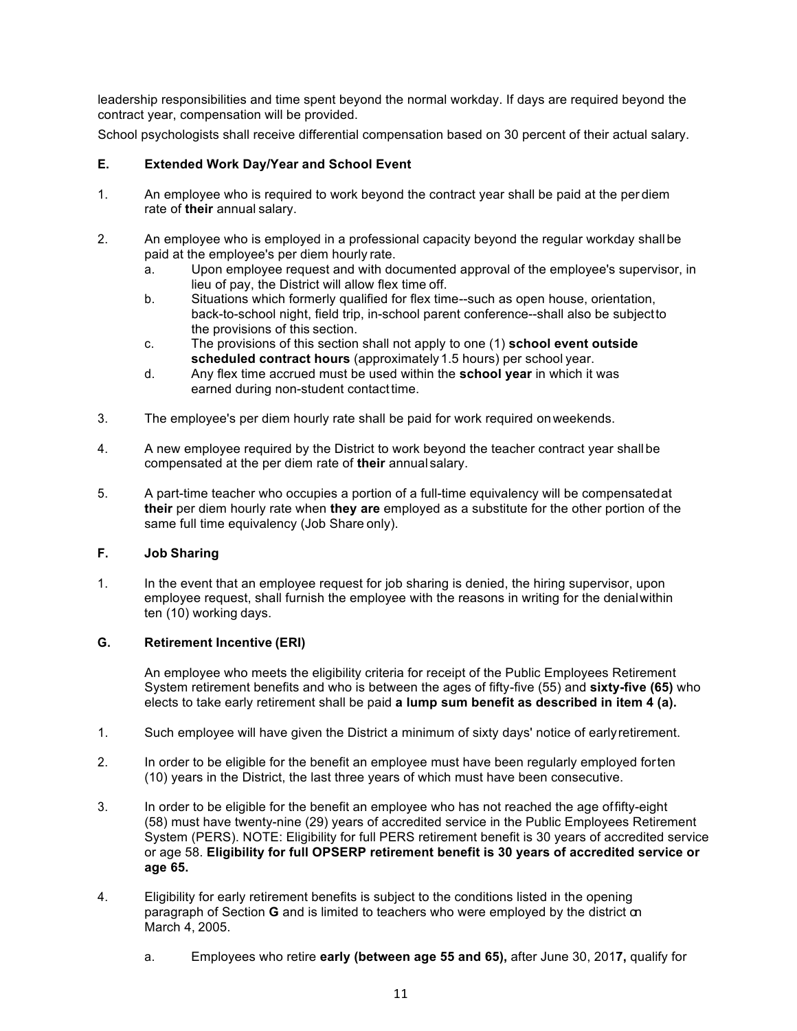leadership responsibilities and time spent beyond the normal workday. If days are required beyond the contract year, compensation will be provided.

School psychologists shall receive differential compensation based on 30 percent of their actual salary.

### E. Extended Work Day/Year and School Event

1. An employee who is required to work beyond the contract year shall be paid at the per diem rate of **their** annual salary.

2. An employee who is employed in a professional capacity beyond the regular workday shall be paid at the employee's per diem hourly rate.
   a. Upon employee request and with documented approval of the employee's supervisor, in lieu of pay, the District will allow flex time off.
   b. Situations which formerly qualified for flex time--such as open house, orientation, back-to-school night, field trip, in-school parent conference--shall also be subject to the provisions of this section.
   c. The provisions of this section shall not apply to one (1) **school event outside scheduled contract hours** (approximately 1.5 hours) per school year.
   d. Any flex time accrued must be used within the **school year** in which it was earned during non-student contact time.

3. The employee's per diem hourly rate shall be paid for work required on weekends.

4. A new employee required by the District to work beyond the teacher contract year shall be compensated at the per diem rate of **their** annual salary.

5. A part-time teacher who occupies a portion of a full-time equivalency will be compensated at **their** per diem hourly rate when **they are** employed as a substitute for the other portion of the same full time equivalency (Job Share only).

### F. Job Sharing

1. In the event that an employee request for job sharing is denied, the hiring supervisor, upon employee request, shall furnish the employee with the reasons in writing for the denial within ten (10) working days.

### G. Retirement Incentive (ERI)

An employee who meets the eligibility criteria for receipt of the Public Employees Retirement System retirement benefits and who is between the ages of fifty-five (55) and **sixty-five (65)** who elects to take early retirement shall be paid **a lump sum benefit as described in item 4 (a).**

1. Such employee will have given the District a minimum of sixty days' notice of early retirement.

2. In order to be eligible for the benefit an employee must have been regularly employed for ten (10) years in the District, the last three years of which must have been consecutive.

3. In order to be eligible for the benefit an employee who has not reached the age of fifty-eight (58) must have twenty-nine (29) years of accredited service in the Public Employees Retirement System (PERS). NOTE: Eligibility for full PERS retirement benefit is 30 years of accredited service or age 58. **Eligibility for full OPSERP retirement benefit is 30 years of accredited service or age 65.**

4. Eligibility for early retirement benefits is subject to the conditions listed in the opening paragraph of Section **G** and is limited to teachers who were employed by the district on March 4, 2005.
   a. Employees who retire **early (between age 55 and 65),** after June 30, 201**7,** qualify for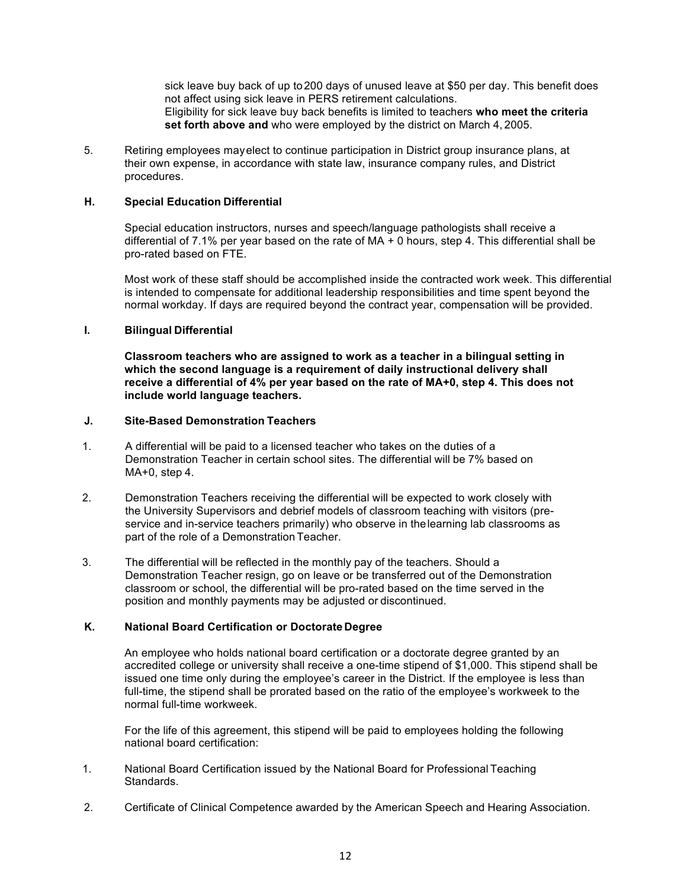sick leave buy back of up to 200 days of unused leave at $50 per day. This benefit does not affect using sick leave in PERS retirement calculations.
Eligibility for sick leave buy back benefits is limited to teachers **who meet the criteria set forth above and** who were employed by the district on March 4, 2005.

5. Retiring employees may elect to continue participation in District group insurance plans, at their own expense, in accordance with state law, insurance company rules, and District procedures.

### H. Special Education Differential

Special education instructors, nurses and speech/language pathologists shall receive a differential of 7.1% per year based on the rate of MA + 0 hours, step 4. This differential shall be pro-rated based on FTE.

Most work of these staff should be accomplished inside the contracted work week. This differential is intended to compensate for additional leadership responsibilities and time spent beyond the normal workday. If days are required beyond the contract year, compensation will be provided.

### I. Bilingual Differential

**Classroom teachers who are assigned to work as a teacher in a bilingual setting in which the second language is a requirement of daily instructional delivery shall receive a differential of 4% per year based on the rate of MA+0, step 4. This does not include world language teachers.**

### J. Site-Based Demonstration Teachers

1. A differential will be paid to a licensed teacher who takes on the duties of a Demonstration Teacher in certain school sites. The differential will be 7% based on MA+0, step 4.

2. Demonstration Teachers receiving the differential will be expected to work closely with the University Supervisors and debrief models of classroom teaching with visitors (pre-service and in-service teachers primarily) who observe in the learning lab classrooms as part of the role of a Demonstration Teacher.

3. The differential will be reflected in the monthly pay of the teachers. Should a Demonstration Teacher resign, go on leave or be transferred out of the Demonstration classroom or school, the differential will be pro-rated based on the time served in the position and monthly payments may be adjusted or discontinued.

### K. National Board Certification or Doctorate Degree

An employee who holds national board certification or a doctorate degree granted by an accredited college or university shall receive a one-time stipend of $1,000. This stipend shall be issued one time only during the employee's career in the District. If the employee is less than full-time, the stipend shall be prorated based on the ratio of the employee's workweek to the normal full-time workweek.

For the life of this agreement, this stipend will be paid to employees holding the following national board certification:

1. National Board Certification issued by the National Board for Professional Teaching Standards.

2. Certificate of Clinical Competence awarded by the American Speech and Hearing Association.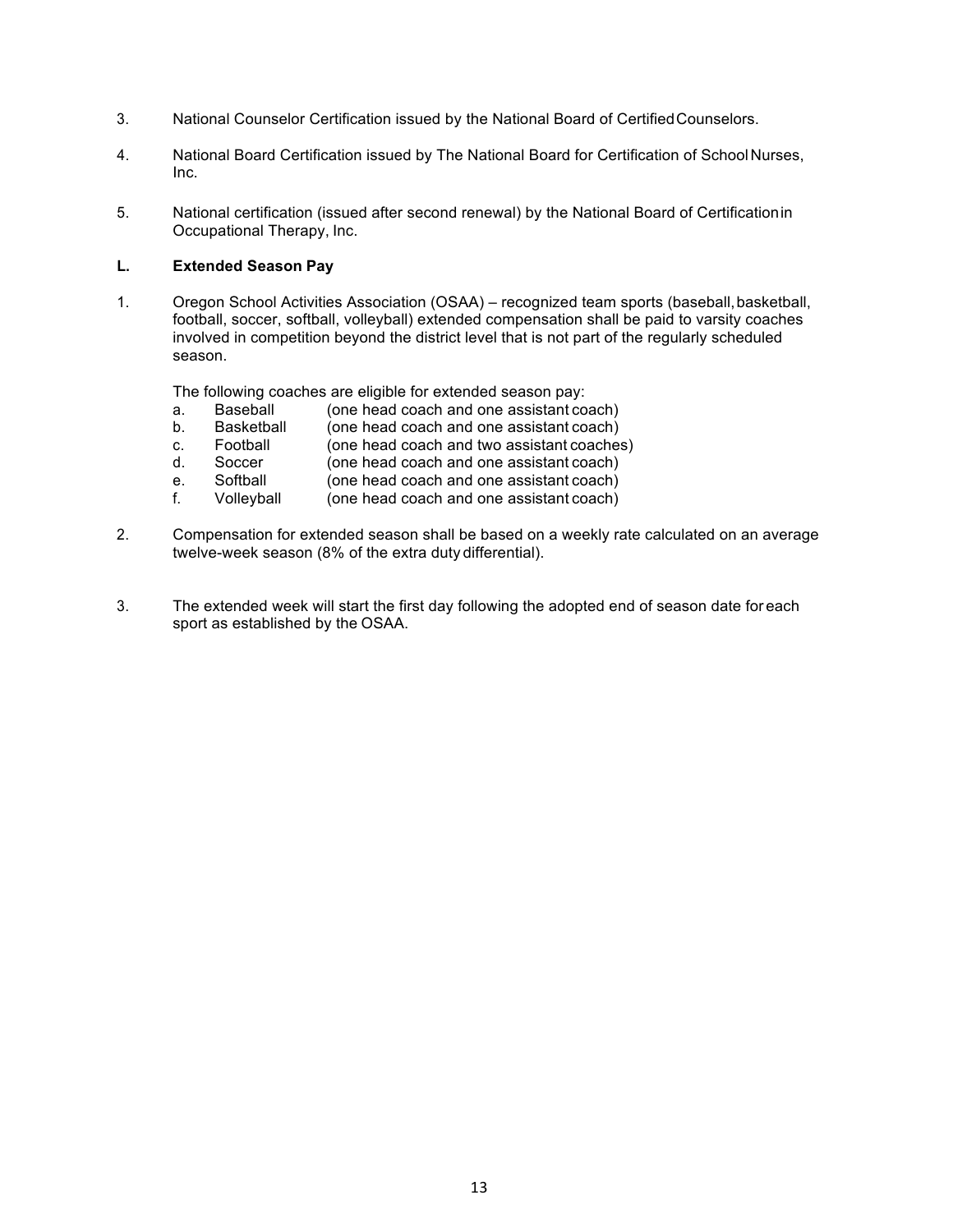3. National Counselor Certification issued by the National Board of Certified Counselors.

4. National Board Certification issued by The National Board for Certification of School Nurses, Inc.

5. National certification (issued after second renewal) by the National Board of Certification in Occupational Therapy, Inc.

**L. Extended Season Pay**

1. Oregon School Activities Association (OSAA) – recognized team sports (baseball, basketball, football, soccer, softball, volleyball) extended compensation shall be paid to varsity coaches involved in competition beyond the district level that is not part of the regularly scheduled season.

   The following coaches are eligible for extended season pay:

   a. Baseball (one head coach and one assistant coach)
   b. Basketball (one head coach and one assistant coach)
   c. Football (one head coach and two assistant coaches)
   d. Soccer (one head coach and one assistant coach)
   e. Softball (one head coach and one assistant coach)
   f. Volleyball (one head coach and one assistant coach)

2. Compensation for extended season shall be based on a weekly rate calculated on an average twelve-week season (8% of the extra duty differential).

3. The extended week will start the first day following the adopted end of season date for each sport as established by the OSAA.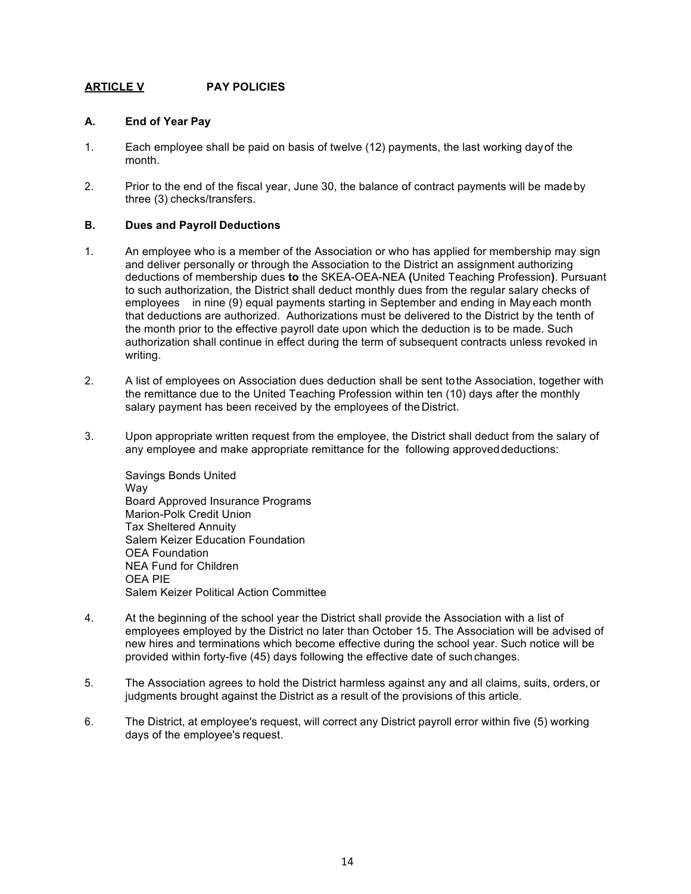## ARTICLE V PAY POLICIES

### A. End of Year Pay

1. Each employee shall be paid on basis of twelve (12) payments, the last working day of the month.

2. Prior to the end of the fiscal year, June 30, the balance of contract payments will be made by three (3) checks/transfers.

### B. Dues and Payroll Deductions

1. An employee who is a member of the Association or who has applied for membership may sign and deliver personally or through the Association to the District an assignment authorizing deductions of membership dues **to** the SKEA-OEA-NEA **(**United Teaching Profession**)**. Pursuant to such authorization, the District shall deduct monthly dues from the regular salary checks of employees in nine (9) equal payments starting in September and ending in May each month that deductions are authorized. Authorizations must be delivered to the District by the tenth of the month prior to the effective payroll date upon which the deduction is to be made. Such authorization shall continue in effect during the term of subsequent contracts unless revoked in writing.

2. A list of employees on Association dues deduction shall be sent to the Association, together with the remittance due to the United Teaching Profession within ten (10) days after the monthly salary payment has been received by the employees of the District.

3. Upon appropriate written request from the employee, the District shall deduct from the salary of any employee and make appropriate remittance for the following approved deductions:

   Savings Bonds United
   Way
   Board Approved Insurance Programs
   Marion-Polk Credit Union
   Tax Sheltered Annuity
   Salem Keizer Education Foundation
   OEA Foundation
   NEA Fund for Children
   OEA PIE
   Salem Keizer Political Action Committee

4. At the beginning of the school year the District shall provide the Association with a list of employees employed by the District no later than October 15. The Association will be advised of new hires and terminations which become effective during the school year. Such notice will be provided within forty-five (45) days following the effective date of such changes.

5. The Association agrees to hold the District harmless against any and all claims, suits, orders, or judgments brought against the District as a result of the provisions of this article.

6. The District, at employee's request, will correct any District payroll error within five (5) working days of the employee's request.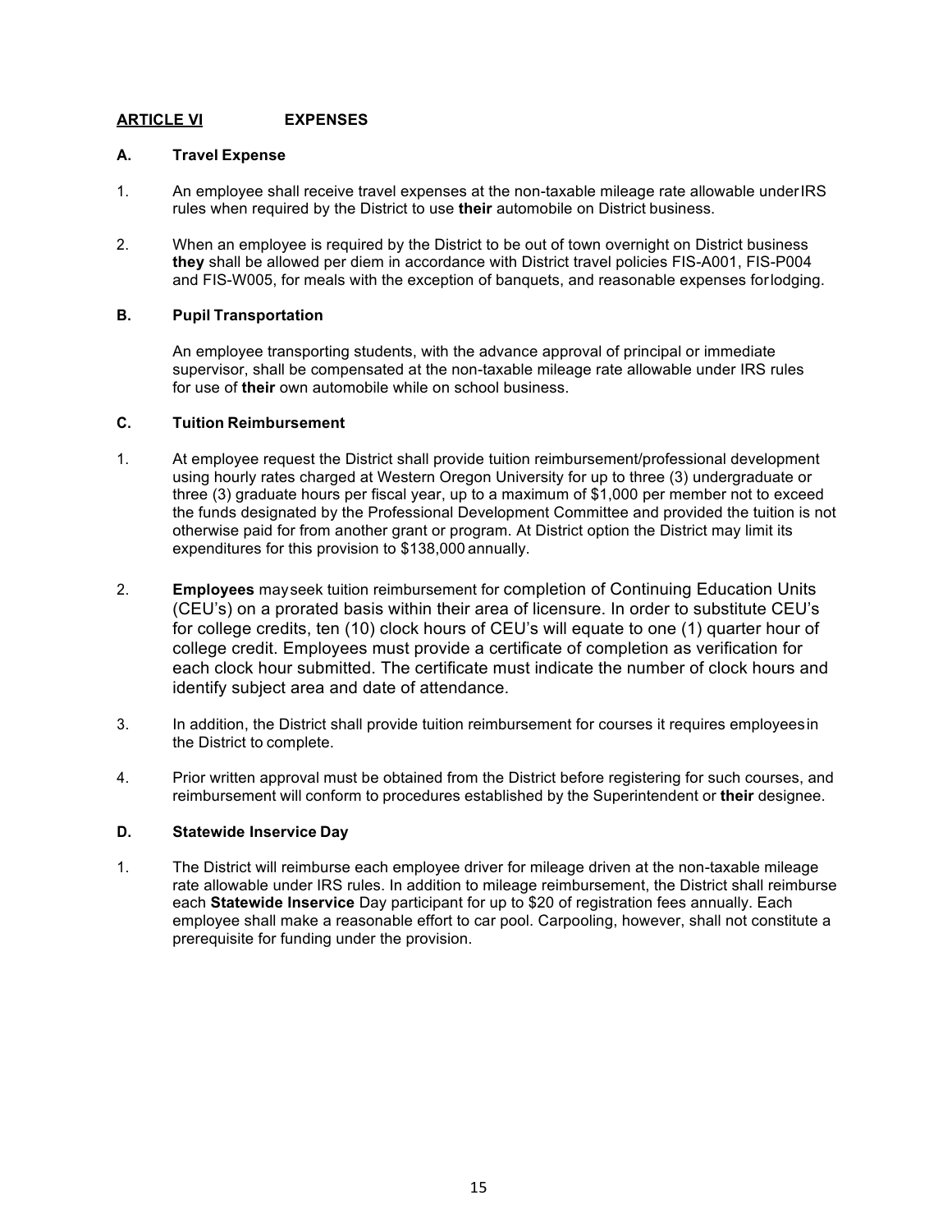## ARTICLE VI EXPENSES

### A. Travel Expense

1. An employee shall receive travel expenses at the non-taxable mileage rate allowable under IRS rules when required by the District to use **their** automobile on District business.

2. When an employee is required by the District to be out of town overnight on District business **they** shall be allowed per diem in accordance with District travel policies FIS-A001, FIS-P004 and FIS-W005, for meals with the exception of banquets, and reasonable expenses for lodging.

### B. Pupil Transportation

An employee transporting students, with the advance approval of principal or immediate supervisor, shall be compensated at the non-taxable mileage rate allowable under IRS rules for use of **their** own automobile while on school business.

### C. Tuition Reimbursement

1. At employee request the District shall provide tuition reimbursement/professional development using hourly rates charged at Western Oregon University for up to three (3) undergraduate or three (3) graduate hours per fiscal year, up to a maximum of $1,000 per member not to exceed the funds designated by the Professional Development Committee and provided the tuition is not otherwise paid for from another grant or program. At District option the District may limit its expenditures for this provision to $138,000 annually.

2. **Employees** may seek tuition reimbursement for completion of Continuing Education Units (CEU's) on a prorated basis within their area of licensure. In order to substitute CEU's for college credits, ten (10) clock hours of CEU's will equate to one (1) quarter hour of college credit. Employees must provide a certificate of completion as verification for each clock hour submitted. The certificate must indicate the number of clock hours and identify subject area and date of attendance.

3. In addition, the District shall provide tuition reimbursement for courses it requires employees in the District to complete.

4. Prior written approval must be obtained from the District before registering for such courses, and reimbursement will conform to procedures established by the Superintendent or **their** designee.

### D. Statewide Inservice Day

1. The District will reimburse each employee driver for mileage driven at the non-taxable mileage rate allowable under IRS rules. In addition to mileage reimbursement, the District shall reimburse each **Statewide Inservice** Day participant for up to $20 of registration fees annually. Each employee shall make a reasonable effort to car pool. Carpooling, however, shall not constitute a prerequisite for funding under the provision.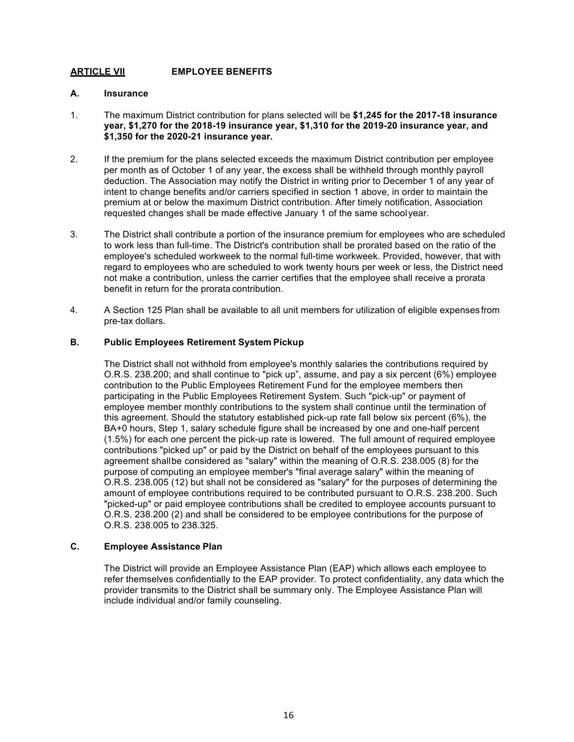## ARTICLE VII EMPLOYEE BENEFITS

### A. Insurance

1. The maximum District contribution for plans selected will be **$1,245 for the 2017-18 insurance year, $1,270 for the 2018-19 insurance year, $1,310 for the 2019-20 insurance year, and $1,350 for the 2020-21 insurance year.**

2. If the premium for the plans selected exceeds the maximum District contribution per employee per month as of October 1 of any year, the excess shall be withheld through monthly payroll deduction. The Association may notify the District in writing prior to December 1 of any year of intent to change benefits and/or carriers specified in section 1 above, in order to maintain the premium at or below the maximum District contribution. After timely notification, Association requested changes shall be made effective January 1 of the same school year.

3. The District shall contribute a portion of the insurance premium for employees who are scheduled to work less than full-time. The District's contribution shall be prorated based on the ratio of the employee's scheduled workweek to the normal full-time workweek. Provided, however, that with regard to employees who are scheduled to work twenty hours per week or less, the District need not make a contribution, unless the carrier certifies that the employee shall receive a prorata benefit in return for the prorata contribution.

4. A Section 125 Plan shall be available to all unit members for utilization of eligible expenses from pre-tax dollars.

### B. Public Employees Retirement System Pickup

The District shall not withhold from employee's monthly salaries the contributions required by O.R.S. 238.200; and shall continue to "pick up", assume, and pay a six percent (6%) employee contribution to the Public Employees Retirement Fund for the employee members then participating in the Public Employees Retirement System. Such "pick-up" or payment of employee member monthly contributions to the system shall continue until the termination of this agreement. Should the statutory established pick-up rate fall below six percent (6%), the BA+0 hours, Step 1, salary schedule figure shall be increased by one and one-half percent (1.5%) for each one percent the pick-up rate is lowered. The full amount of required employee contributions "picked up" or paid by the District on behalf of the employees pursuant to this agreement shall be considered as "salary" within the meaning of O.R.S. 238.005 (8) for the purpose of computing an employee member's "final average salary" within the meaning of O.R.S. 238.005 (12) but shall not be considered as "salary" for the purposes of determining the amount of employee contributions required to be contributed pursuant to O.R.S. 238.200. Such "picked-up" or paid employee contributions shall be credited to employee accounts pursuant to O.R.S. 238.200 (2) and shall be considered to be employee contributions for the purpose of O.R.S. 238.005 to 238.325.

### C. Employee Assistance Plan

The District will provide an Employee Assistance Plan (EAP) which allows each employee to refer themselves confidentially to the EAP provider. To protect confidentiality, any data which the provider transmits to the District shall be summary only. The Employee Assistance Plan will include individual and/or family counseling.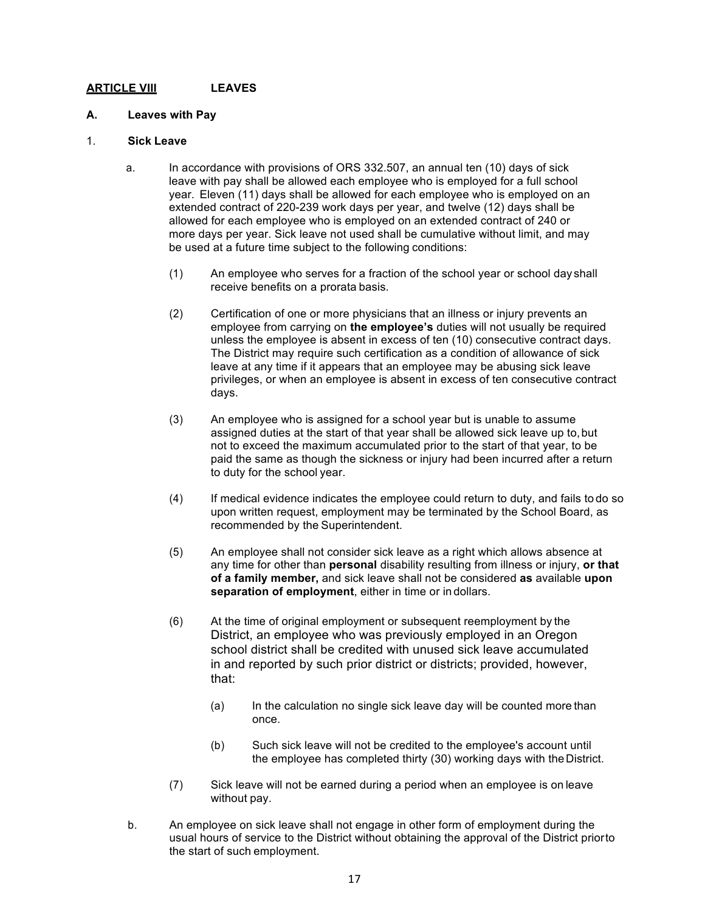## <u>ARTICLE VIII</u> LEAVES

### A. Leaves with Pay

#### 1. Sick Leave

a. In accordance with provisions of ORS 332.507, an annual ten (10) days of sick leave with pay shall be allowed each employee who is employed for a full school year. Eleven (11) days shall be allowed for each employee who is employed on an extended contract of 220-239 work days per year, and twelve (12) days shall be allowed for each employee who is employed on an extended contract of 240 or more days per year. Sick leave not used shall be cumulative without limit, and may be used at a future time subject to the following conditions:

(1) An employee who serves for a fraction of the school year or school day shall receive benefits on a prorata basis.

(2) Certification of one or more physicians that an illness or injury prevents an employee from carrying on **the employee's** duties will not usually be required unless the employee is absent in excess of ten (10) consecutive contract days. The District may require such certification as a condition of allowance of sick leave at any time if it appears that an employee may be abusing sick leave privileges, or when an employee is absent in excess of ten consecutive contract days.

(3) An employee who is assigned for a school year but is unable to assume assigned duties at the start of that year shall be allowed sick leave up to, but not to exceed the maximum accumulated prior to the start of that year, to be paid the same as though the sickness or injury had been incurred after a return to duty for the school year.

(4) If medical evidence indicates the employee could return to duty, and fails to do so upon written request, employment may be terminated by the School Board, as recommended by the Superintendent.

(5) An employee shall not consider sick leave as a right which allows absence at any time for other than **personal** disability resulting from illness or injury, **or that of a family member,** and sick leave shall not be considered **as** available **upon separation of employment**, either in time or in dollars.

(6) At the time of original employment or subsequent reemployment by the District, an employee who was previously employed in an Oregon school district shall be credited with unused sick leave accumulated in and reported by such prior district or districts; provided, however, that:

(a) In the calculation no single sick leave day will be counted more than once.

(b) Such sick leave will not be credited to the employee's account until the employee has completed thirty (30) working days with the District.

(7) Sick leave will not be earned during a period when an employee is on leave without pay.

b. An employee on sick leave shall not engage in other form of employment during the usual hours of service to the District without obtaining the approval of the District prior to the start of such employment.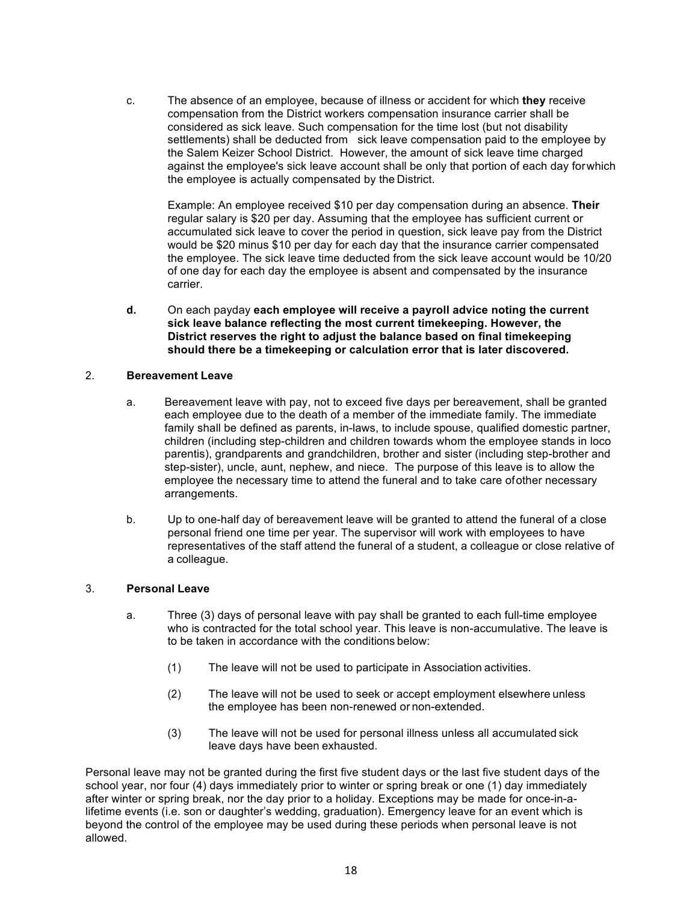c. The absence of an employee, because of illness or accident for which **they** receive compensation from the District workers compensation insurance carrier shall be considered as sick leave. Such compensation for the time lost (but not disability settlements) shall be deducted from sick leave compensation paid to the employee by the Salem Keizer School District. However, the amount of sick leave time charged against the employee's sick leave account shall be only that portion of each day for which the employee is actually compensated by the District.

   Example: An employee received $10 per day compensation during an absence. **Their** regular salary is $20 per day. Assuming that the employee has sufficient current or accumulated sick leave to cover the period in question, sick leave pay from the District would be $20 minus $10 per day for each day that the insurance carrier compensated the employee. The sick leave time deducted from the sick leave account would be 10/20 of one day for each day the employee is absent and compensated by the insurance carrier.

**d.** On each payday **each employee will receive a payroll advice noting the current sick leave balance reflecting the most current timekeeping. However, the District reserves the right to adjust the balance based on final timekeeping should there be a timekeeping or calculation error that is later discovered.**

2. **Bereavement Leave**

   a. Bereavement leave with pay, not to exceed five days per bereavement, shall be granted each employee due to the death of a member of the immediate family. The immediate family shall be defined as parents, in-laws, to include spouse, qualified domestic partner, children (including step-children and children towards whom the employee stands in loco parentis), grandparents and grandchildren, brother and sister (including step-brother and step-sister), uncle, aunt, nephew, and niece. The purpose of this leave is to allow the employee the necessary time to attend the funeral and to take care of other necessary arrangements.

   b. Up to one-half day of bereavement leave will be granted to attend the funeral of a close personal friend one time per year. The supervisor will work with employees to have representatives of the staff attend the funeral of a student, a colleague or close relative of a colleague.

3. **Personal Leave**

   a. Three (3) days of personal leave with pay shall be granted to each full-time employee who is contracted for the total school year. This leave is non-accumulative. The leave is to be taken in accordance with the conditions below:

      (1) The leave will not be used to participate in Association activities.

      (2) The leave will not be used to seek or accept employment elsewhere unless the employee has been non-renewed or non-extended.

      (3) The leave will not be used for personal illness unless all accumulated sick leave days have been exhausted.

Personal leave may not be granted during the first five student days or the last five student days of the school year, nor four (4) days immediately prior to winter or spring break or one (1) day immediately after winter or spring break, nor the day prior to a holiday. Exceptions may be made for once-in-a-lifetime events (i.e. son or daughter's wedding, graduation). Emergency leave for an event which is beyond the control of the employee may be used during these periods when personal leave is not allowed.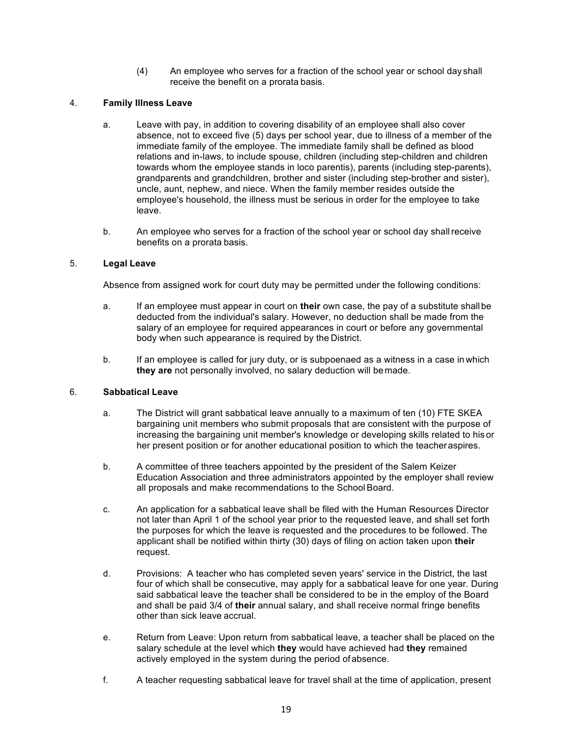(4) An employee who serves for a fraction of the school year or school day shall receive the benefit on a prorata basis.

4. **Family Illness Leave**

   a. Leave with pay, in addition to covering disability of an employee shall also cover absence, not to exceed five (5) days per school year, due to illness of a member of the immediate family of the employee. The immediate family shall be defined as blood relations and in-laws, to include spouse, children (including step-children and children towards whom the employee stands in loco parentis), parents (including step-parents), grandparents and grandchildren, brother and sister (including step-brother and sister), uncle, aunt, nephew, and niece. When the family member resides outside the employee's household, the illness must be serious in order for the employee to take leave.

   b. An employee who serves for a fraction of the school year or school day shall receive benefits on a prorata basis.

5. **Legal Leave**

   Absence from assigned work for court duty may be permitted under the following conditions:

   a. If an employee must appear in court on **their** own case, the pay of a substitute shall be deducted from the individual's salary. However, no deduction shall be made from the salary of an employee for required appearances in court or before any governmental body when such appearance is required by the District.

   b. If an employee is called for jury duty, or is subpoenaed as a witness in a case in which **they are** not personally involved, no salary deduction will be made.

6. **Sabbatical Leave**

   a. The District will grant sabbatical leave annually to a maximum of ten (10) FTE SKEA bargaining unit members who submit proposals that are consistent with the purpose of increasing the bargaining unit member's knowledge or developing skills related to his or her present position or for another educational position to which the teacher aspires.

   b. A committee of three teachers appointed by the president of the Salem Keizer Education Association and three administrators appointed by the employer shall review all proposals and make recommendations to the School Board.

   c. An application for a sabbatical leave shall be filed with the Human Resources Director not later than April 1 of the school year prior to the requested leave, and shall set forth the purposes for which the leave is requested and the procedures to be followed. The applicant shall be notified within thirty (30) days of filing on action taken upon **their** request.

   d. Provisions: A teacher who has completed seven years' service in the District, the last four of which shall be consecutive, may apply for a sabbatical leave for one year. During said sabbatical leave the teacher shall be considered to be in the employ of the Board and shall be paid 3/4 of **their** annual salary, and shall receive normal fringe benefits other than sick leave accrual.

   e. Return from Leave: Upon return from sabbatical leave, a teacher shall be placed on the salary schedule at the level which **they** would have achieved had **they** remained actively employed in the system during the period of absence.

   f. A teacher requesting sabbatical leave for travel shall at the time of application, present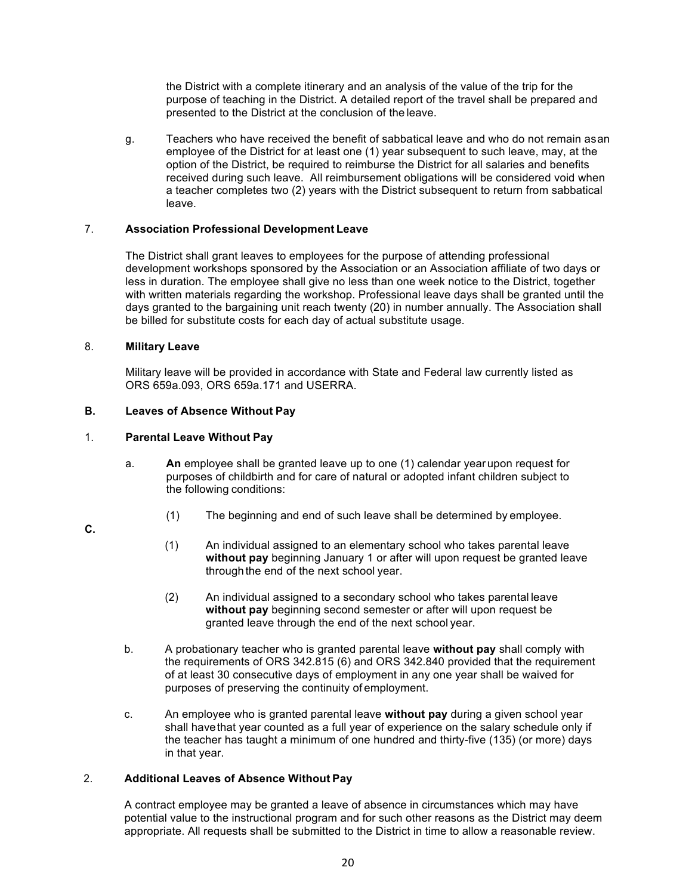the District with a complete itinerary and an analysis of the value of the trip for the purpose of teaching in the District. A detailed report of the travel shall be prepared and presented to the District at the conclusion of the leave.

g. Teachers who have received the benefit of sabbatical leave and who do not remain as an employee of the District for at least one (1) year subsequent to such leave, may, at the option of the District, be required to reimburse the District for all salaries and benefits received during such leave. All reimbursement obligations will be considered void when a teacher completes two (2) years with the District subsequent to return from sabbatical leave.

7. **Association Professional Development Leave**

The District shall grant leaves to employees for the purpose of attending professional development workshops sponsored by the Association or an Association affiliate of two days or less in duration. The employee shall give no less than one week notice to the District, together with written materials regarding the workshop. Professional leave days shall be granted until the days granted to the bargaining unit reach twenty (20) in number annually. The Association shall be billed for substitute costs for each day of actual substitute usage.

8. **Military Leave**

Military leave will be provided in accordance with State and Federal law currently listed as ORS 659a.093, ORS 659a.171 and USERRA.

**B. Leaves of Absence Without Pay**

1. **Parental Leave Without Pay**

a. **An** employee shall be granted leave up to one (1) calendar year upon request for purposes of childbirth and for care of natural or adopted infant children subject to the following conditions:

(1) The beginning and end of such leave shall be determined by employee.

**C.**

(1) An individual assigned to an elementary school who takes parental leave **without pay** beginning January 1 or after will upon request be granted leave through the end of the next school year.

(2) An individual assigned to a secondary school who takes parental leave **without pay** beginning second semester or after will upon request be granted leave through the end of the next school year.

b. A probationary teacher who is granted parental leave **without pay** shall comply with the requirements of ORS 342.815 (6) and ORS 342.840 provided that the requirement of at least 30 consecutive days of employment in any one year shall be waived for purposes of preserving the continuity of employment.

c. An employee who is granted parental leave **without pay** during a given school year shall have that year counted as a full year of experience on the salary schedule only if the teacher has taught a minimum of one hundred and thirty-five (135) (or more) days in that year.

2. **Additional Leaves of Absence Without Pay**

A contract employee may be granted a leave of absence in circumstances which may have potential value to the instructional program and for such other reasons as the District may deem appropriate. All requests shall be submitted to the District in time to allow a reasonable review.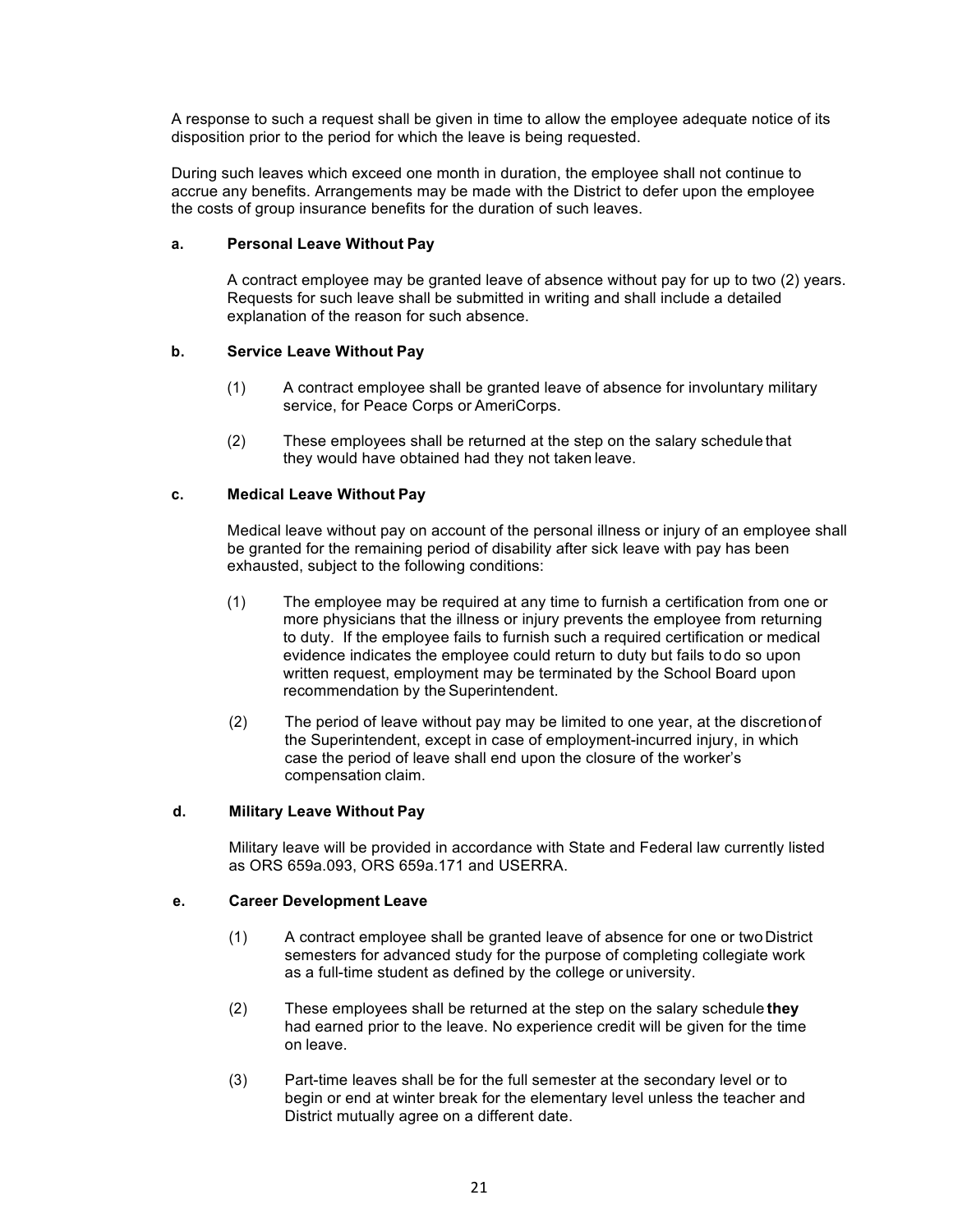A response to such a request shall be given in time to allow the employee adequate notice of its disposition prior to the period for which the leave is being requested.

During such leaves which exceed one month in duration, the employee shall not continue to accrue any benefits. Arrangements may be made with the District to defer upon the employee the costs of group insurance benefits for the duration of such leaves.

**a. Personal Leave Without Pay**

A contract employee may be granted leave of absence without pay for up to two (2) years. Requests for such leave shall be submitted in writing and shall include a detailed explanation of the reason for such absence.

**b. Service Leave Without Pay**

(1) A contract employee shall be granted leave of absence for involuntary military service, for Peace Corps or AmeriCorps.

(2) These employees shall be returned at the step on the salary schedule that they would have obtained had they not taken leave.

**c. Medical Leave Without Pay**

Medical leave without pay on account of the personal illness or injury of an employee shall be granted for the remaining period of disability after sick leave with pay has been exhausted, subject to the following conditions:

(1) The employee may be required at any time to furnish a certification from one or more physicians that the illness or injury prevents the employee from returning to duty. If the employee fails to furnish such a required certification or medical evidence indicates the employee could return to duty but fails to do so upon written request, employment may be terminated by the School Board upon recommendation by the Superintendent.

(2) The period of leave without pay may be limited to one year, at the discretion of the Superintendent, except in case of employment-incurred injury, in which case the period of leave shall end upon the closure of the worker's compensation claim.

**d. Military Leave Without Pay**

Military leave will be provided in accordance with State and Federal law currently listed as ORS 659a.093, ORS 659a.171 and USERRA.

**e. Career Development Leave**

(1) A contract employee shall be granted leave of absence for one or two District semesters for advanced study for the purpose of completing collegiate work as a full-time student as defined by the college or university.

(2) These employees shall be returned at the step on the salary schedule **they** had earned prior to the leave. No experience credit will be given for the time on leave.

(3) Part-time leaves shall be for the full semester at the secondary level or to begin or end at winter break for the elementary level unless the teacher and District mutually agree on a different date.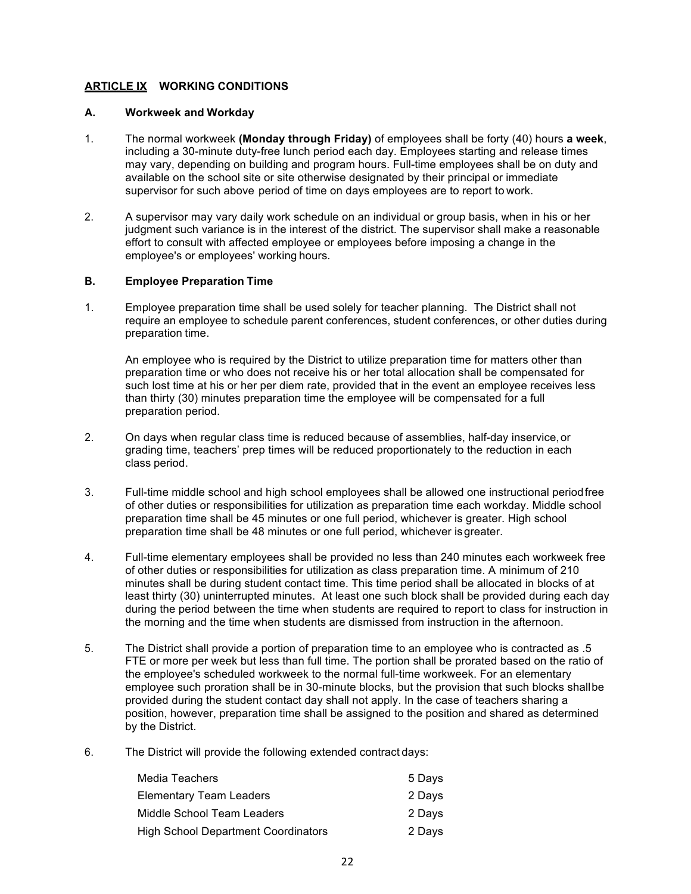## ARTICLE IX WORKING CONDITIONS

### A. Workweek and Workday

1. The normal workweek **(Monday through Friday)** of employees shall be forty (40) hours **a week**, including a 30-minute duty-free lunch period each day. Employees starting and release times may vary, depending on building and program hours. Full-time employees shall be on duty and available on the school site or site otherwise designated by their principal or immediate supervisor for such above period of time on days employees are to report to work.

2. A supervisor may vary daily work schedule on an individual or group basis, when in his or her judgment such variance is in the interest of the district. The supervisor shall make a reasonable effort to consult with affected employee or employees before imposing a change in the employee's or employees' working hours.

### B. Employee Preparation Time

1. Employee preparation time shall be used solely for teacher planning. The District shall not require an employee to schedule parent conferences, student conferences, or other duties during preparation time.

   An employee who is required by the District to utilize preparation time for matters other than preparation time or who does not receive his or her total allocation shall be compensated for such lost time at his or her per diem rate, provided that in the event an employee receives less than thirty (30) minutes preparation time the employee will be compensated for a full preparation period.

2. On days when regular class time is reduced because of assemblies, half-day inservice, or grading time, teachers' prep times will be reduced proportionately to the reduction in each class period.

3. Full-time middle school and high school employees shall be allowed one instructional period free of other duties or responsibilities for utilization as preparation time each workday. Middle school preparation time shall be 45 minutes or one full period, whichever is greater. High school preparation time shall be 48 minutes or one full period, whichever is greater.

4. Full-time elementary employees shall be provided no less than 240 minutes each workweek free of other duties or responsibilities for utilization as class preparation time. A minimum of 210 minutes shall be during student contact time. This time period shall be allocated in blocks of at least thirty (30) uninterrupted minutes. At least one such block shall be provided during each day during the period between the time when students are required to report to class for instruction in the morning and the time when students are dismissed from instruction in the afternoon.

5. The District shall provide a portion of preparation time to an employee who is contracted as .5 FTE or more per week but less than full time. The portion shall be prorated based on the ratio of the employee's scheduled workweek to the normal full-time workweek. For an elementary employee such proration shall be in 30-minute blocks, but the provision that such blocks shall be provided during the student contact day shall not apply. In the case of teachers sharing a position, however, preparation time shall be assigned to the position and shared as determined by the District.

6. The District will provide the following extended contract days:

| | |
|---|---|
| Media Teachers | 5 Days |
| Elementary Team Leaders | 2 Days |
| Middle School Team Leaders | 2 Days |
| High School Department Coordinators | 2 Days |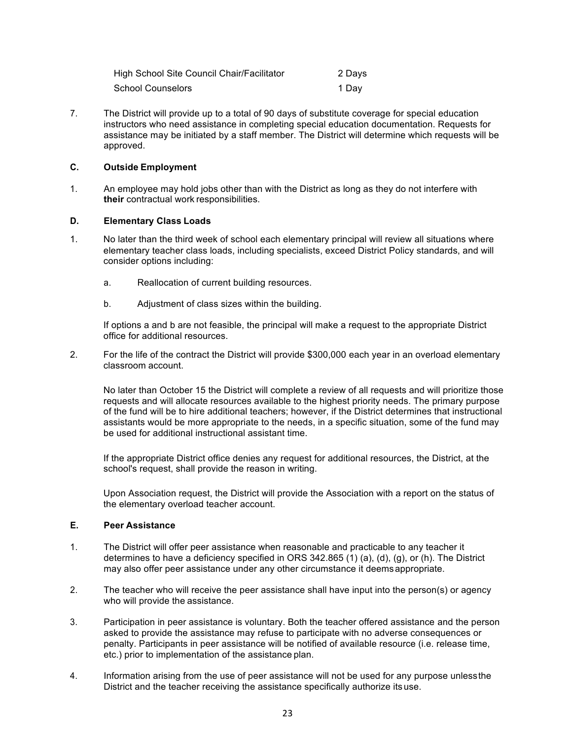| | |
|---|---|
| High School Site Council Chair/Facilitator | 2 Days |
| School Counselors | 1 Day |

7. The District will provide up to a total of 90 days of substitute coverage for special education instructors who need assistance in completing special education documentation. Requests for assistance may be initiated by a staff member. The District will determine which requests will be approved.

### C. Outside Employment

1. An employee may hold jobs other than with the District as long as they do not interfere with **their** contractual work responsibilities.

### D. Elementary Class Loads

1. No later than the third week of school each elementary principal will review all situations where elementary teacher class loads, including specialists, exceed District Policy standards, and will consider options including:

   a. Reallocation of current building resources.

   b. Adjustment of class sizes within the building.

   If options a and b are not feasible, the principal will make a request to the appropriate District office for additional resources.

2. For the life of the contract the District will provide $300,000 each year in an overload elementary classroom account.

   No later than October 15 the District will complete a review of all requests and will prioritize those requests and will allocate resources available to the highest priority needs. The primary purpose of the fund will be to hire additional teachers; however, if the District determines that instructional assistants would be more appropriate to the needs, in a specific situation, some of the fund may be used for additional instructional assistant time.

   If the appropriate District office denies any request for additional resources, the District, at the school's request, shall provide the reason in writing.

   Upon Association request, the District will provide the Association with a report on the status of the elementary overload teacher account.

### E. Peer Assistance

1. The District will offer peer assistance when reasonable and practicable to any teacher it determines to have a deficiency specified in ORS 342.865 (1) (a), (d), (g), or (h). The District may also offer peer assistance under any other circumstance it deems appropriate.

2. The teacher who will receive the peer assistance shall have input into the person(s) or agency who will provide the assistance.

3. Participation in peer assistance is voluntary. Both the teacher offered assistance and the person asked to provide the assistance may refuse to participate with no adverse consequences or penalty. Participants in peer assistance will be notified of available resource (i.e. release time, etc.) prior to implementation of the assistance plan.

4. Information arising from the use of peer assistance will not be used for any purpose unless the District and the teacher receiving the assistance specifically authorize its use.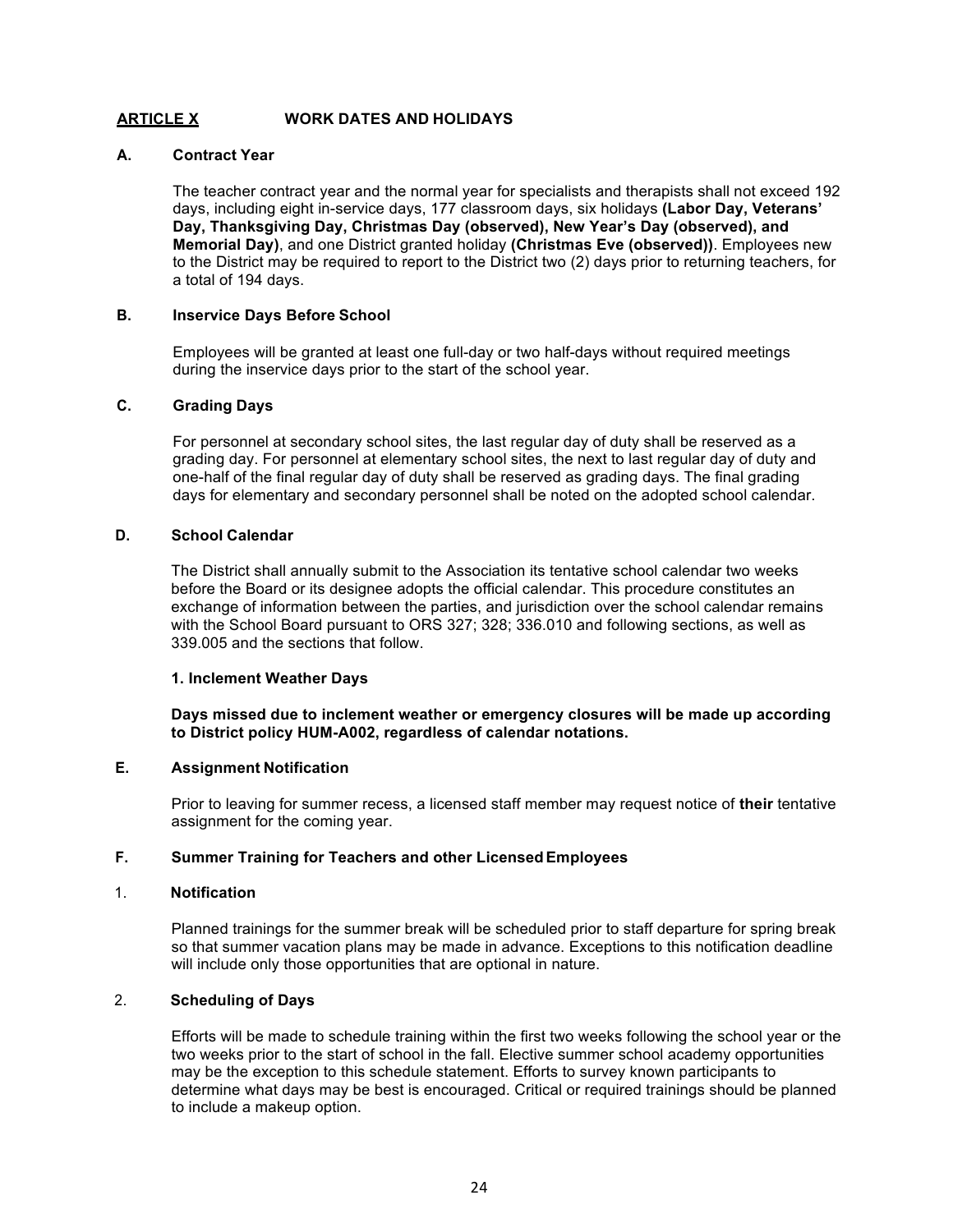## ARTICLE X WORK DATES AND HOLIDAYS

### A. Contract Year

The teacher contract year and the normal year for specialists and therapists shall not exceed 192 days, including eight in-service days, 177 classroom days, six holidays **(Labor Day, Veterans' Day, Thanksgiving Day, Christmas Day (observed), New Year's Day (observed), and Memorial Day)**, and one District granted holiday **(Christmas Eve (observed))**. Employees new to the District may be required to report to the District two (2) days prior to returning teachers, for a total of 194 days.

### B. Inservice Days Before School

Employees will be granted at least one full-day or two half-days without required meetings during the inservice days prior to the start of the school year.

### C. Grading Days

For personnel at secondary school sites, the last regular day of duty shall be reserved as a grading day. For personnel at elementary school sites, the next to last regular day of duty and one-half of the final regular day of duty shall be reserved as grading days. The final grading days for elementary and secondary personnel shall be noted on the adopted school calendar.

### D. School Calendar

The District shall annually submit to the Association its tentative school calendar two weeks before the Board or its designee adopts the official calendar. This procedure constitutes an exchange of information between the parties, and jurisdiction over the school calendar remains with the School Board pursuant to ORS 327; 328; 336.010 and following sections, as well as 339.005 and the sections that follow.

#### 1. Inclement Weather Days

**Days missed due to inclement weather or emergency closures will be made up according to District policy HUM-A002, regardless of calendar notations.**

### E. Assignment Notification

Prior to leaving for summer recess, a licensed staff member may request notice of **their** tentative assignment for the coming year.

### F. Summer Training for Teachers and other Licensed Employees

#### 1. Notification

Planned trainings for the summer break will be scheduled prior to staff departure for spring break so that summer vacation plans may be made in advance. Exceptions to this notification deadline will include only those opportunities that are optional in nature.

#### 2. Scheduling of Days

Efforts will be made to schedule training within the first two weeks following the school year or the two weeks prior to the start of school in the fall. Elective summer school academy opportunities may be the exception to this schedule statement. Efforts to survey known participants to determine what days may be best is encouraged. Critical or required trainings should be planned to include a makeup option.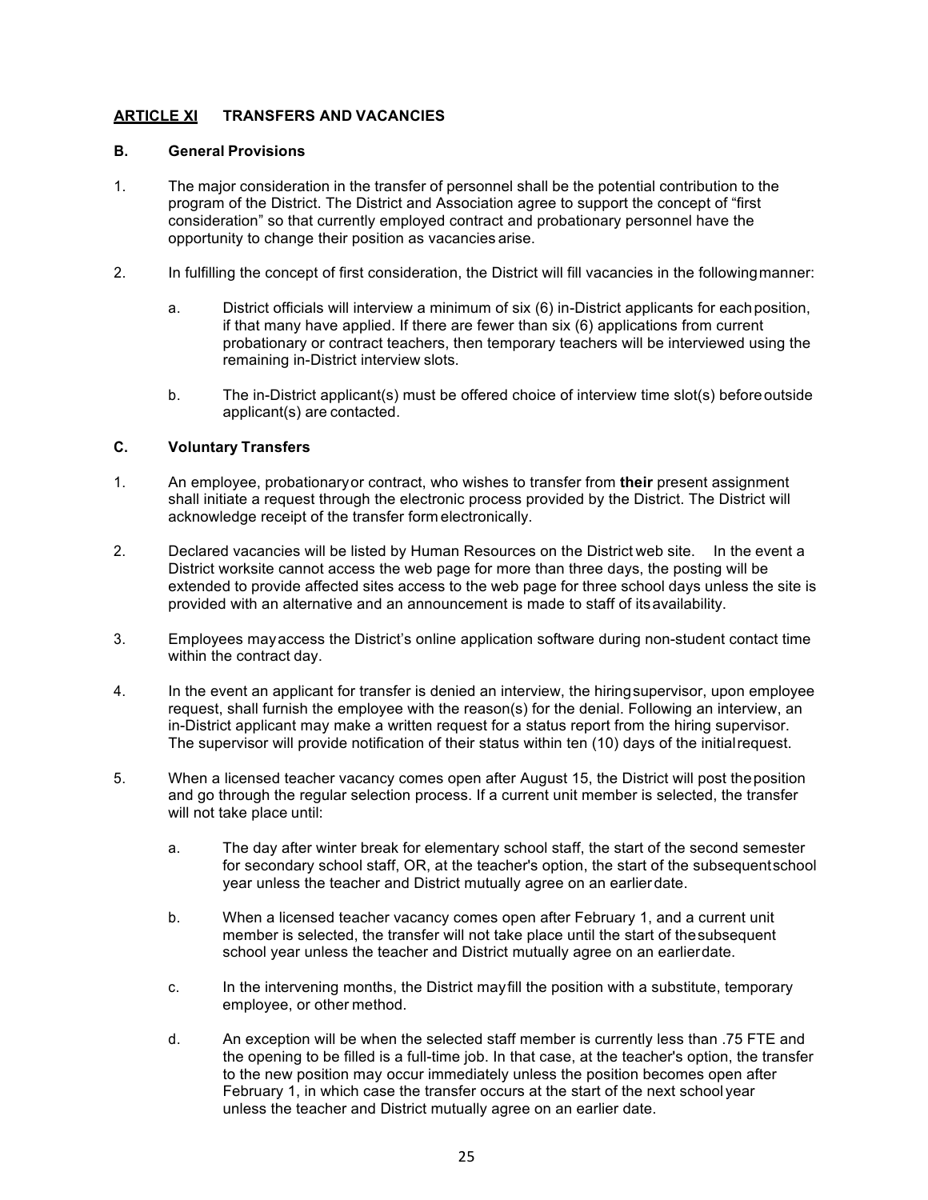## ARTICLE XI TRANSFERS AND VACANCIES

### B. General Provisions

1. The major consideration in the transfer of personnel shall be the potential contribution to the program of the District. The District and Association agree to support the concept of "first consideration" so that currently employed contract and probationary personnel have the opportunity to change their position as vacancies arise.

2. In fulfilling the concept of first consideration, the District will fill vacancies in the following manner:

   a. District officials will interview a minimum of six (6) in-District applicants for each position, if that many have applied. If there are fewer than six (6) applications from current probationary or contract teachers, then temporary teachers will be interviewed using the remaining in-District interview slots.

   b. The in-District applicant(s) must be offered choice of interview time slot(s) before outside applicant(s) are contacted.

### C. Voluntary Transfers

1. An employee, probationary or contract, who wishes to transfer from **their** present assignment shall initiate a request through the electronic process provided by the District. The District will acknowledge receipt of the transfer form electronically.

2. Declared vacancies will be listed by Human Resources on the District web site. In the event a District worksite cannot access the web page for more than three days, the posting will be extended to provide affected sites access to the web page for three school days unless the site is provided with an alternative and an announcement is made to staff of its availability.

3. Employees may access the District's online application software during non-student contact time within the contract day.

4. In the event an applicant for transfer is denied an interview, the hiring supervisor, upon employee request, shall furnish the employee with the reason(s) for the denial. Following an interview, an in-District applicant may make a written request for a status report from the hiring supervisor. The supervisor will provide notification of their status within ten (10) days of the initial request.

5. When a licensed teacher vacancy comes open after August 15, the District will post the position and go through the regular selection process. If a current unit member is selected, the transfer will not take place until:

   a. The day after winter break for elementary school staff, the start of the second semester for secondary school staff, OR, at the teacher's option, the start of the subsequent school year unless the teacher and District mutually agree on an earlier date.

   b. When a licensed teacher vacancy comes open after February 1, and a current unit member is selected, the transfer will not take place until the start of the subsequent school year unless the teacher and District mutually agree on an earlier date.

   c. In the intervening months, the District may fill the position with a substitute, temporary employee, or other method.

   d. An exception will be when the selected staff member is currently less than .75 FTE and the opening to be filled is a full-time job. In that case, at the teacher's option, the transfer to the new position may occur immediately unless the position becomes open after February 1, in which case the transfer occurs at the start of the next school year unless the teacher and District mutually agree on an earlier date.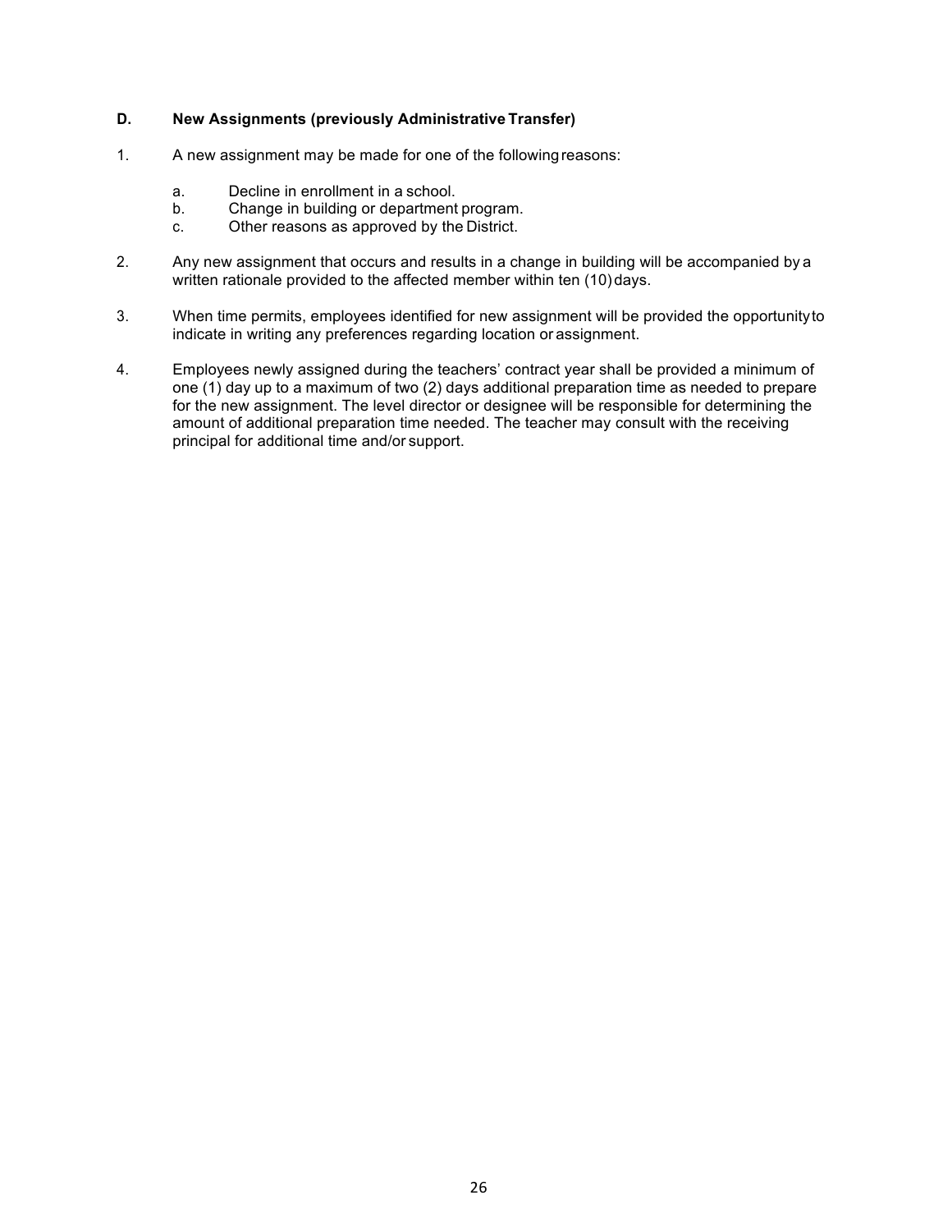### D. New Assignments (previously Administrative Transfer)

1. A new assignment may be made for one of the following reasons:

   a. Decline in enrollment in a school.
   b. Change in building or department program.
   c. Other reasons as approved by the District.

2. Any new assignment that occurs and results in a change in building will be accompanied by a written rationale provided to the affected member within ten (10) days.

3. When time permits, employees identified for new assignment will be provided the opportunity to indicate in writing any preferences regarding location or assignment.

4. Employees newly assigned during the teachers' contract year shall be provided a minimum of one (1) day up to a maximum of two (2) days additional preparation time as needed to prepare for the new assignment. The level director or designee will be responsible for determining the amount of additional preparation time needed. The teacher may consult with the receiving principal for additional time and/or support.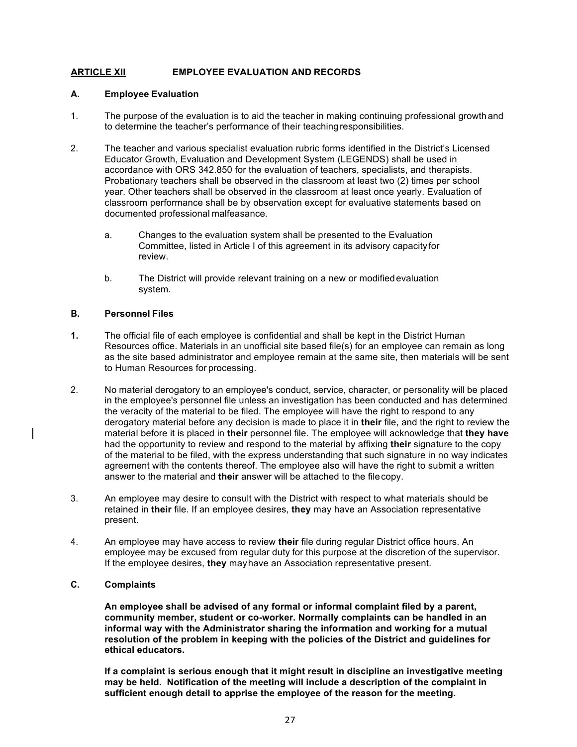## ARTICLE XII EMPLOYEE EVALUATION AND RECORDS

### A. Employee Evaluation

1. The purpose of the evaluation is to aid the teacher in making continuing professional growth and to determine the teacher's performance of their teaching responsibilities.

2. The teacher and various specialist evaluation rubric forms identified in the District's Licensed Educator Growth, Evaluation and Development System (LEGENDS) shall be used in accordance with ORS 342.850 for the evaluation of teachers, specialists, and therapists. Probationary teachers shall be observed in the classroom at least two (2) times per school year. Other teachers shall be observed in the classroom at least once yearly. Evaluation of classroom performance shall be by observation except for evaluative statements based on documented professional malfeasance.

   a. Changes to the evaluation system shall be presented to the Evaluation Committee, listed in Article I of this agreement in its advisory capacity for review.

   b. The District will provide relevant training on a new or modified evaluation system.

### B. Personnel Files

**1.** The official file of each employee is confidential and shall be kept in the District Human Resources office. Materials in an unofficial site based file(s) for an employee can remain as long as the site based administrator and employee remain at the same site, then materials will be sent to Human Resources for processing.

2. No material derogatory to an employee's conduct, service, character, or personality will be placed in the employee's personnel file unless an investigation has been conducted and has determined the veracity of the material to be filed. The employee will have the right to respond to any derogatory material before any decision is made to place it in **their** file, and the right to review the material before it is placed in **their** personnel file. The employee will acknowledge that **they have** had the opportunity to review and respond to the material by affixing **their** signature to the copy of the material to be filed, with the express understanding that such signature in no way indicates agreement with the contents thereof. The employee also will have the right to submit a written answer to the material and **their** answer will be attached to the file copy.

3. An employee may desire to consult with the District with respect to what materials should be retained in **their** file. If an employee desires, **they** may have an Association representative present.

4. An employee may have access to review **their** file during regular District office hours. An employee may be excused from regular duty for this purpose at the discretion of the supervisor. If the employee desires, **they** may have an Association representative present.

### C. Complaints

**An employee shall be advised of any formal or informal complaint filed by a parent, community member, student or co-worker. Normally complaints can be handled in an informal way with the Administrator sharing the information and working for a mutual resolution of the problem in keeping with the policies of the District and guidelines for ethical educators.**

**If a complaint is serious enough that it might result in discipline an investigative meeting may be held. Notification of the meeting will include a description of the complaint in sufficient enough detail to apprise the employee of the reason for the meeting.**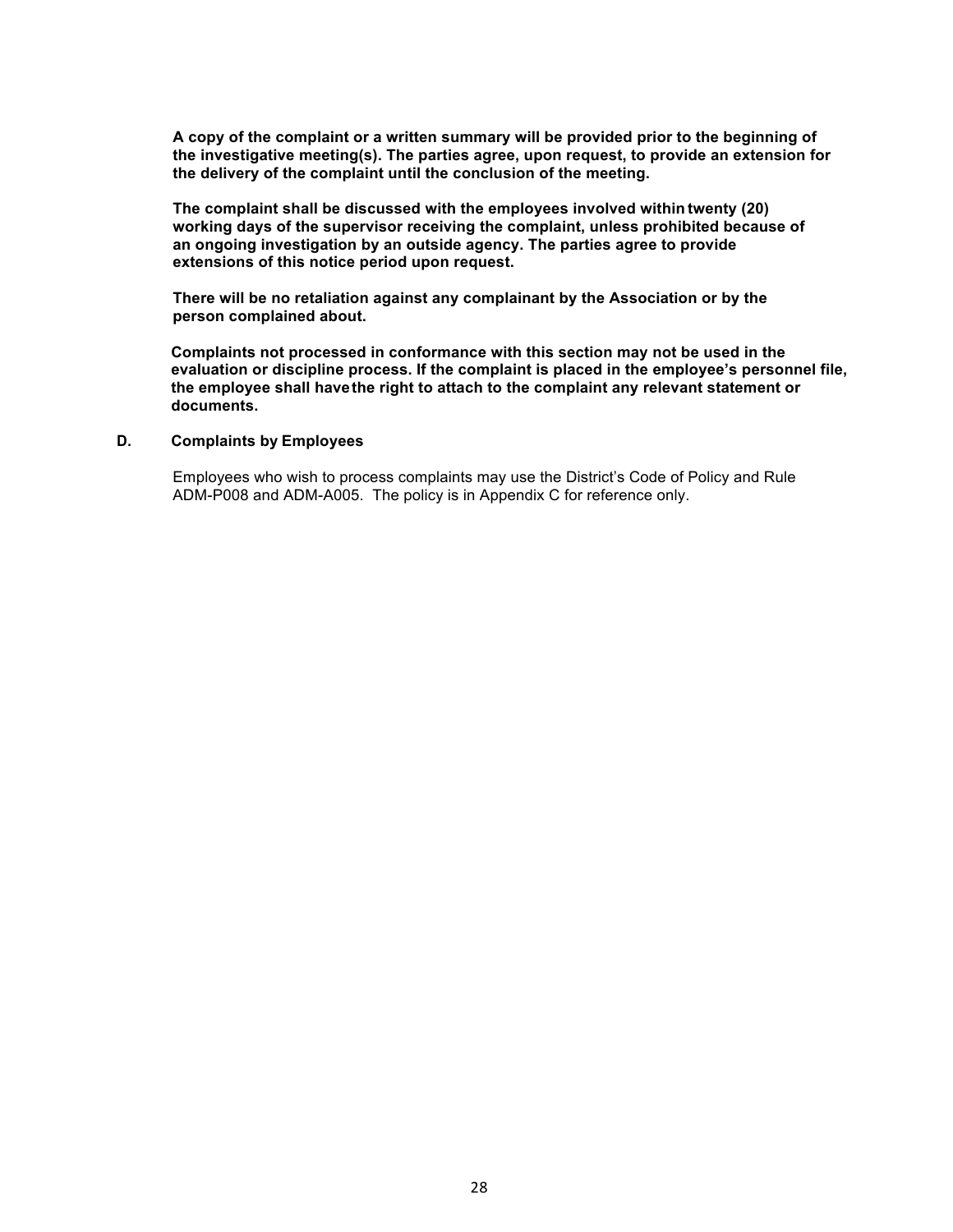**A copy of the complaint or a written summary will be provided prior to the beginning of the investigative meeting(s). The parties agree, upon request, to provide an extension for the delivery of the complaint until the conclusion of the meeting.**

**The complaint shall be discussed with the employees involved within twenty (20) working days of the supervisor receiving the complaint, unless prohibited because of an ongoing investigation by an outside agency. The parties agree to provide extensions of this notice period upon request.**

**There will be no retaliation against any complainant by the Association or by the person complained about.**

**Complaints not processed in conformance with this section may not be used in the evaluation or discipline process. If the complaint is placed in the employee's personnel file, the employee shall have the right to attach to the complaint any relevant statement or documents.**

**D. Complaints by Employees**

Employees who wish to process complaints may use the District's Code of Policy and Rule ADM-P008 and ADM-A005. The policy is in Appendix C for reference only.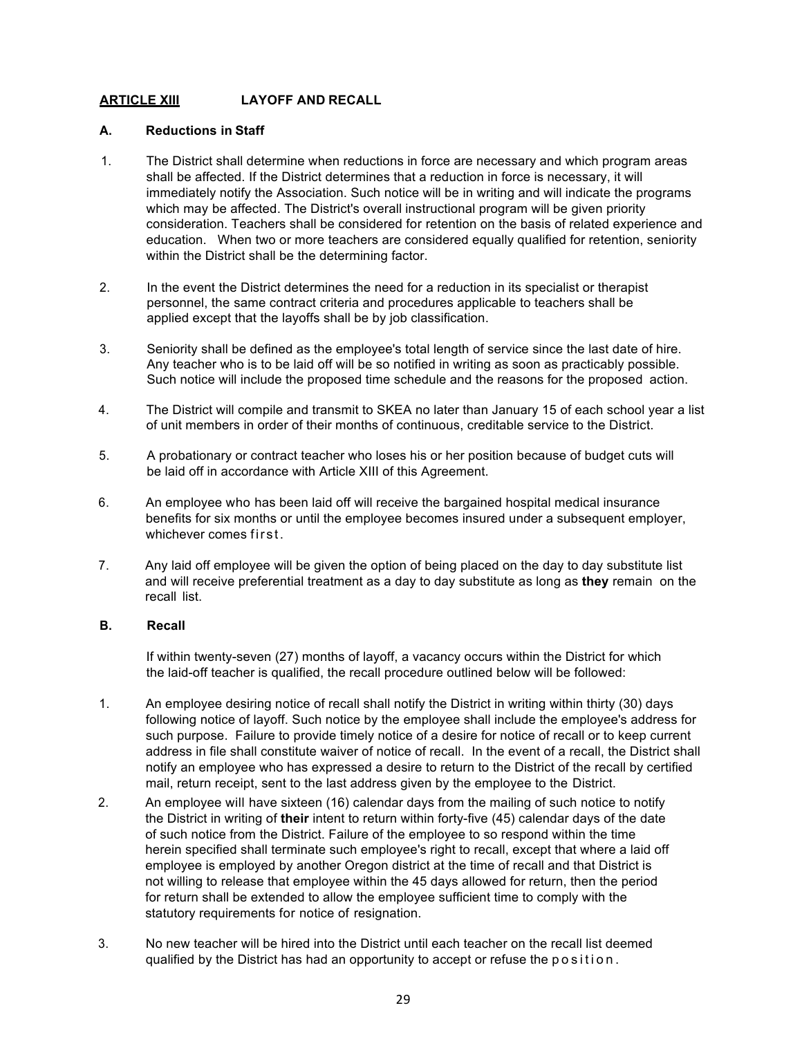## ARTICLE XIII LAYOFF AND RECALL

### A. Reductions in Staff

1. The District shall determine when reductions in force are necessary and which program areas shall be affected. If the District determines that a reduction in force is necessary, it will immediately notify the Association. Such notice will be in writing and will indicate the programs which may be affected. The District's overall instructional program will be given priority consideration. Teachers shall be considered for retention on the basis of related experience and education. When two or more teachers are considered equally qualified for retention, seniority within the District shall be the determining factor.

2. In the event the District determines the need for a reduction in its specialist or therapist personnel, the same contract criteria and procedures applicable to teachers shall be applied except that the layoffs shall be by job classification.

3. Seniority shall be defined as the employee's total length of service since the last date of hire. Any teacher who is to be laid off will be so notified in writing as soon as practicably possible. Such notice will include the proposed time schedule and the reasons for the proposed action.

4. The District will compile and transmit to SKEA no later than January 15 of each school year a list of unit members in order of their months of continuous, creditable service to the District.

5. A probationary or contract teacher who loses his or her position because of budget cuts will be laid off in accordance with Article XIII of this Agreement.

6. An employee who has been laid off will receive the bargained hospital medical insurance benefits for six months or until the employee becomes insured under a subsequent employer, whichever comes first.

7. Any laid off employee will be given the option of being placed on the day to day substitute list and will receive preferential treatment as a day to day substitute as long as **they** remain on the recall list.

### B. Recall

If within twenty-seven (27) months of layoff, a vacancy occurs within the District for which the laid-off teacher is qualified, the recall procedure outlined below will be followed:

1. An employee desiring notice of recall shall notify the District in writing within thirty (30) days following notice of layoff. Such notice by the employee shall include the employee's address for such purpose. Failure to provide timely notice of a desire for notice of recall or to keep current address in file shall constitute waiver of notice of recall. In the event of a recall, the District shall notify an employee who has expressed a desire to return to the District of the recall by certified mail, return receipt, sent to the last address given by the employee to the District.

2. An employee will have sixteen (16) calendar days from the mailing of such notice to notify the District in writing of **their** intent to return within forty-five (45) calendar days of the date of such notice from the District. Failure of the employee to so respond within the time herein specified shall terminate such employee's right to recall, except that where a laid off employee is employed by another Oregon district at the time of recall and that District is not willing to release that employee within the 45 days allowed for return, then the period for return shall be extended to allow the employee sufficient time to comply with the statutory requirements for notice of resignation.

3. No new teacher will be hired into the District until each teacher on the recall list deemed qualified by the District has had an opportunity to accept or refuse the position.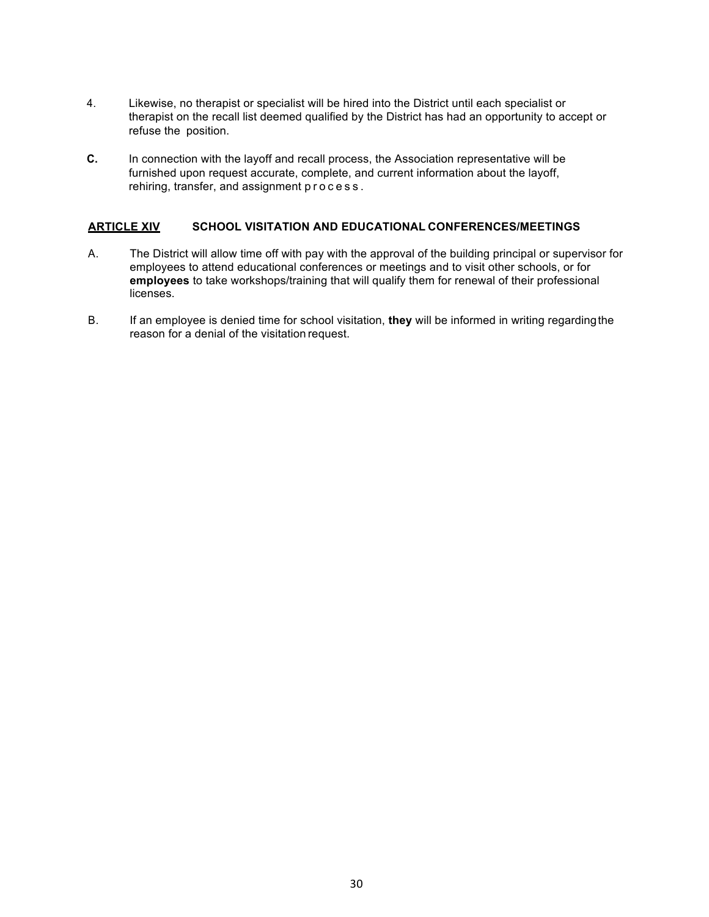4. Likewise, no therapist or specialist will be hired into the District until each specialist or therapist on the recall list deemed qualified by the District has had an opportunity to accept or refuse the position.

**C.** In connection with the layoff and recall process, the Association representative will be furnished upon request accurate, complete, and current information about the layoff, rehiring, transfer, and assignment process.

## <u>ARTICLE XIV</u> SCHOOL VISITATION AND EDUCATIONAL CONFERENCES/MEETINGS

A. The District will allow time off with pay with the approval of the building principal or supervisor for employees to attend educational conferences or meetings and to visit other schools, or for **employees** to take workshops/training that will qualify them for renewal of their professional licenses.

B. If an employee is denied time for school visitation, **they** will be informed in writing regarding the reason for a denial of the visitation request.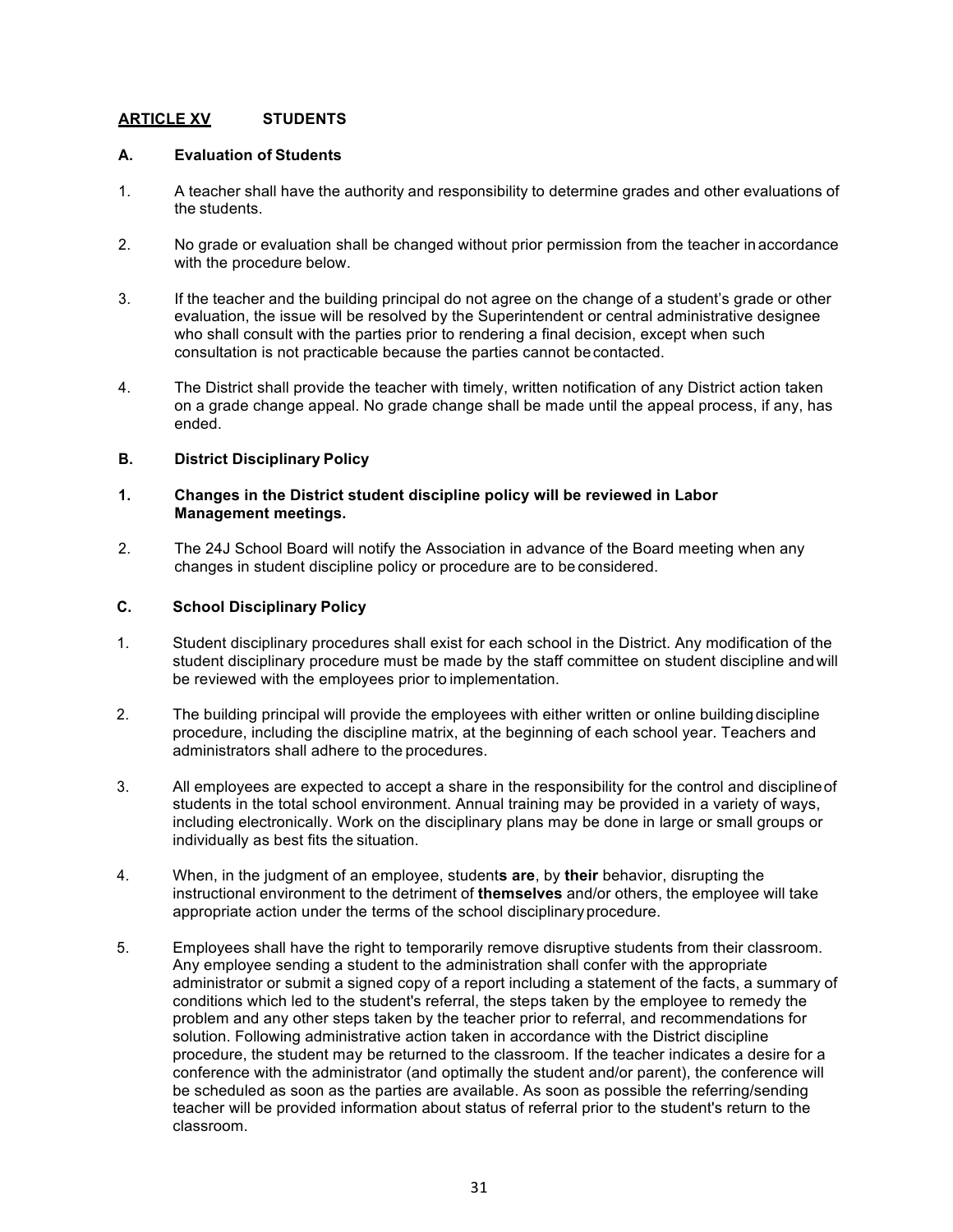## ARTICLE XV STUDENTS

### A. Evaluation of Students

1. A teacher shall have the authority and responsibility to determine grades and other evaluations of the students.

2. No grade or evaluation shall be changed without prior permission from the teacher in accordance with the procedure below.

3. If the teacher and the building principal do not agree on the change of a student's grade or other evaluation, the issue will be resolved by the Superintendent or central administrative designee who shall consult with the parties prior to rendering a final decision, except when such consultation is not practicable because the parties cannot be contacted.

4. The District shall provide the teacher with timely, written notification of any District action taken on a grade change appeal. No grade change shall be made until the appeal process, if any, has ended.

### B. District Disciplinary Policy

1. **Changes in the District student discipline policy will be reviewed in Labor Management meetings.**

2. The 24J School Board will notify the Association in advance of the Board meeting when any changes in student discipline policy or procedure are to be considered.

### C. School Disciplinary Policy

1. Student disciplinary procedures shall exist for each school in the District. Any modification of the student disciplinary procedure must be made by the staff committee on student discipline and will be reviewed with the employees prior to implementation.

2. The building principal will provide the employees with either written or online building discipline procedure, including the discipline matrix, at the beginning of each school year. Teachers and administrators shall adhere to the procedures.

3. All employees are expected to accept a share in the responsibility for the control and discipline of students in the total school environment. Annual training may be provided in a variety of ways, including electronically. Work on the disciplinary plans may be done in large or small groups or individually as best fits the situation.

4. When, in the judgment of an employee, student**s are**, by **their** behavior, disrupting the instructional environment to the detriment of **themselves** and/or others, the employee will take appropriate action under the terms of the school disciplinary procedure.

5. Employees shall have the right to temporarily remove disruptive students from their classroom. Any employee sending a student to the administration shall confer with the appropriate administrator or submit a signed copy of a report including a statement of the facts, a summary of conditions which led to the student's referral, the steps taken by the employee to remedy the problem and any other steps taken by the teacher prior to referral, and recommendations for solution. Following administrative action taken in accordance with the District discipline procedure, the student may be returned to the classroom. If the teacher indicates a desire for a conference with the administrator (and optimally the student and/or parent), the conference will be scheduled as soon as the parties are available. As soon as possible the referring/sending teacher will be provided information about status of referral prior to the student's return to the classroom.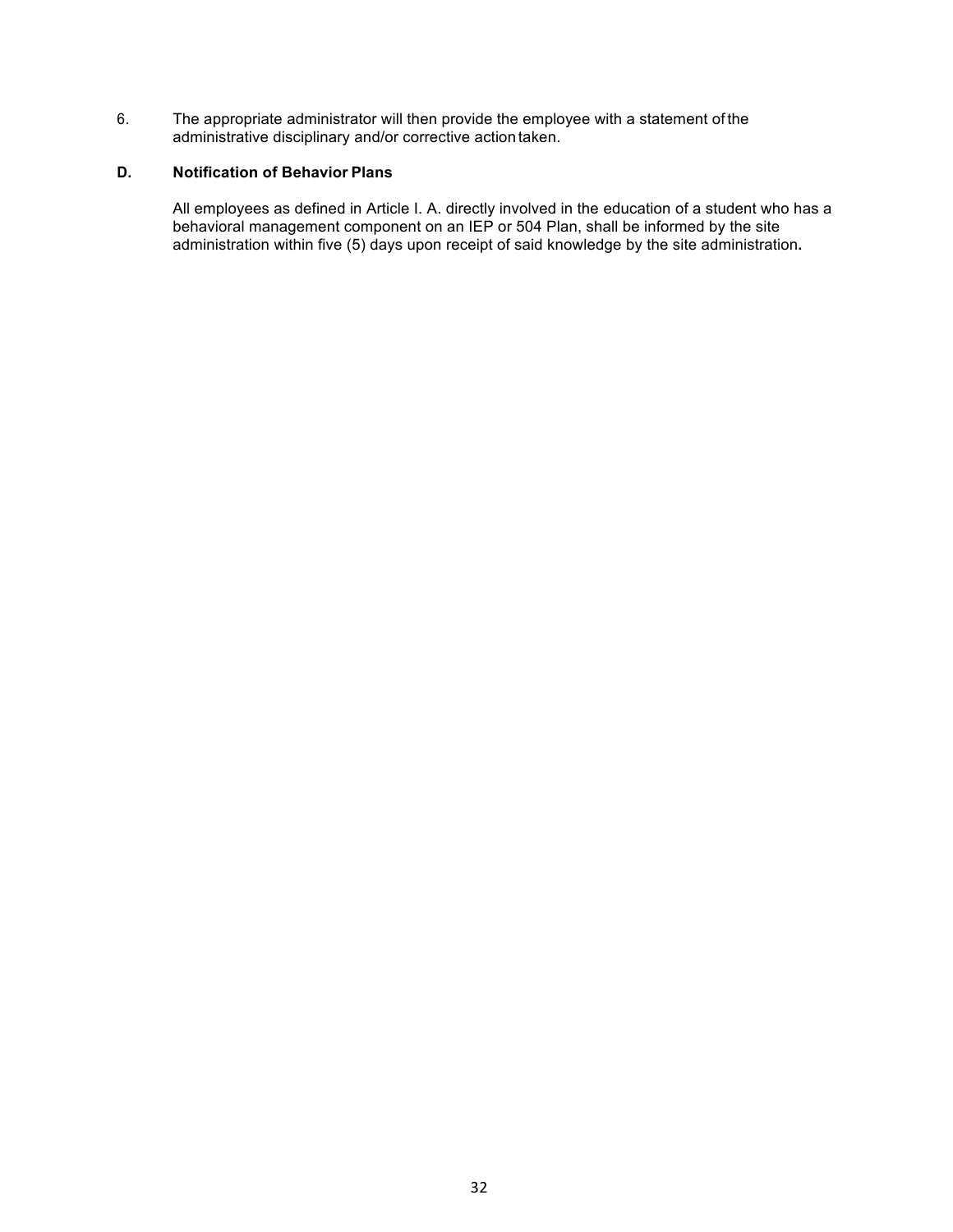6. The appropriate administrator will then provide the employee with a statement of the administrative disciplinary and/or corrective action taken.

**D. Notification of Behavior Plans**

All employees as defined in Article I. A. directly involved in the education of a student who has a behavioral management component on an IEP or 504 Plan, shall be informed by the site administration within five (5) days upon receipt of said knowledge by the site administration.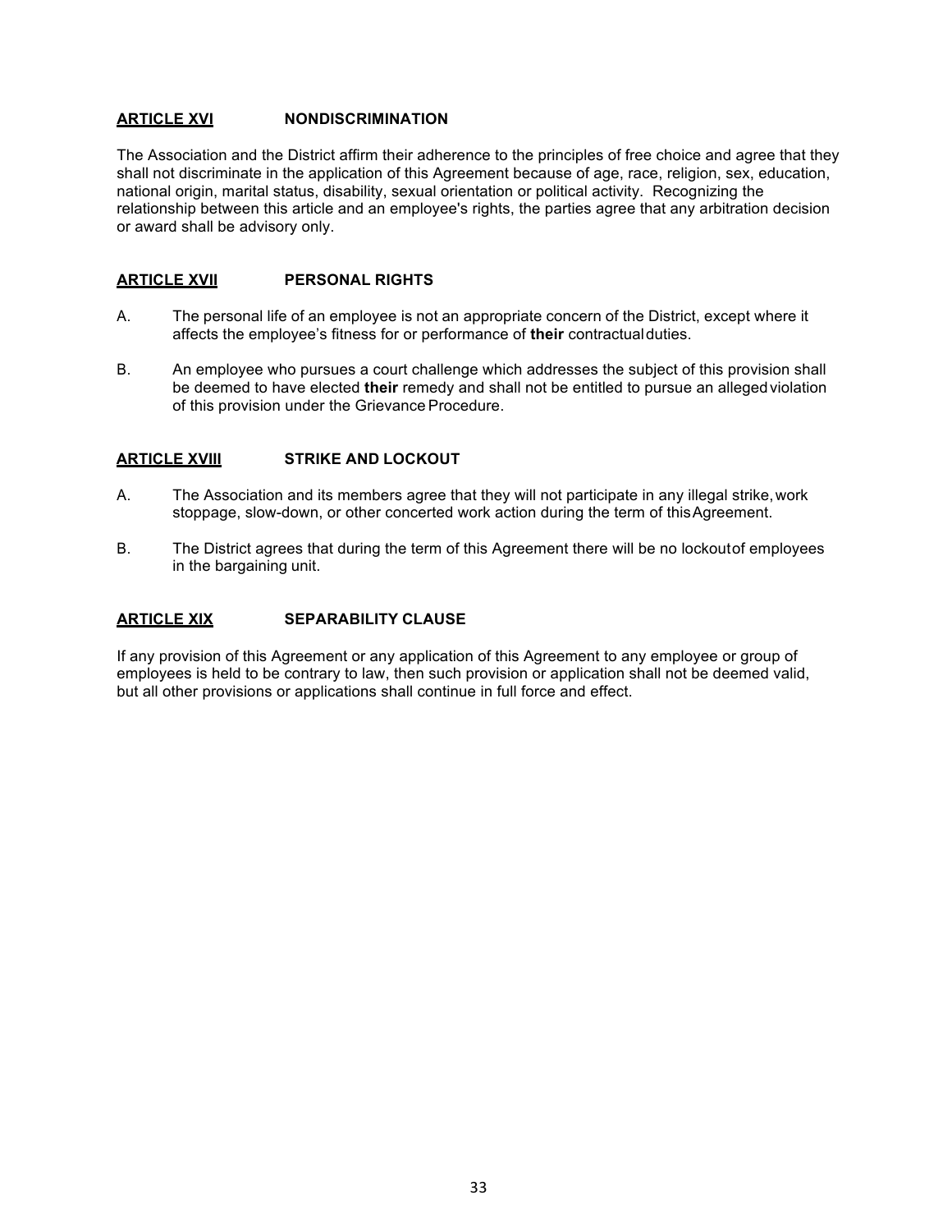## ARTICLE XVI NONDISCRIMINATION

The Association and the District affirm their adherence to the principles of free choice and agree that they shall not discriminate in the application of this Agreement because of age, race, religion, sex, education, national origin, marital status, disability, sexual orientation or political activity. Recognizing the relationship between this article and an employee's rights, the parties agree that any arbitration decision or award shall be advisory only.

## ARTICLE XVII PERSONAL RIGHTS

A. The personal life of an employee is not an appropriate concern of the District, except where it affects the employee's fitness for or performance of **their** contractual duties.

B. An employee who pursues a court challenge which addresses the subject of this provision shall be deemed to have elected **their** remedy and shall not be entitled to pursue an alleged violation of this provision under the Grievance Procedure.

## ARTICLE XVIII STRIKE AND LOCKOUT

A. The Association and its members agree that they will not participate in any illegal strike, work stoppage, slow-down, or other concerted work action during the term of this Agreement.

B. The District agrees that during the term of this Agreement there will be no lockout of employees in the bargaining unit.

## ARTICLE XIX SEPARABILITY CLAUSE

If any provision of this Agreement or any application of this Agreement to any employee or group of employees is held to be contrary to law, then such provision or application shall not be deemed valid, but all other provisions or applications shall continue in full force and effect.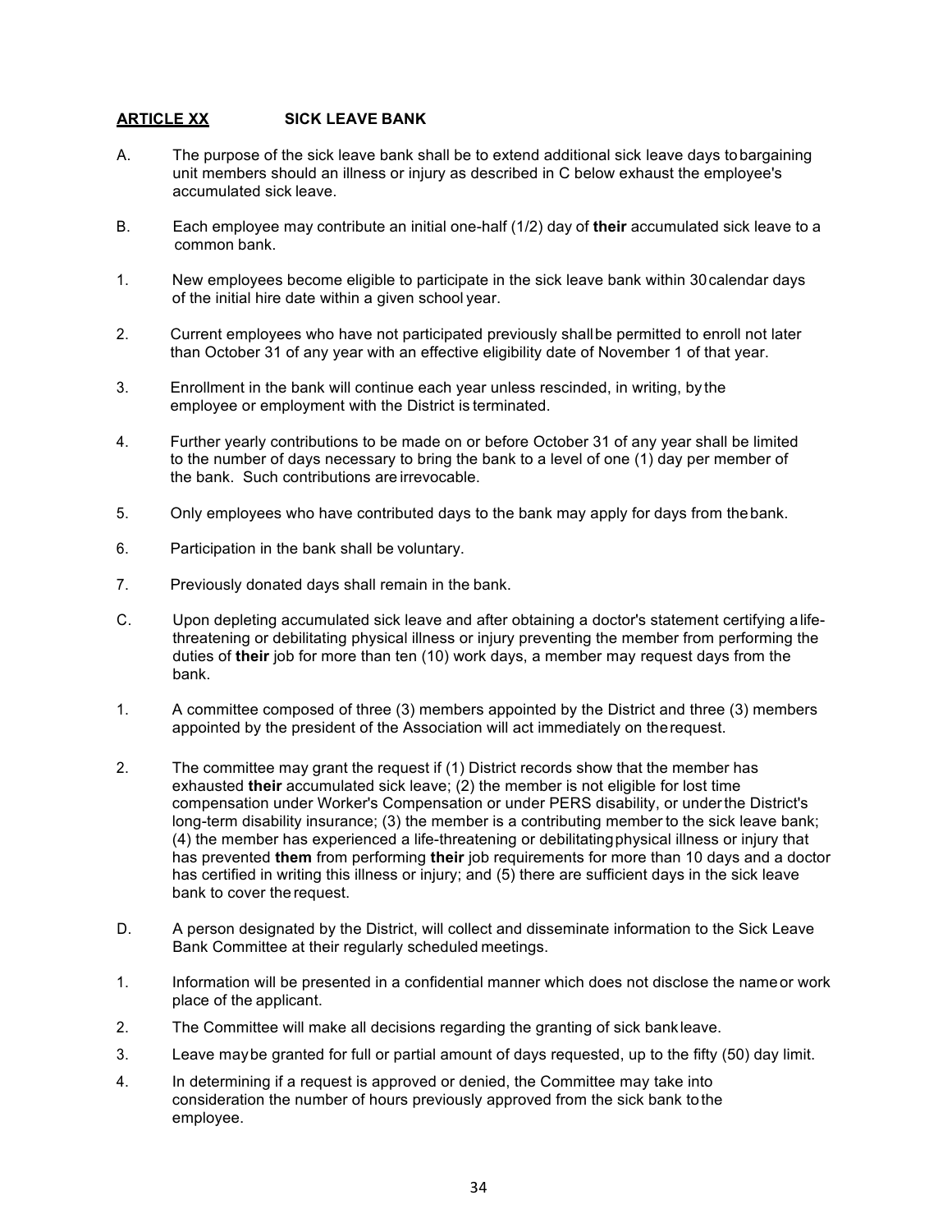## **ARTICLE XX** SICK LEAVE BANK

A. The purpose of the sick leave bank shall be to extend additional sick leave days to bargaining unit members should an illness or injury as described in C below exhaust the employee's accumulated sick leave.

B. Each employee may contribute an initial one-half (1/2) day of **their** accumulated sick leave to a common bank.

1. New employees become eligible to participate in the sick leave bank within 30 calendar days of the initial hire date within a given school year.

2. Current employees who have not participated previously shall be permitted to enroll not later than October 31 of any year with an effective eligibility date of November 1 of that year.

3. Enrollment in the bank will continue each year unless rescinded, in writing, by the employee or employment with the District is terminated.

4. Further yearly contributions to be made on or before October 31 of any year shall be limited to the number of days necessary to bring the bank to a level of one (1) day per member of the bank. Such contributions are irrevocable.

5. Only employees who have contributed days to the bank may apply for days from the bank.

6. Participation in the bank shall be voluntary.

7. Previously donated days shall remain in the bank.

C. Upon depleting accumulated sick leave and after obtaining a doctor's statement certifying a life-threatening or debilitating physical illness or injury preventing the member from performing the duties of **their** job for more than ten (10) work days, a member may request days from the bank.

1. A committee composed of three (3) members appointed by the District and three (3) members appointed by the president of the Association will act immediately on the request.

2. The committee may grant the request if (1) District records show that the member has exhausted **their** accumulated sick leave; (2) the member is not eligible for lost time compensation under Worker's Compensation or under PERS disability, or under the District's long-term disability insurance; (3) the member is a contributing member to the sick leave bank; (4) the member has experienced a life-threatening or debilitating physical illness or injury that has prevented **them** from performing **their** job requirements for more than 10 days and a doctor has certified in writing this illness or injury; and (5) there are sufficient days in the sick leave bank to cover the request.

D. A person designated by the District, will collect and disseminate information to the Sick Leave Bank Committee at their regularly scheduled meetings.

1. Information will be presented in a confidential manner which does not disclose the name or work place of the applicant.

2. The Committee will make all decisions regarding the granting of sick bank leave.

3. Leave may be granted for full or partial amount of days requested, up to the fifty (50) day limit.

4. In determining if a request is approved or denied, the Committee may take into consideration the number of hours previously approved from the sick bank to the employee.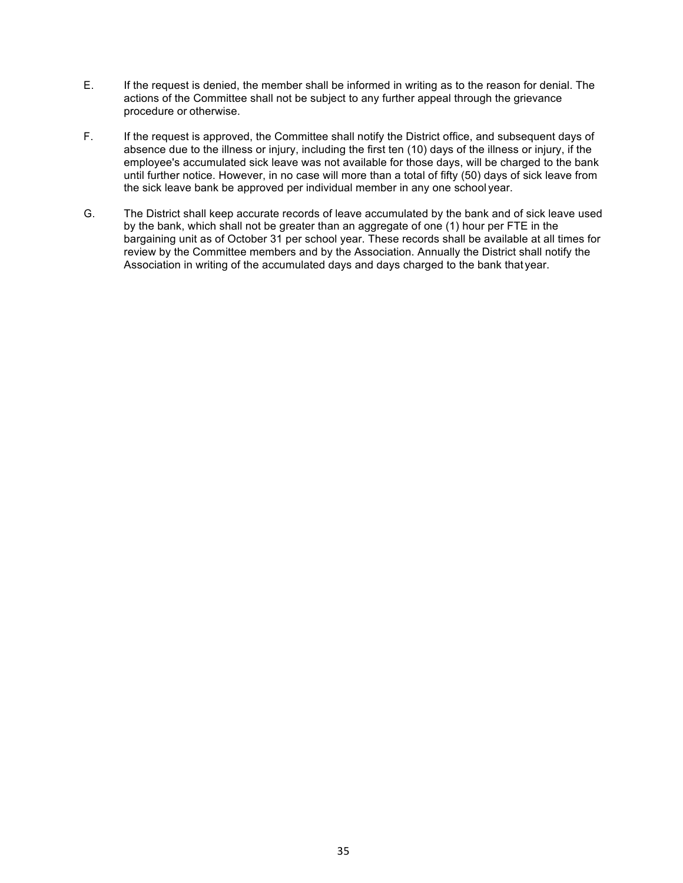E. If the request is denied, the member shall be informed in writing as to the reason for denial. The actions of the Committee shall not be subject to any further appeal through the grievance procedure or otherwise.

F. If the request is approved, the Committee shall notify the District office, and subsequent days of absence due to the illness or injury, including the first ten (10) days of the illness or injury, if the employee's accumulated sick leave was not available for those days, will be charged to the bank until further notice. However, in no case will more than a total of fifty (50) days of sick leave from the sick leave bank be approved per individual member in any one school year.

G. The District shall keep accurate records of leave accumulated by the bank and of sick leave used by the bank, which shall not be greater than an aggregate of one (1) hour per FTE in the bargaining unit as of October 31 per school year. These records shall be available at all times for review by the Committee members and by the Association. Annually the District shall notify the Association in writing of the accumulated days and days charged to the bank that year.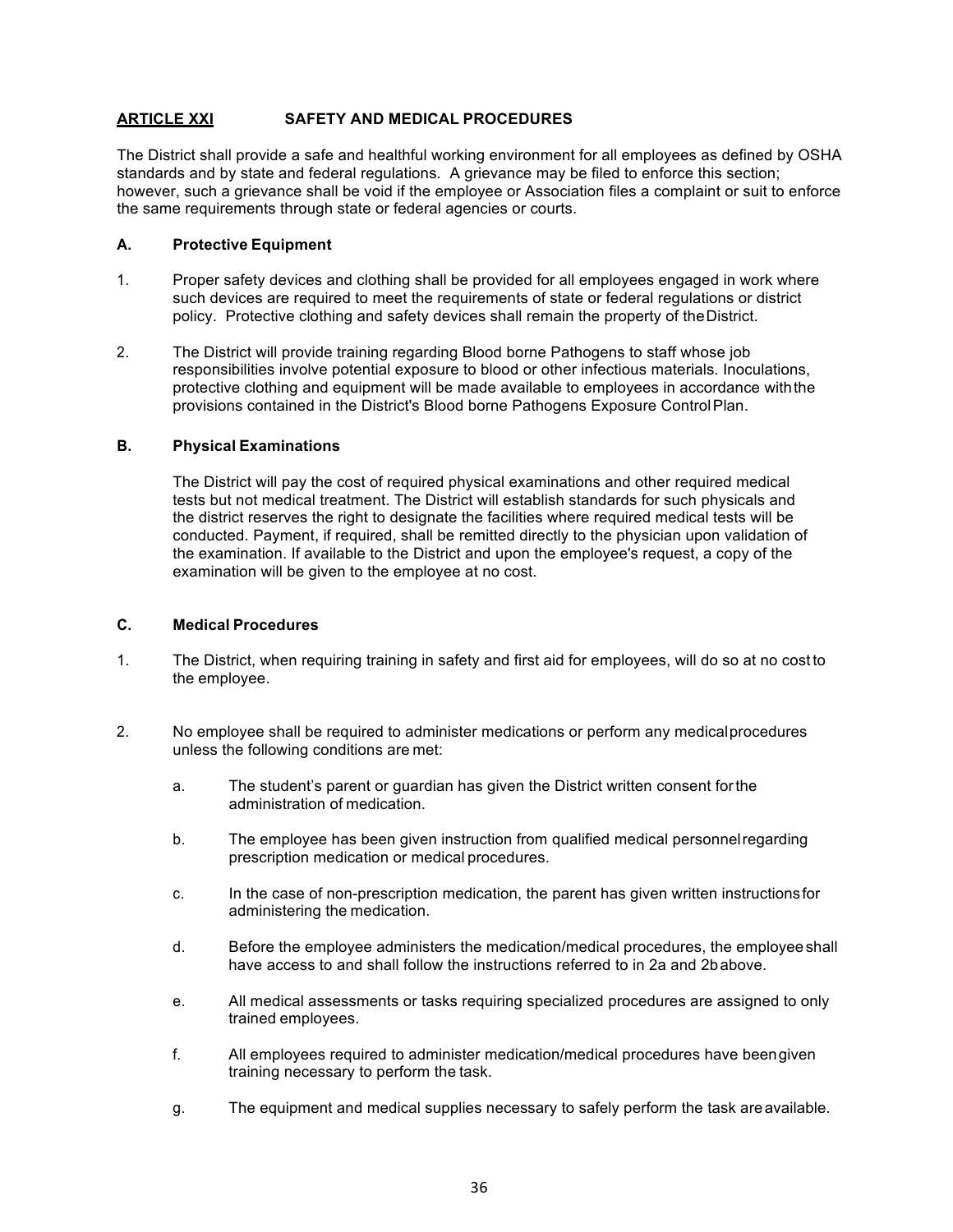## ARTICLE XXI SAFETY AND MEDICAL PROCEDURES

The District shall provide a safe and healthful working environment for all employees as defined by OSHA standards and by state and federal regulations. A grievance may be filed to enforce this section; however, such a grievance shall be void if the employee or Association files a complaint or suit to enforce the same requirements through state or federal agencies or courts.

### A. Protective Equipment

1. Proper safety devices and clothing shall be provided for all employees engaged in work where such devices are required to meet the requirements of state or federal regulations or district policy. Protective clothing and safety devices shall remain the property of the District.

2. The District will provide training regarding Blood borne Pathogens to staff whose job responsibilities involve potential exposure to blood or other infectious materials. Inoculations, protective clothing and equipment will be made available to employees in accordance with the provisions contained in the District's Blood borne Pathogens Exposure Control Plan.

### B. Physical Examinations

The District will pay the cost of required physical examinations and other required medical tests but not medical treatment. The District will establish standards for such physicals and the district reserves the right to designate the facilities where required medical tests will be conducted. Payment, if required, shall be remitted directly to the physician upon validation of the examination. If available to the District and upon the employee's request, a copy of the examination will be given to the employee at no cost.

### C. Medical Procedures

1. The District, when requiring training in safety and first aid for employees, will do so at no cost to the employee.

2. No employee shall be required to administer medications or perform any medical procedures unless the following conditions are met:

   a. The student's parent or guardian has given the District written consent for the administration of medication.

   b. The employee has been given instruction from qualified medical personnel regarding prescription medication or medical procedures.

   c. In the case of non-prescription medication, the parent has given written instructions for administering the medication.

   d. Before the employee administers the medication/medical procedures, the employee shall have access to and shall follow the instructions referred to in 2a and 2b above.

   e. All medical assessments or tasks requiring specialized procedures are assigned to only trained employees.

   f. All employees required to administer medication/medical procedures have been given training necessary to perform the task.

   g. The equipment and medical supplies necessary to safely perform the task are available.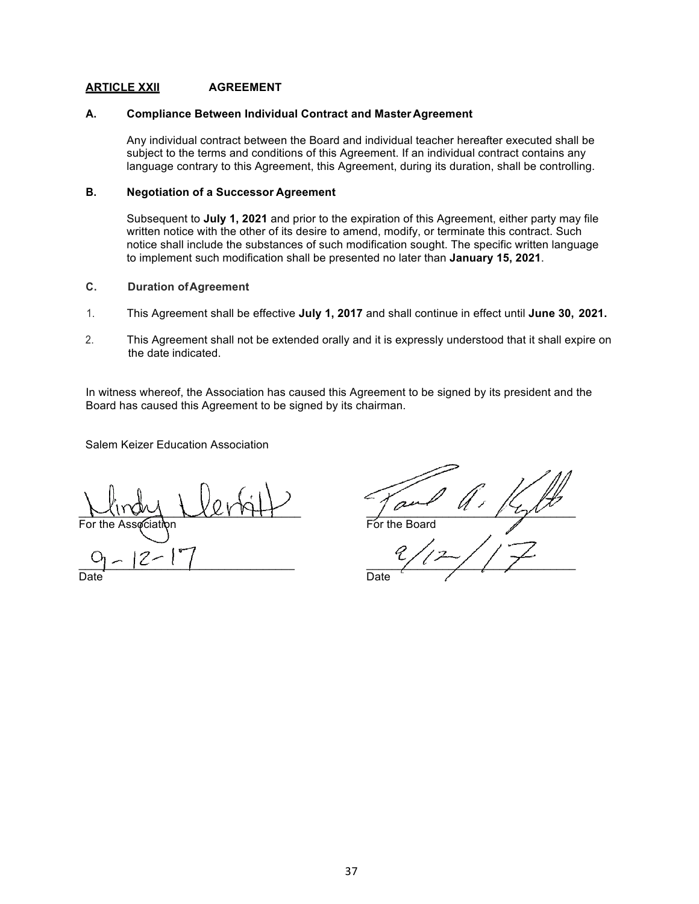## ARTICLE XXII AGREEMENT

**A. Compliance Between Individual Contract and Master Agreement**

Any individual contract between the Board and individual teacher hereafter executed shall be subject to the terms and conditions of this Agreement. If an individual contract contains any language contrary to this Agreement, this Agreement, during its duration, shall be controlling.

**B. Negotiation of a Successor Agreement**

Subsequent to **July 1, 2021** and prior to the expiration of this Agreement, either party may file written notice with the other of its desire to amend, modify, or terminate this contract. Such notice shall include the substances of such modification sought. The specific written language to implement such modification shall be presented no later than **January 15, 2021**.

**C. Duration of Agreement**

1. This Agreement shall be effective **July 1, 2017** and shall continue in effect until **June 30, 2021.**
2. This Agreement shall not be extended orally and it is expressly understood that it shall expire on the date indicated.

In witness whereof, the Association has caused this Agreement to be signed by its president and the Board has caused this Agreement to be signed by its chairman.

Salem Keizer Education Association

| | |
|---|---|
| Mindy Merritt | Paul A. Kyllo |
| For the Association | For the Board |
| 9-12-17 | 9/12/17 |
| Date | Date |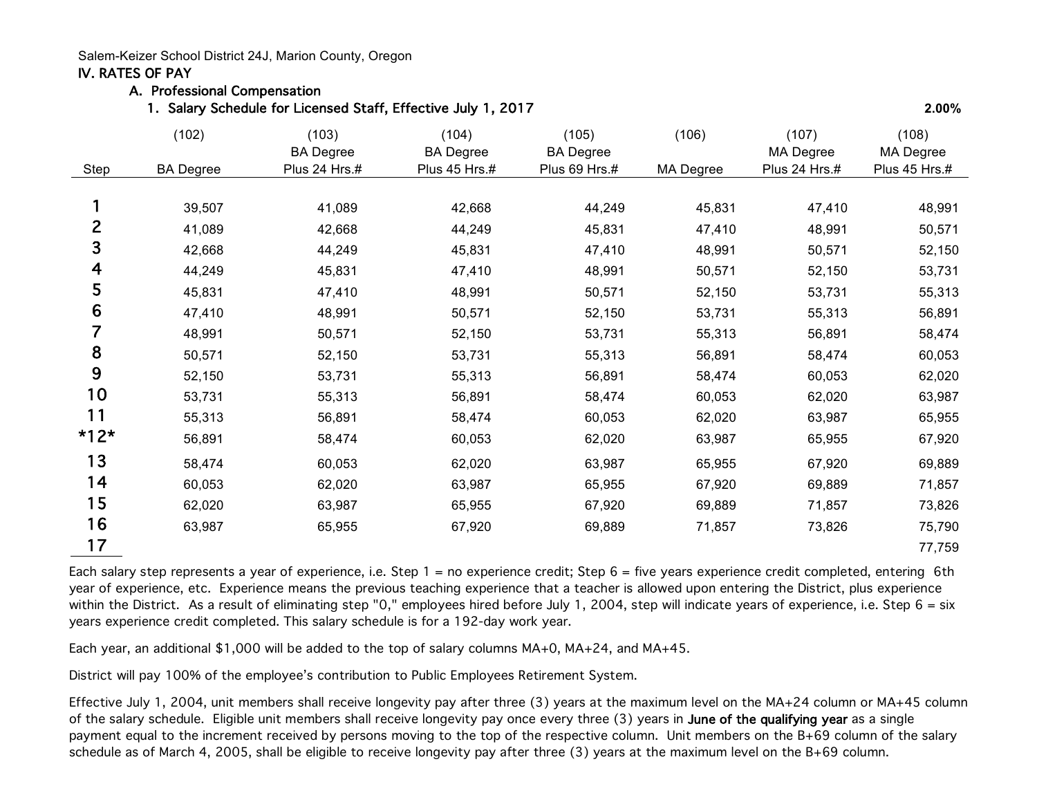Salem-Keizer School District 24J, Marion County, Oregon

# IV. RATES OF PAY

## A. Professional Compensation

### 1. Salary Schedule for Licensed Staff, Effective July 1, 2017

2.00%

| Step | (102) BA Degree | (103) BA Degree Plus 24 Hrs.# | (104) BA Degree Plus 45 Hrs.# | (105) BA Degree Plus 69 Hrs.# | (106) MA Degree | (107) MA Degree Plus 24 Hrs.# | (108) MA Degree Plus 45 Hrs.# |
|---|---|---|---|---|---|---|---|
| 1 | 39,507 | 41,089 | 42,668 | 44,249 | 45,831 | 47,410 | 48,991 |
| 2 | 41,089 | 42,668 | 44,249 | 45,831 | 47,410 | 48,991 | 50,571 |
| 3 | 42,668 | 44,249 | 45,831 | 47,410 | 48,991 | 50,571 | 52,150 |
| 4 | 44,249 | 45,831 | 47,410 | 48,991 | 50,571 | 52,150 | 53,731 |
| 5 | 45,831 | 47,410 | 48,991 | 50,571 | 52,150 | 53,731 | 55,313 |
| 6 | 47,410 | 48,991 | 50,571 | 52,150 | 53,731 | 55,313 | 56,891 |
| 7 | 48,991 | 50,571 | 52,150 | 53,731 | 55,313 | 56,891 | 58,474 |
| 8 | 50,571 | 52,150 | 53,731 | 55,313 | 56,891 | 58,474 | 60,053 |
| 9 | 52,150 | 53,731 | 55,313 | 56,891 | 58,474 | 60,053 | 62,020 |
| 10 | 53,731 | 55,313 | 56,891 | 58,474 | 60,053 | 62,020 | 63,987 |
| 11 | 55,313 | 56,891 | 58,474 | 60,053 | 62,020 | 63,987 | 65,955 |
| *12* | 56,891 | 58,474 | 60,053 | 62,020 | 63,987 | 65,955 | 67,920 |
| 13 | 58,474 | 60,053 | 62,020 | 63,987 | 65,955 | 67,920 | 69,889 |
| 14 | 60,053 | 62,020 | 63,987 | 65,955 | 67,920 | 69,889 | 71,857 |
| 15 | 62,020 | 63,987 | 65,955 | 67,920 | 69,889 | 71,857 | 73,826 |
| 16 | 63,987 | 65,955 | 67,920 | 69,889 | 71,857 | 73,826 | 75,790 |
| 17 | | | | | | | 77,759 |

Each salary step represents a year of experience, i.e. Step 1 = no experience credit; Step 6 = five years experience credit completed, entering 6th year of experience, etc. Experience means the previous teaching experience that a teacher is allowed upon entering the District, plus experience within the District. As a result of eliminating step "0," employees hired before July 1, 2004, step will indicate years of experience, i.e. Step 6 = six years experience credit completed. This salary schedule is for a 192-day work year.

Each year, an additional $1,000 will be added to the top of salary columns MA+0, MA+24, and MA+45.

District will pay 100% of the employee's contribution to Public Employees Retirement System.

Effective July 1, 2004, unit members shall receive longevity pay after three (3) years at the maximum level on the MA+24 column or MA+45 column of the salary schedule. Eligible unit members shall receive longevity pay once every three (3) years in **June of the qualifying year** as a single payment equal to the increment received by persons moving to the top of the respective column. Unit members on the B+69 column of the salary schedule as of March 4, 2005, shall be eligible to receive longevity pay after three (3) years at the maximum level on the B+69 column.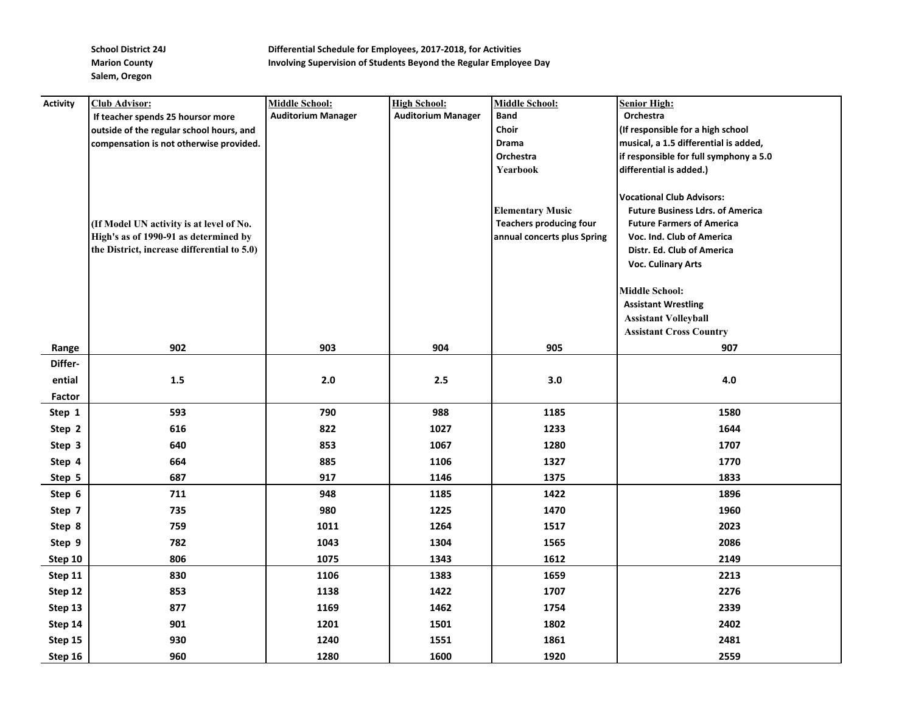School District 24J
Marion County
Salem, Oregon

**Differential Schedule for Employees, 2017-2018, for Activities Involving Supervision of Students Beyond the Regular Employee Day**

| Activity | Club Advisor: If teacher spends 25 hoursor more outside of the regular school hours, and compensation is not otherwise provided. (If Model UN activity is at level of No. High's as of 1990-91 as determined by the District, increase differential to 5.0) | Middle School: Auditorium Manager | High School: Auditorium Manager | Middle School: Band, Choir, Drama, Orchestra, Yearbook; Elementary Music Teachers producing four annual concerts plus Spring | Senior High: Orchestra (If responsible for a high school musical, a 1.5 differential is added, if responsible for full symphony a 5.0 differential is added.) Vocational Club Advisors: Future Business Ldrs. of America, Future Farmers of America, Voc. Ind. Club of America, Distr. Ed. Club of America, Voc. Culinary Arts; Middle School: Assistant Wrestling, Assistant Volleyball, Assistant Cross Country |
|---|---|---|---|---|---|
| Range | 902 | 903 | 904 | 905 | 907 |
| Differential Factor | 1.5 | 2.0 | 2.5 | 3.0 | 4.0 |
| Step 1 | 593 | 790 | 988 | 1185 | 1580 |
| Step 2 | 616 | 822 | 1027 | 1233 | 1644 |
| Step 3 | 640 | 853 | 1067 | 1280 | 1707 |
| Step 4 | 664 | 885 | 1106 | 1327 | 1770 |
| Step 5 | 687 | 917 | 1146 | 1375 | 1833 |
| Step 6 | 711 | 948 | 1185 | 1422 | 1896 |
| Step 7 | 735 | 980 | 1225 | 1470 | 1960 |
| Step 8 | 759 | 1011 | 1264 | 1517 | 2023 |
| Step 9 | 782 | 1043 | 1304 | 1565 | 2086 |
| Step 10 | 806 | 1075 | 1343 | 1612 | 2149 |
| Step 11 | 830 | 1106 | 1383 | 1659 | 2213 |
| Step 12 | 853 | 1138 | 1422 | 1707 | 2276 |
| Step 13 | 877 | 1169 | 1462 | 1754 | 2339 |
| Step 14 | 901 | 1201 | 1501 | 1802 | 2402 |
| Step 15 | 930 | 1240 | 1551 | 1861 | 2481 |
| Step 16 | 960 | 1280 | 1600 | 1920 | 2559 |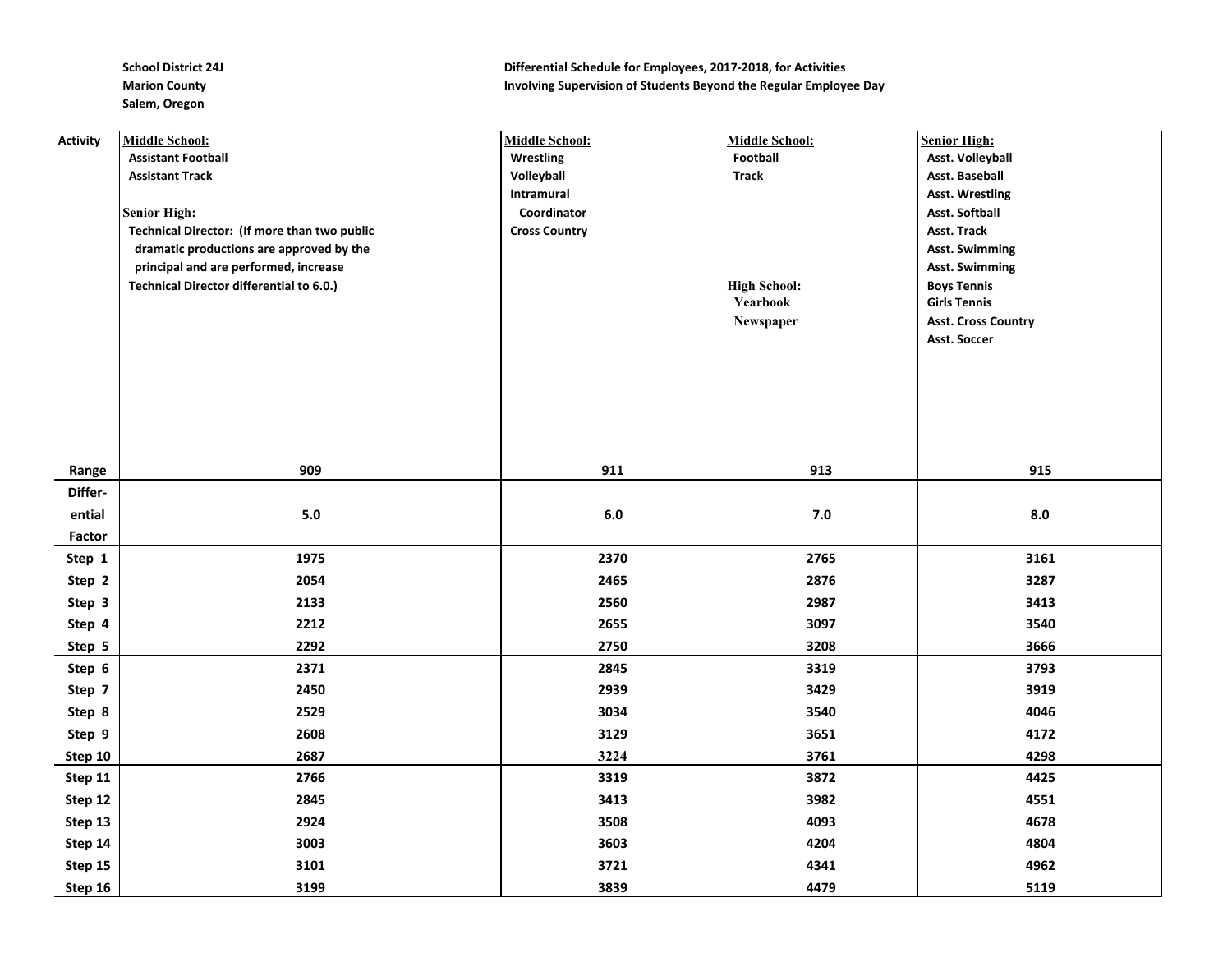School District 24J
Marion County
Salem, Oregon

Differential Schedule for Employees, 2017-2018, for Activities
Involving Supervision of Students Beyond the Regular Employee Day

| Activity | **Middle School:**<br>Assistant Football<br>Assistant Track<br><br>**Senior High:**<br>Technical Director: (If more than two public dramatic productions are approved by the principal and are performed, increase Technical Director differential to 6.0.) | **Middle School:**<br>Wrestling<br>Volleyball<br>Intramural Coordinator<br>Cross Country | **Middle School:**<br>Football<br>Track<br><br>**High School:**<br>Yearbook<br>Newspaper | **Senior High:**<br>Asst. Volleyball<br>Asst. Baseball<br>Asst. Wrestling<br>Asst. Softball<br>Asst. Track<br>Asst. Swimming<br>Asst. Swimming<br>Boys Tennis<br>Girls Tennis<br>Asst. Cross Country<br>Asst. Soccer |
|---|---|---|---|---|
| Range | 909 | 911 | 913 | 915 |
| Differential Factor | 5.0 | 6.0 | 7.0 | 8.0 |
| Step 1 | 1975 | 2370 | 2765 | 3161 |
| Step 2 | 2054 | 2465 | 2876 | 3287 |
| Step 3 | 2133 | 2560 | 2987 | 3413 |
| Step 4 | 2212 | 2655 | 3097 | 3540 |
| Step 5 | 2292 | 2750 | 3208 | 3666 |
| Step 6 | 2371 | 2845 | 3319 | 3793 |
| Step 7 | 2450 | 2939 | 3429 | 3919 |
| Step 8 | 2529 | 3034 | 3540 | 4046 |
| Step 9 | 2608 | 3129 | 3651 | 4172 |
| Step 10 | 2687 | 3224 | 3761 | 4298 |
| Step 11 | 2766 | 3319 | 3872 | 4425 |
| Step 12 | 2845 | 3413 | 3982 | 4551 |
| Step 13 | 2924 | 3508 | 4093 | 4678 |
| Step 14 | 3003 | 3603 | 4204 | 4804 |
| Step 15 | 3101 | 3721 | 4341 | 4962 |
| Step 16 | 3199 | 3839 | 4479 | 5119 |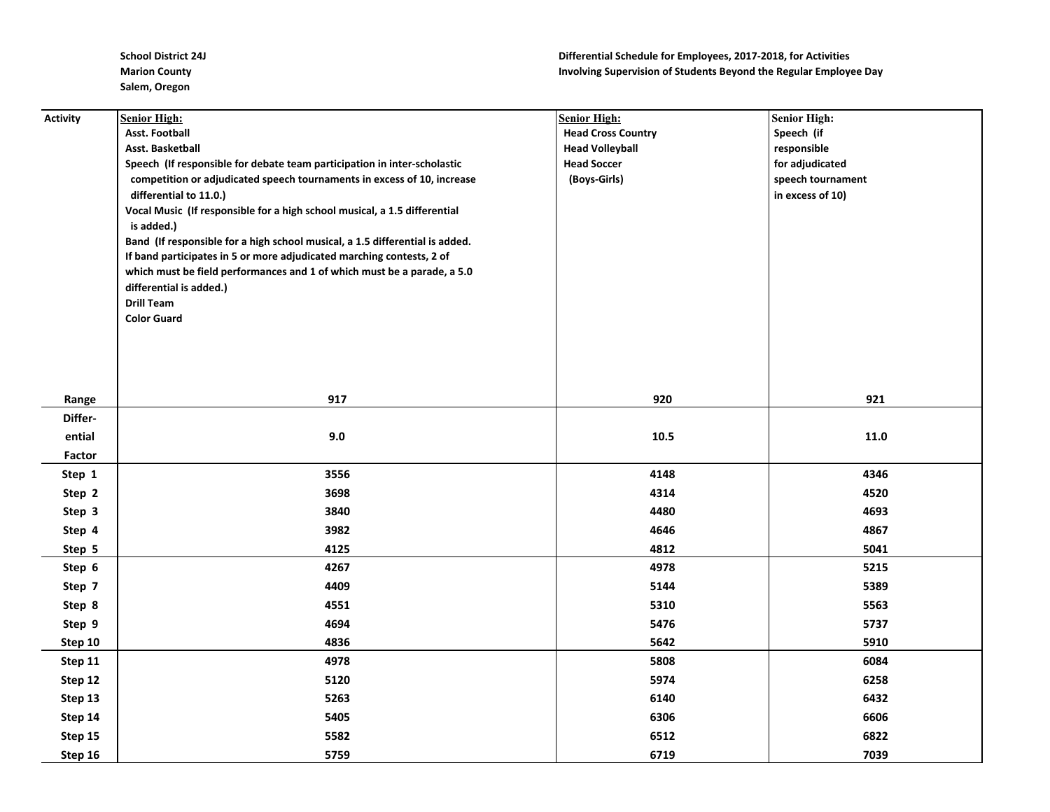School District 24J
Marion County
Salem, Oregon

Differential Schedule for Employees, 2017-2018, for Activities
Involving Supervision of Students Beyond the Regular Employee Day

| Activity | **Senior High:**<br>Asst. Football<br>Asst. Basketball<br>Speech (If responsible for debate team participation in inter-scholastic competition or adjudicated speech tournaments in excess of 10, increase differential to 11.0.)<br>Vocal Music (If responsible for a high school musical, a 1.5 differential is added.)<br>Band (If responsible for a high school musical, a 1.5 differential is added. If band participates in 5 or more adjudicated marching contests, 2 of which must be field performances and 1 of which must be a parade, a 5.0 differential is added.)<br>Drill Team<br>Color Guard | **Senior High:**<br>Head Cross Country<br>Head Volleyball<br>Head Soccer<br>(Boys-Girls) | **Senior High:**<br>Speech (if responsible for adjudicated speech tournament in excess of 10) |
|---|---|---|---|
| Range | 917 | 920 | 921 |
| Differential Factor | 9.0 | 10.5 | 11.0 |
| Step 1 | 3556 | 4148 | 4346 |
| Step 2 | 3698 | 4314 | 4520 |
| Step 3 | 3840 | 4480 | 4693 |
| Step 4 | 3982 | 4646 | 4867 |
| Step 5 | 4125 | 4812 | 5041 |
| Step 6 | 4267 | 4978 | 5215 |
| Step 7 | 4409 | 5144 | 5389 |
| Step 8 | 4551 | 5310 | 5563 |
| Step 9 | 4694 | 5476 | 5737 |
| Step 10 | 4836 | 5642 | 5910 |
| Step 11 | 4978 | 5808 | 6084 |
| Step 12 | 5120 | 5974 | 6258 |
| Step 13 | 5263 | 6140 | 6432 |
| Step 14 | 5405 | 6306 | 6606 |
| Step 15 | 5582 | 6512 | 6822 |
| Step 16 | 5759 | 6719 | 7039 |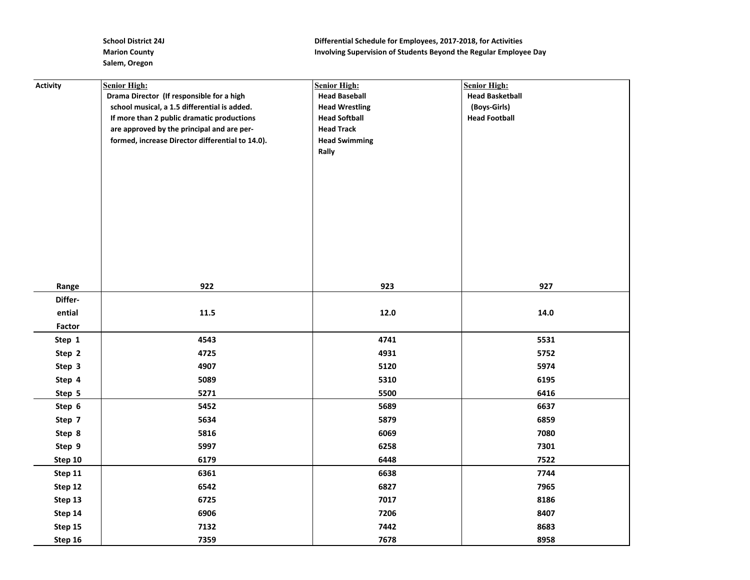School District 24J
Marion County
Salem, Oregon

**Differential Schedule for Employees, 2017-2018, for Activities Involving Supervision of Students Beyond the Regular Employee Day**

| Activity | Senior High: Drama Director (If responsible for a high school musical, a 1.5 differential is added. If more than 2 public dramatic productions are approved by the principal and are performed, increase Director differential to 14.0). | Senior High: Head Baseball, Head Wrestling, Head Softball, Head Track, Head Swimming, Rally | Senior High: Head Basketball (Boys-Girls), Head Football |
|---|---|---|---|
| Range | 922 | 923 | 927 |
| Differential Factor | 11.5 | 12.0 | 14.0 |
| Step 1 | 4543 | 4741 | 5531 |
| Step 2 | 4725 | 4931 | 5752 |
| Step 3 | 4907 | 5120 | 5974 |
| Step 4 | 5089 | 5310 | 6195 |
| Step 5 | 5271 | 5500 | 6416 |
| Step 6 | 5452 | 5689 | 6637 |
| Step 7 | 5634 | 5879 | 6859 |
| Step 8 | 5816 | 6069 | 7080 |
| Step 9 | 5997 | 6258 | 7301 |
| Step 10 | 6179 | 6448 | 7522 |
| Step 11 | 6361 | 6638 | 7744 |
| Step 12 | 6542 | 6827 | 7965 |
| Step 13 | 6725 | 7017 | 8186 |
| Step 14 | 6906 | 7206 | 8407 |
| Step 15 | 7132 | 7442 | 8683 |
| Step 16 | 7359 | 7678 | 8958 |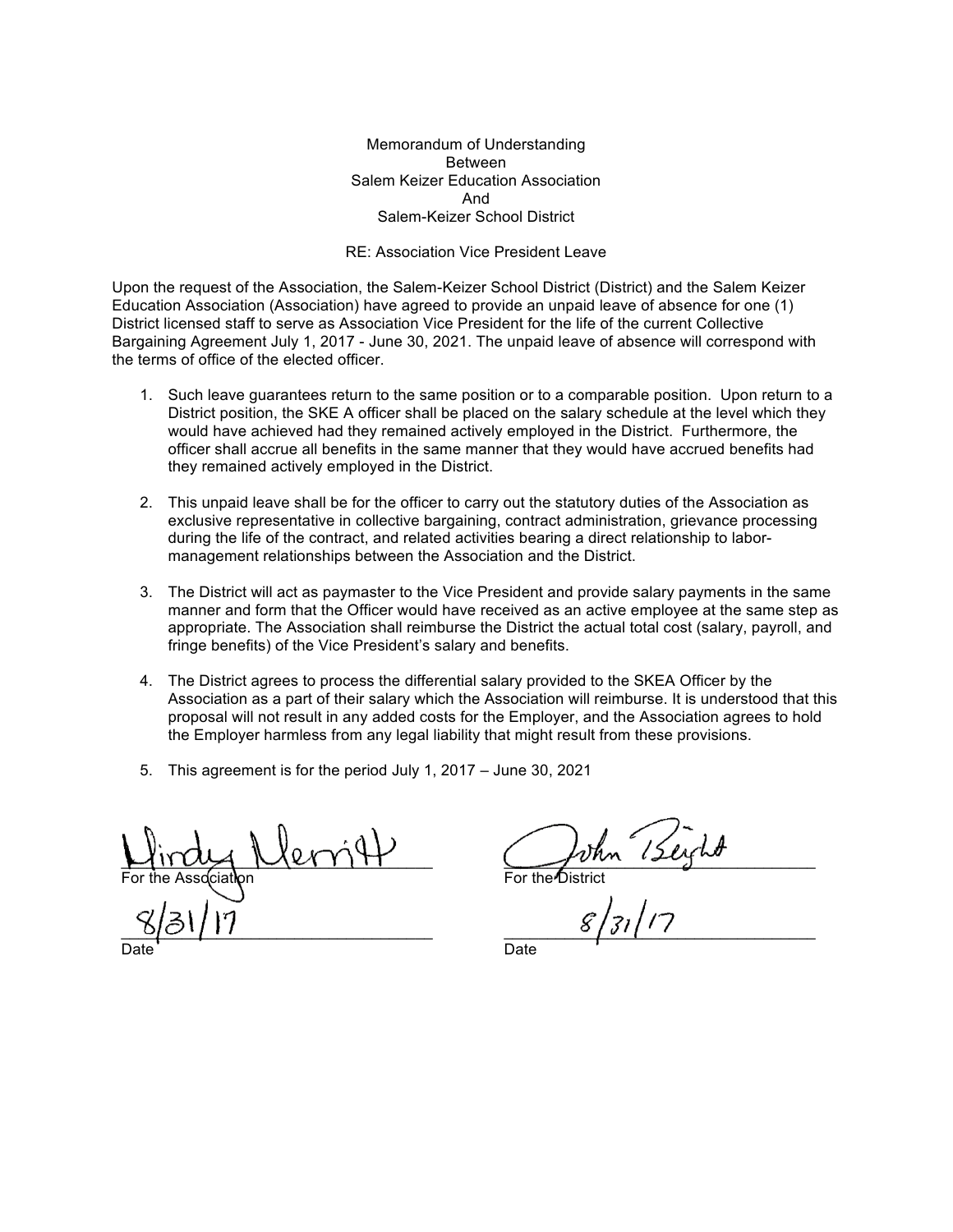Memorandum of Understanding
Between
Salem Keizer Education Association
And
Salem-Keizer School District

RE: Association Vice President Leave

Upon the request of the Association, the Salem-Keizer School District (District) and the Salem Keizer Education Association (Association) have agreed to provide an unpaid leave of absence for one (1) District licensed staff to serve as Association Vice President for the life of the current Collective Bargaining Agreement July 1, 2017 - June 30, 2021. The unpaid leave of absence will correspond with the terms of office of the elected officer.

1. Such leave guarantees return to the same position or to a comparable position. Upon return to a District position, the SKE A officer shall be placed on the salary schedule at the level which they would have achieved had they remained actively employed in the District. Furthermore, the officer shall accrue all benefits in the same manner that they would have accrued benefits had they remained actively employed in the District.

2. This unpaid leave shall be for the officer to carry out the statutory duties of the Association as exclusive representative in collective bargaining, contract administration, grievance processing during the life of the contract, and related activities bearing a direct relationship to labor-management relationships between the Association and the District.

3. The District will act as paymaster to the Vice President and provide salary payments in the same manner and form that the Officer would have received as an active employee at the same step as appropriate. The Association shall reimburse the District the actual total cost (salary, payroll, and fringe benefits) of the Vice President's salary and benefits.

4. The District agrees to process the differential salary provided to the SKEA Officer by the Association as a part of their salary which the Association will reimburse. It is understood that this proposal will not result in any added costs for the Employer, and the Association agrees to hold the Employer harmless from any legal liability that might result from these provisions.

5. This agreement is for the period July 1, 2017 – June 30, 2021

| | |
|---|---|
| Mindy Merritt | John Bright |
| For the Association | For the District |
| 8/31/17 | 8/31/17 |
| Date | Date |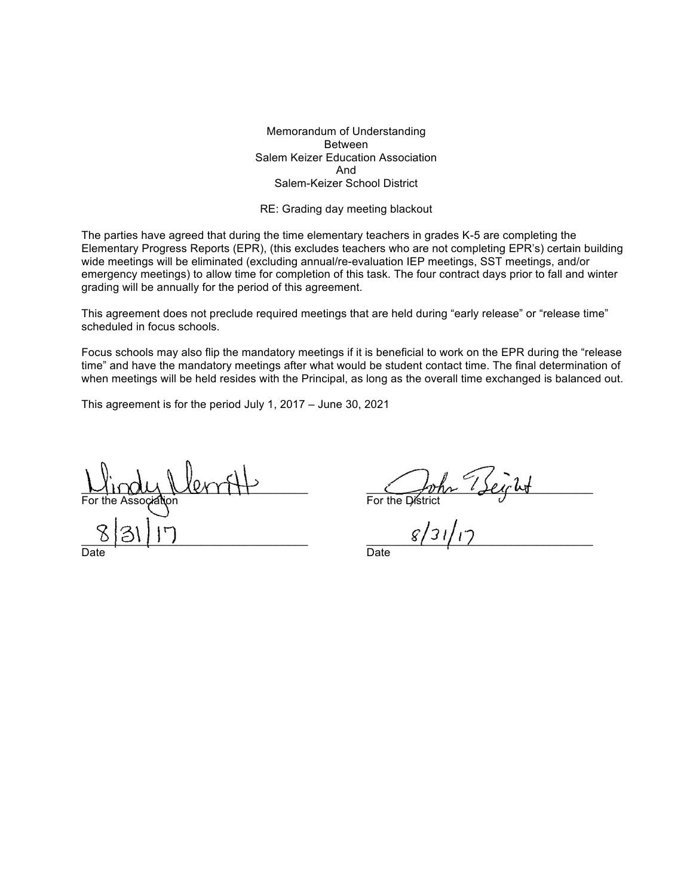Memorandum of Understanding
Between
Salem Keizer Education Association
And
Salem-Keizer School District

RE: Grading day meeting blackout

The parties have agreed that during the time elementary teachers in grades K-5 are completing the Elementary Progress Reports (EPR), (this excludes teachers who are not completing EPR's) certain building wide meetings will be eliminated (excluding annual/re-evaluation IEP meetings, SST meetings, and/or emergency meetings) to allow time for completion of this task. The four contract days prior to fall and winter grading will be annually for the period of this agreement.

This agreement does not preclude required meetings that are held during "early release" or "release time" scheduled in focus schools.

Focus schools may also flip the mandatory meetings if it is beneficial to work on the EPR during the "release time" and have the mandatory meetings after what would be student contact time. The final determination of when meetings will be held resides with the Principal, as long as the overall time exchanged is balanced out.

This agreement is for the period July 1, 2017 – June 30, 2021

| | |
|---|---|
| Mindy Merritt | John Beight |
| For the Association | For the District |
| 8/31/17 | 8/31/17 |
| Date | Date |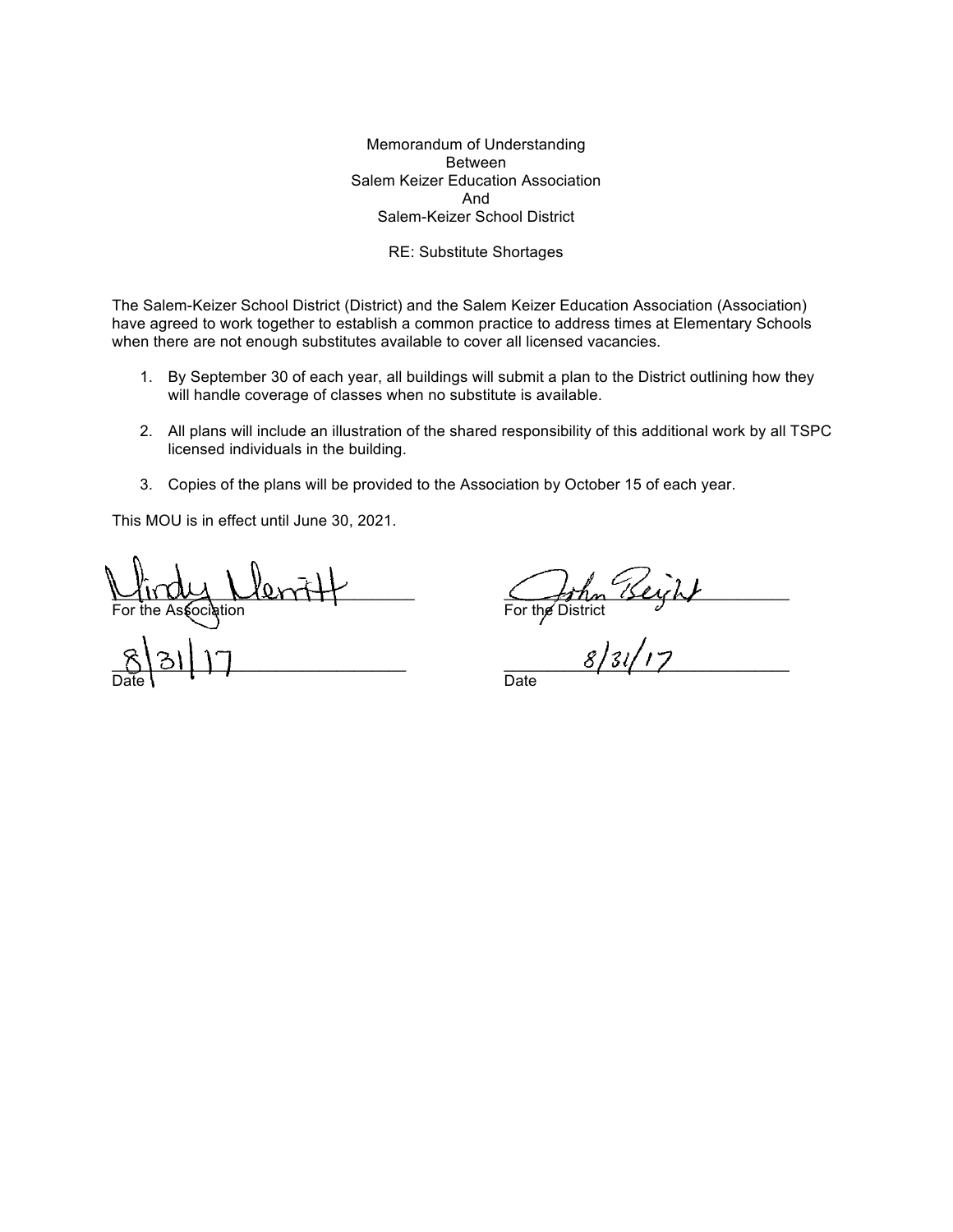Memorandum of Understanding
Between
Salem Keizer Education Association
And
Salem-Keizer School District

RE: Substitute Shortages

The Salem-Keizer School District (District) and the Salem Keizer Education Association (Association) have agreed to work together to establish a common practice to address times at Elementary Schools when there are not enough substitutes available to cover all licensed vacancies.

1. By September 30 of each year, all buildings will submit a plan to the District outlining how they will handle coverage of classes when no substitute is available.

2. All plans will include an illustration of the shared responsibility of this additional work by all TSPC licensed individuals in the building.

3. Copies of the plans will be provided to the Association by October 15 of each year.

This MOU is in effect until June 30, 2021.

Mindy Merritt
For the Association

8/31/17
Date

John Bright
For the District

8/31/17
Date